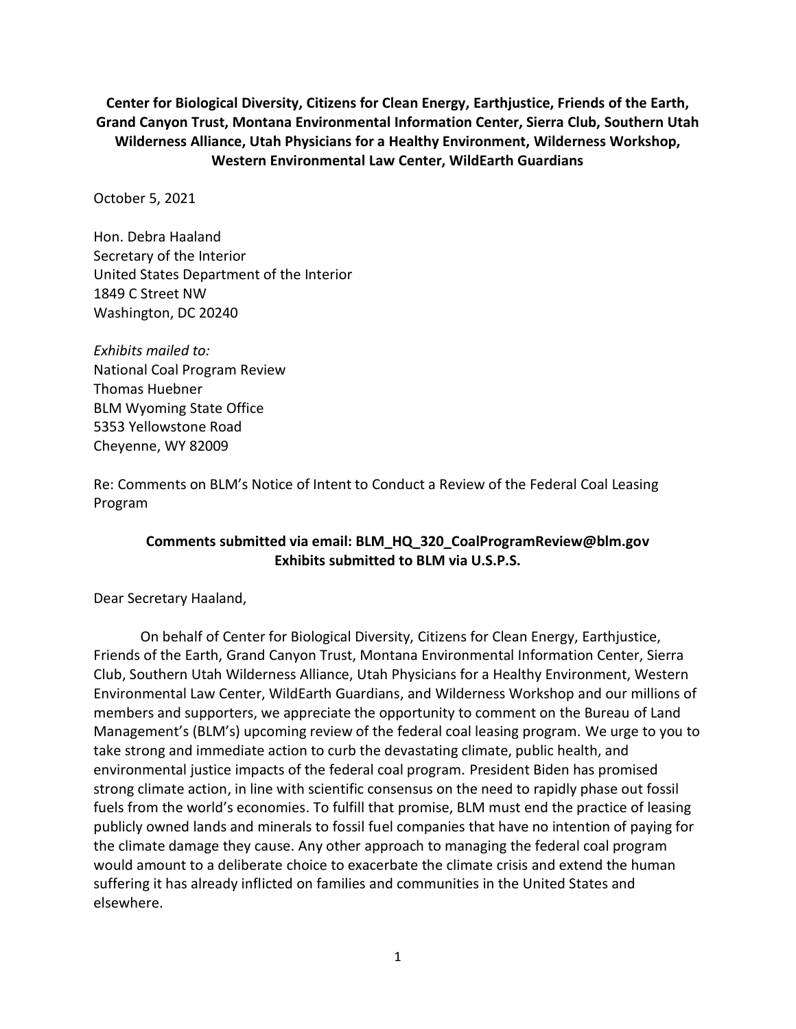**Center for Biological Diversity, Citizens for Clean Energy, Earthjustice, Friends of the Earth, Grand Canyon Trust, Montana Environmental Information Center, Sierra Club, Southern Utah Wilderness Alliance, Utah Physicians for a Healthy Environment, Wilderness Workshop, Western Environmental Law Center, WildEarth Guardians**

October 5, 2021

Hon. Debra Haaland
Secretary of the Interior
United States Department of the Interior
1849 C Street NW
Washington, DC 20240

*Exhibits mailed to:*
National Coal Program Review
Thomas Huebner
BLM Wyoming State Office
5353 Yellowstone Road
Cheyenne, WY 82009

Re: Comments on BLM's Notice of Intent to Conduct a Review of the Federal Coal Leasing Program

**Comments submitted via email: BLM_HQ_320_CoalProgramReview@blm.gov**
**Exhibits submitted to BLM via U.S.P.S.**

Dear Secretary Haaland,

On behalf of Center for Biological Diversity, Citizens for Clean Energy, Earthjustice, Friends of the Earth, Grand Canyon Trust, Montana Environmental Information Center, Sierra Club, Southern Utah Wilderness Alliance, Utah Physicians for a Healthy Environment, Western Environmental Law Center, WildEarth Guardians, and Wilderness Workshop and our millions of members and supporters, we appreciate the opportunity to comment on the Bureau of Land Management's (BLM's) upcoming review of the federal coal leasing program. We urge to you to take strong and immediate action to curb the devastating climate, public health, and environmental justice impacts of the federal coal program. President Biden has promised strong climate action, in line with scientific consensus on the need to rapidly phase out fossil fuels from the world's economies. To fulfill that promise, BLM must end the practice of leasing publicly owned lands and minerals to fossil fuel companies that have no intention of paying for the climate damage they cause. Any other approach to managing the federal coal program would amount to a deliberate choice to exacerbate the climate crisis and extend the human suffering it has already inflicted on families and communities in the United States and elsewhere.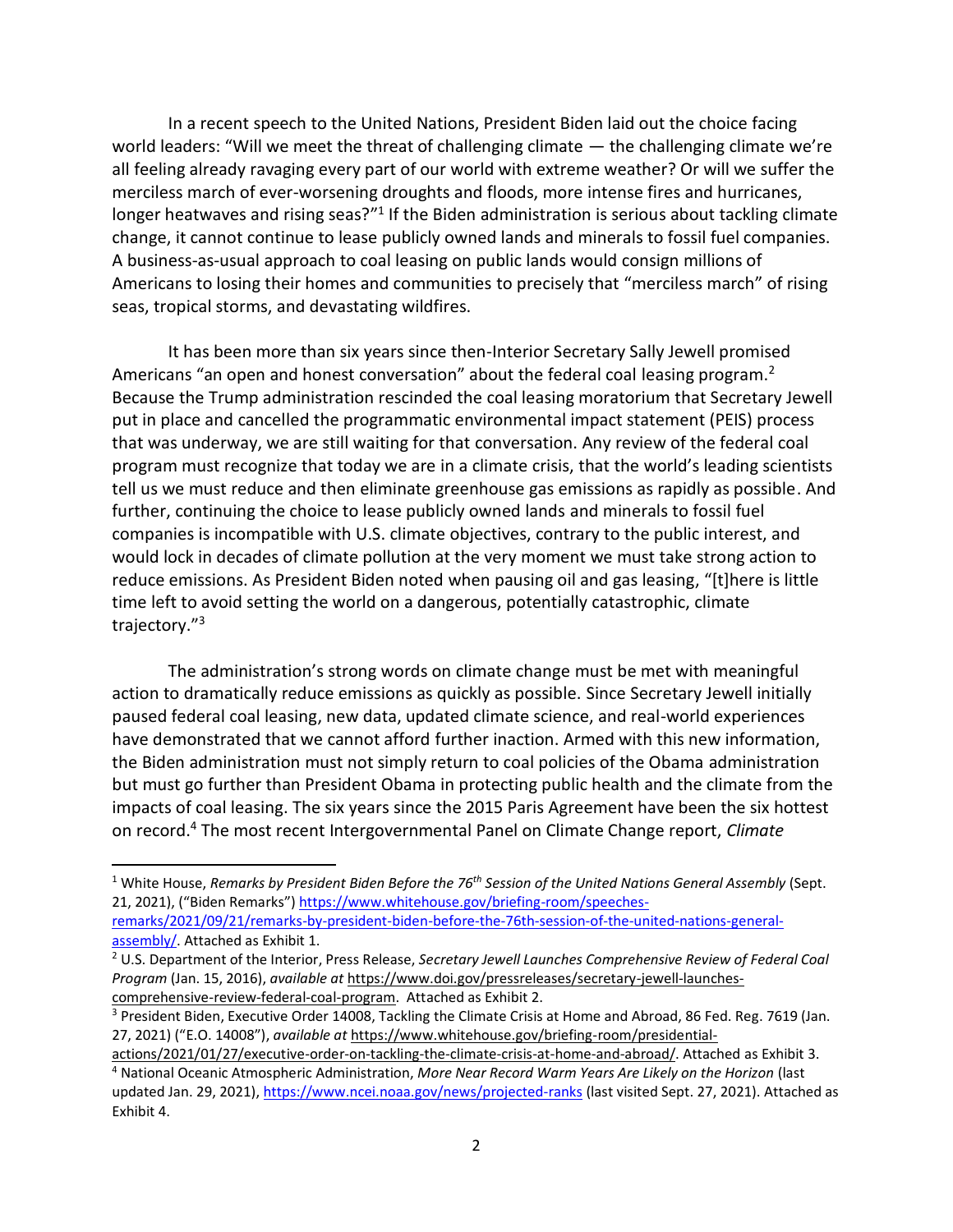In a recent speech to the United Nations, President Biden laid out the choice facing world leaders: "Will we meet the threat of challenging climate — the challenging climate we're all feeling already ravaging every part of our world with extreme weather? Or will we suffer the merciless march of ever-worsening droughts and floods, more intense fires and hurricanes, longer heatwaves and rising seas?"[1] If the Biden administration is serious about tackling climate change, it cannot continue to lease publicly owned lands and minerals to fossil fuel companies. A business-as-usual approach to coal leasing on public lands would consign millions of Americans to losing their homes and communities to precisely that "merciless march" of rising seas, tropical storms, and devastating wildfires.

It has been more than six years since then-Interior Secretary Sally Jewell promised Americans "an open and honest conversation" about the federal coal leasing program.[2] Because the Trump administration rescinded the coal leasing moratorium that Secretary Jewell put in place and cancelled the programmatic environmental impact statement (PEIS) process that was underway, we are still waiting for that conversation. Any review of the federal coal program must recognize that today we are in a climate crisis, that the world's leading scientists tell us we must reduce and then eliminate greenhouse gas emissions as rapidly as possible. And further, continuing the choice to lease publicly owned lands and minerals to fossil fuel companies is incompatible with U.S. climate objectives, contrary to the public interest, and would lock in decades of climate pollution at the very moment we must take strong action to reduce emissions. As President Biden noted when pausing oil and gas leasing, "[t]here is little time left to avoid setting the world on a dangerous, potentially catastrophic, climate trajectory."[3]

The administration's strong words on climate change must be met with meaningful action to dramatically reduce emissions as quickly as possible. Since Secretary Jewell initially paused federal coal leasing, new data, updated climate science, and real-world experiences have demonstrated that we cannot afford further inaction. Armed with this new information, the Biden administration must not simply return to coal policies of the Obama administration but must go further than President Obama in protecting public health and the climate from the impacts of coal leasing. The six years since the 2015 Paris Agreement have been the six hottest on record.[4] The most recent Intergovernmental Panel on Climate Change report, *Climate*

---

[1] White House, *Remarks by President Biden Before the 76th Session of the United Nations General Assembly* (Sept. 21, 2021), ("Biden Remarks") https://www.whitehouse.gov/briefing-room/speeches-remarks/2021/09/21/remarks-by-president-biden-before-the-76th-session-of-the-united-nations-general-assembly/. Attached as Exhibit 1.

[2] U.S. Department of the Interior, Press Release, *Secretary Jewell Launches Comprehensive Review of Federal Coal Program* (Jan. 15, 2016), *available at* https://www.doi.gov/pressreleases/secretary-jewell-launches-comprehensive-review-federal-coal-program. Attached as Exhibit 2.

[3] President Biden, Executive Order 14008, Tackling the Climate Crisis at Home and Abroad, 86 Fed. Reg. 7619 (Jan. 27, 2021) ("E.O. 14008"), *available at* https://www.whitehouse.gov/briefing-room/presidential-actions/2021/01/27/executive-order-on-tackling-the-climate-crisis-at-home-and-abroad/. Attached as Exhibit 3.

[4] National Oceanic Atmospheric Administration, *More Near Record Warm Years Are Likely on the Horizon* (last updated Jan. 29, 2021), https://www.ncei.noaa.gov/news/projected-ranks (last visited Sept. 27, 2021). Attached as Exhibit 4.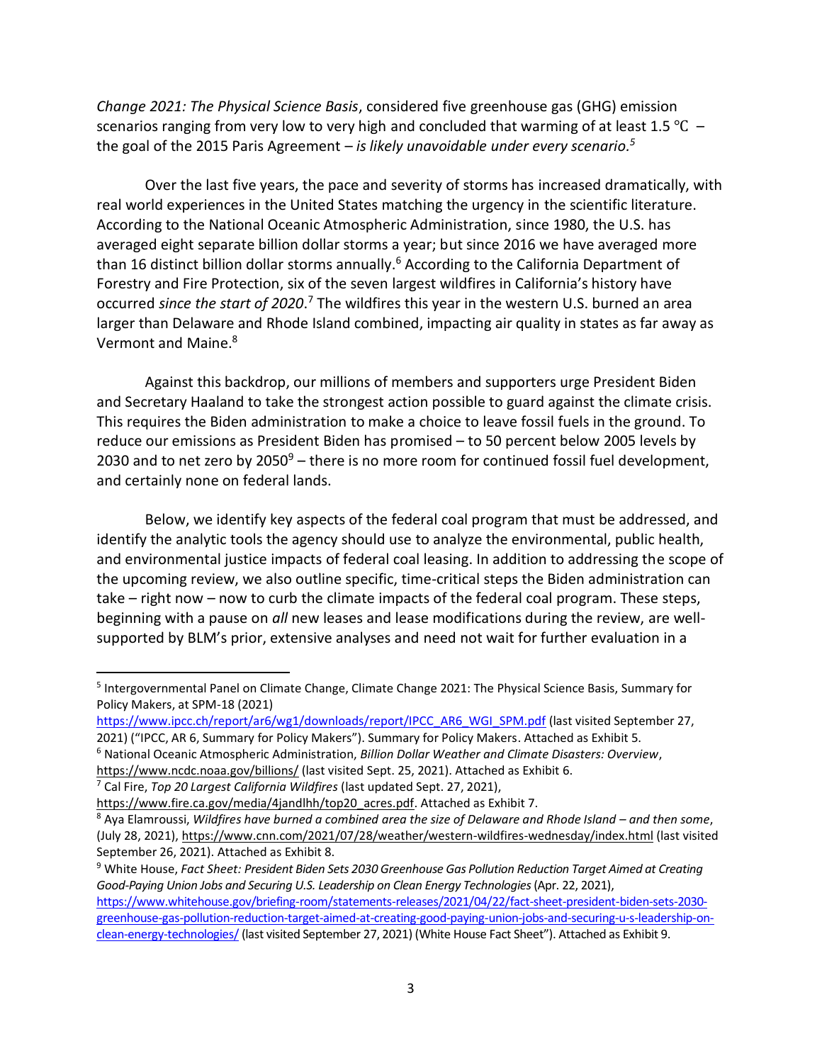*Change 2021: The Physical Science Basis*, considered five greenhouse gas (GHG) emission scenarios ranging from very low to very high and concluded that warming of at least 1.5 ℃ – the goal of the 2015 Paris Agreement – *is likely unavoidable under every scenario.*[5]

Over the last five years, the pace and severity of storms has increased dramatically, with real world experiences in the United States matching the urgency in the scientific literature. According to the National Oceanic Atmospheric Administration, since 1980, the U.S. has averaged eight separate billion dollar storms a year; but since 2016 we have averaged more than 16 distinct billion dollar storms annually.[6] According to the California Department of Forestry and Fire Protection, six of the seven largest wildfires in California's history have occurred *since the start of 2020*.[7] The wildfires this year in the western U.S. burned an area larger than Delaware and Rhode Island combined, impacting air quality in states as far away as Vermont and Maine.[8]

Against this backdrop, our millions of members and supporters urge President Biden and Secretary Haaland to take the strongest action possible to guard against the climate crisis. This requires the Biden administration to make a choice to leave fossil fuels in the ground. To reduce our emissions as President Biden has promised – to 50 percent below 2005 levels by 2030 and to net zero by 2050[9] – there is no more room for continued fossil fuel development, and certainly none on federal lands.

Below, we identify key aspects of the federal coal program that must be addressed, and identify the analytic tools the agency should use to analyze the environmental, public health, and environmental justice impacts of federal coal leasing. In addition to addressing the scope of the upcoming review, we also outline specific, time-critical steps the Biden administration can take – right now – now to curb the climate impacts of the federal coal program. These steps, beginning with a pause on *all* new leases and lease modifications during the review, are well-supported by BLM's prior, extensive analyses and need not wait for further evaluation in a

---

[5] Intergovernmental Panel on Climate Change, Climate Change 2021: The Physical Science Basis, Summary for Policy Makers, at SPM-18 (2021) https://www.ipcc.ch/report/ar6/wg1/downloads/report/IPCC_AR6_WGI_SPM.pdf (last visited September 27, 2021) ("IPCC, AR 6, Summary for Policy Makers"). Summary for Policy Makers. Attached as Exhibit 5.

[6] National Oceanic Atmospheric Administration, *Billion Dollar Weather and Climate Disasters: Overview*, https://www.ncdc.noaa.gov/billions/ (last visited Sept. 25, 2021). Attached as Exhibit 6.

[7] Cal Fire, *Top 20 Largest California Wildfires* (last updated Sept. 27, 2021), https://www.fire.ca.gov/media/4jandlhh/top20_acres.pdf. Attached as Exhibit 7.

[8] Aya Elamroussi, *Wildfires have burned a combined area the size of Delaware and Rhode Island – and then some*, (July 28, 2021), https://www.cnn.com/2021/07/28/weather/western-wildfires-wednesday/index.html (last visited September 26, 2021). Attached as Exhibit 8.

[9] White House, *Fact Sheet: President Biden Sets 2030 Greenhouse Gas Pollution Reduction Target Aimed at Creating Good-Paying Union Jobs and Securing U.S. Leadership on Clean Energy Technologies* (Apr. 22, 2021), https://www.whitehouse.gov/briefing-room/statements-releases/2021/04/22/fact-sheet-president-biden-sets-2030-greenhouse-gas-pollution-reduction-target-aimed-at-creating-good-paying-union-jobs-and-securing-u-s-leadership-on-clean-energy-technologies/ (last visited September 27, 2021) (White House Fact Sheet"). Attached as Exhibit 9.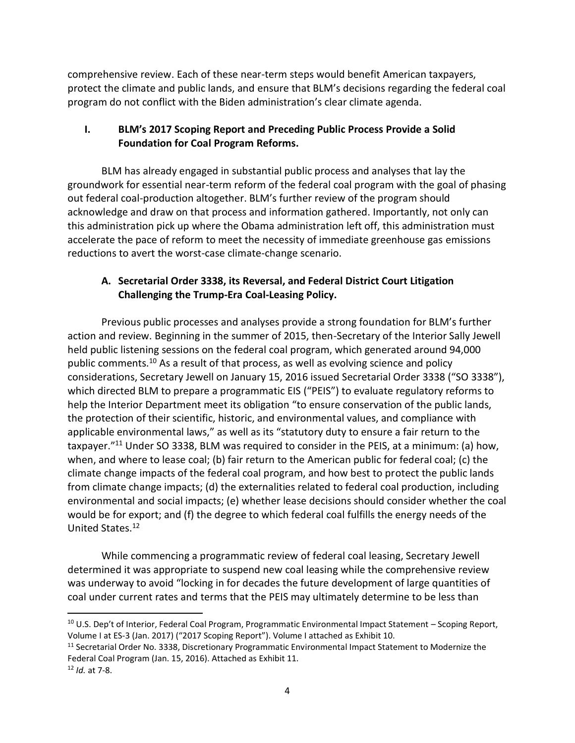comprehensive review. Each of these near-term steps would benefit American taxpayers, protect the climate and public lands, and ensure that BLM's decisions regarding the federal coal program do not conflict with the Biden administration's clear climate agenda.

## I. BLM's 2017 Scoping Report and Preceding Public Process Provide a Solid Foundation for Coal Program Reforms.

BLM has already engaged in substantial public process and analyses that lay the groundwork for essential near-term reform of the federal coal program with the goal of phasing out federal coal-production altogether. BLM's further review of the program should acknowledge and draw on that process and information gathered. Importantly, not only can this administration pick up where the Obama administration left off, this administration must accelerate the pace of reform to meet the necessity of immediate greenhouse gas emissions reductions to avert the worst-case climate-change scenario.

### A. Secretarial Order 3338, its Reversal, and Federal District Court Litigation Challenging the Trump-Era Coal-Leasing Policy.

Previous public processes and analyses provide a strong foundation for BLM's further action and review. Beginning in the summer of 2015, then-Secretary of the Interior Sally Jewell held public listening sessions on the federal coal program, which generated around 94,000 public comments.[10] As a result of that process, as well as evolving science and policy considerations, Secretary Jewell on January 15, 2016 issued Secretarial Order 3338 ("SO 3338"), which directed BLM to prepare a programmatic EIS ("PEIS") to evaluate regulatory reforms to help the Interior Department meet its obligation "to ensure conservation of the public lands, the protection of their scientific, historic, and environmental values, and compliance with applicable environmental laws," as well as its "statutory duty to ensure a fair return to the taxpayer."[11] Under SO 3338, BLM was required to consider in the PEIS, at a minimum: (a) how, when, and where to lease coal; (b) fair return to the American public for federal coal; (c) the climate change impacts of the federal coal program, and how best to protect the public lands from climate change impacts; (d) the externalities related to federal coal production, including environmental and social impacts; (e) whether lease decisions should consider whether the coal would be for export; and (f) the degree to which federal coal fulfills the energy needs of the United States.[12]

While commencing a programmatic review of federal coal leasing, Secretary Jewell determined it was appropriate to suspend new coal leasing while the comprehensive review was underway to avoid "locking in for decades the future development of large quantities of coal under current rates and terms that the PEIS may ultimately determine to be less than

---

[10] U.S. Dep't of Interior, Federal Coal Program, Programmatic Environmental Impact Statement – Scoping Report, Volume I at ES-3 (Jan. 2017) ("2017 Scoping Report"). Volume I attached as Exhibit 10.

[11] Secretarial Order No. 3338, Discretionary Programmatic Environmental Impact Statement to Modernize the Federal Coal Program (Jan. 15, 2016). Attached as Exhibit 11.

[12] *Id.* at 7-8.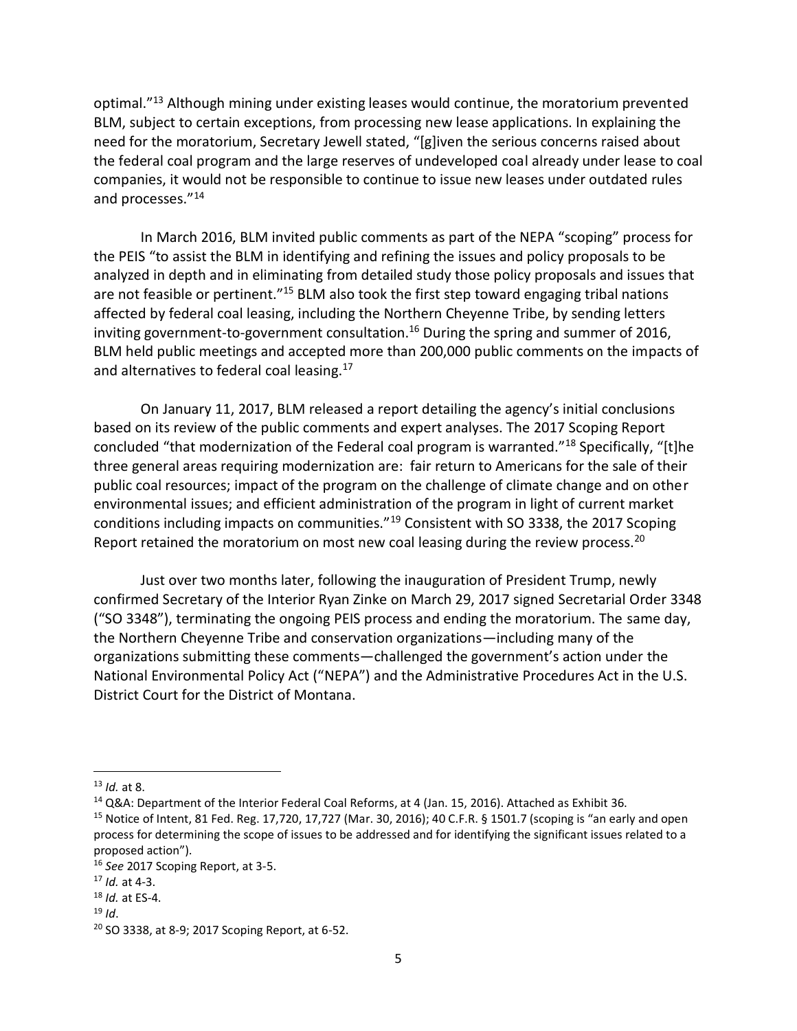optimal."[13] Although mining under existing leases would continue, the moratorium prevented BLM, subject to certain exceptions, from processing new lease applications. In explaining the need for the moratorium, Secretary Jewell stated, "[g]iven the serious concerns raised about the federal coal program and the large reserves of undeveloped coal already under lease to coal companies, it would not be responsible to continue to issue new leases under outdated rules and processes."[14]

In March 2016, BLM invited public comments as part of the NEPA "scoping" process for the PEIS "to assist the BLM in identifying and refining the issues and policy proposals to be analyzed in depth and in eliminating from detailed study those policy proposals and issues that are not feasible or pertinent."[15] BLM also took the first step toward engaging tribal nations affected by federal coal leasing, including the Northern Cheyenne Tribe, by sending letters inviting government-to-government consultation.[16] During the spring and summer of 2016, BLM held public meetings and accepted more than 200,000 public comments on the impacts of and alternatives to federal coal leasing.[17]

On January 11, 2017, BLM released a report detailing the agency's initial conclusions based on its review of the public comments and expert analyses. The 2017 Scoping Report concluded "that modernization of the Federal coal program is warranted."[18] Specifically, "[t]he three general areas requiring modernization are: fair return to Americans for the sale of their public coal resources; impact of the program on the challenge of climate change and on other environmental issues; and efficient administration of the program in light of current market conditions including impacts on communities."[19] Consistent with SO 3338, the 2017 Scoping Report retained the moratorium on most new coal leasing during the review process.[20]

Just over two months later, following the inauguration of President Trump, newly confirmed Secretary of the Interior Ryan Zinke on March 29, 2017 signed Secretarial Order 3348 ("SO 3348"), terminating the ongoing PEIS process and ending the moratorium. The same day, the Northern Cheyenne Tribe and conservation organizations—including many of the organizations submitting these comments—challenged the government's action under the National Environmental Policy Act ("NEPA") and the Administrative Procedures Act in the U.S. District Court for the District of Montana.

---

[13] *Id.* at 8.

[14] Q&A: Department of the Interior Federal Coal Reforms, at 4 (Jan. 15, 2016). Attached as Exhibit 36.

[15] Notice of Intent, 81 Fed. Reg. 17,720, 17,727 (Mar. 30, 2016); 40 C.F.R. § 1501.7 (scoping is "an early and open process for determining the scope of issues to be addressed and for identifying the significant issues related to a proposed action").

[16] *See* 2017 Scoping Report, at 3-5.

[17] *Id.* at 4-3.

[18] *Id.* at ES-4.

[19] *Id*.

[20] SO 3338, at 8-9; 2017 Scoping Report, at 6-52.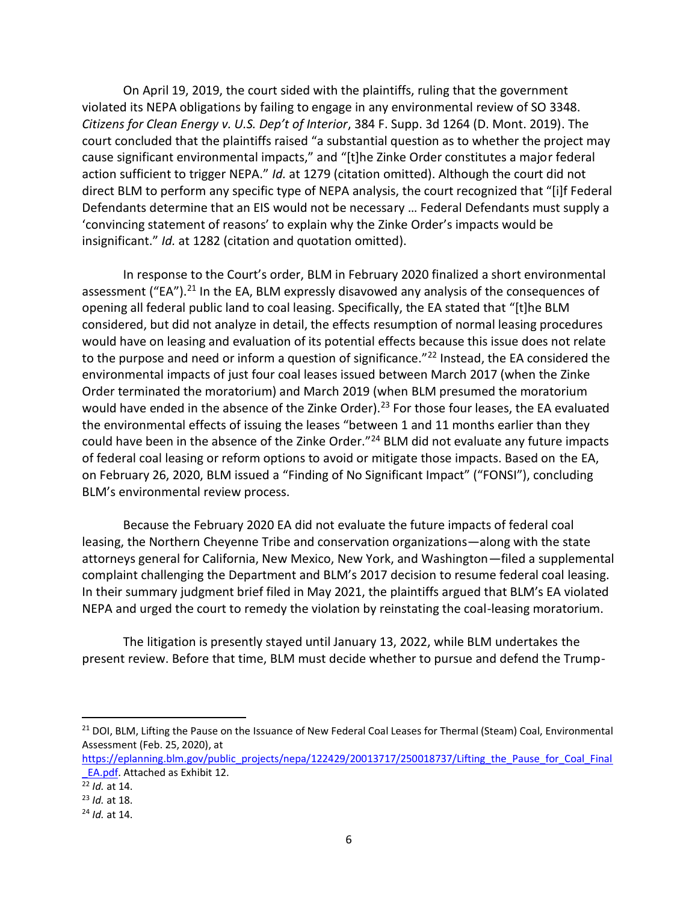On April 19, 2019, the court sided with the plaintiffs, ruling that the government violated its NEPA obligations by failing to engage in any environmental review of SO 3348. *Citizens for Clean Energy v. U.S. Dep't of Interior*, 384 F. Supp. 3d 1264 (D. Mont. 2019). The court concluded that the plaintiffs raised "a substantial question as to whether the project may cause significant environmental impacts," and "[t]he Zinke Order constitutes a major federal action sufficient to trigger NEPA." *Id.* at 1279 (citation omitted). Although the court did not direct BLM to perform any specific type of NEPA analysis, the court recognized that "[i]f Federal Defendants determine that an EIS would not be necessary … Federal Defendants must supply a 'convincing statement of reasons' to explain why the Zinke Order's impacts would be insignificant." *Id.* at 1282 (citation and quotation omitted).

In response to the Court's order, BLM in February 2020 finalized a short environmental assessment ("EA").[21] In the EA, BLM expressly disavowed any analysis of the consequences of opening all federal public land to coal leasing. Specifically, the EA stated that "[t]he BLM considered, but did not analyze in detail, the effects resumption of normal leasing procedures would have on leasing and evaluation of its potential effects because this issue does not relate to the purpose and need or inform a question of significance."[22] Instead, the EA considered the environmental impacts of just four coal leases issued between March 2017 (when the Zinke Order terminated the moratorium) and March 2019 (when BLM presumed the moratorium would have ended in the absence of the Zinke Order).[23] For those four leases, the EA evaluated the environmental effects of issuing the leases "between 1 and 11 months earlier than they could have been in the absence of the Zinke Order."[24] BLM did not evaluate any future impacts of federal coal leasing or reform options to avoid or mitigate those impacts. Based on the EA, on February 26, 2020, BLM issued a "Finding of No Significant Impact" ("FONSI"), concluding BLM's environmental review process.

Because the February 2020 EA did not evaluate the future impacts of federal coal leasing, the Northern Cheyenne Tribe and conservation organizations—along with the state attorneys general for California, New Mexico, New York, and Washington—filed a supplemental complaint challenging the Department and BLM's 2017 decision to resume federal coal leasing. In their summary judgment brief filed in May 2021, the plaintiffs argued that BLM's EA violated NEPA and urged the court to remedy the violation by reinstating the coal-leasing moratorium.

The litigation is presently stayed until January 13, 2022, while BLM undertakes the present review. Before that time, BLM must decide whether to pursue and defend the Trump-

---

[21] DOI, BLM, Lifting the Pause on the Issuance of New Federal Coal Leases for Thermal (Steam) Coal, Environmental Assessment (Feb. 25, 2020), at https://eplanning.blm.gov/public_projects/nepa/122429/20013717/250018737/Lifting_the_Pause_for_Coal_Final_EA.pdf. Attached as Exhibit 12.

[22] *Id.* at 14.

[23] *Id.* at 18.

[24] *Id.* at 14.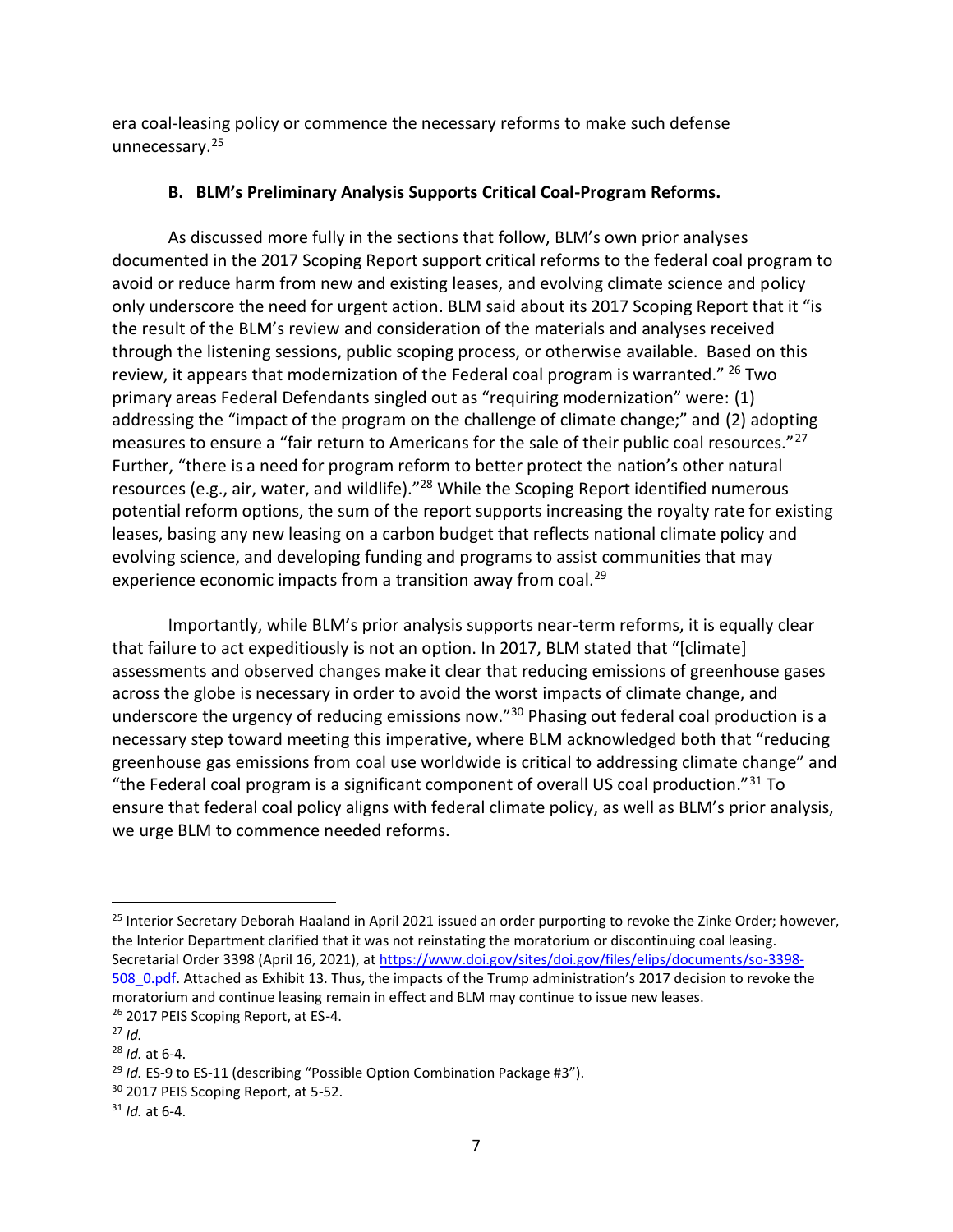era coal-leasing policy or commence the necessary reforms to make such defense unnecessary.[25]

### B. BLM's Preliminary Analysis Supports Critical Coal-Program Reforms.

As discussed more fully in the sections that follow, BLM's own prior analyses documented in the 2017 Scoping Report support critical reforms to the federal coal program to avoid or reduce harm from new and existing leases, and evolving climate science and policy only underscore the need for urgent action. BLM said about its 2017 Scoping Report that it "is the result of the BLM's review and consideration of the materials and analyses received through the listening sessions, public scoping process, or otherwise available. Based on this review, it appears that modernization of the Federal coal program is warranted." [26] Two primary areas Federal Defendants singled out as "requiring modernization" were: (1) addressing the "impact of the program on the challenge of climate change;" and (2) adopting measures to ensure a "fair return to Americans for the sale of their public coal resources."[27] Further, "there is a need for program reform to better protect the nation's other natural resources (e.g., air, water, and wildlife)."[28] While the Scoping Report identified numerous potential reform options, the sum of the report supports increasing the royalty rate for existing leases, basing any new leasing on a carbon budget that reflects national climate policy and evolving science, and developing funding and programs to assist communities that may experience economic impacts from a transition away from coal.[29]

Importantly, while BLM's prior analysis supports near-term reforms, it is equally clear that failure to act expeditiously is not an option. In 2017, BLM stated that "[climate] assessments and observed changes make it clear that reducing emissions of greenhouse gases across the globe is necessary in order to avoid the worst impacts of climate change, and underscore the urgency of reducing emissions now."[30] Phasing out federal coal production is a necessary step toward meeting this imperative, where BLM acknowledged both that "reducing greenhouse gas emissions from coal use worldwide is critical to addressing climate change" and "the Federal coal program is a significant component of overall US coal production."[31] To ensure that federal coal policy aligns with federal climate policy, as well as BLM's prior analysis, we urge BLM to commence needed reforms.

---

[25] Interior Secretary Deborah Haaland in April 2021 issued an order purporting to revoke the Zinke Order; however, the Interior Department clarified that it was not reinstating the moratorium or discontinuing coal leasing. Secretarial Order 3398 (April 16, 2021), at https://www.doi.gov/sites/doi.gov/files/elips/documents/so-3398-508_0.pdf. Attached as Exhibit 13. Thus, the impacts of the Trump administration's 2017 decision to revoke the moratorium and continue leasing remain in effect and BLM may continue to issue new leases.

[26] 2017 PEIS Scoping Report, at ES-4.

[27] *Id.*

[28] *Id.* at 6-4.

[29] *Id.* ES-9 to ES-11 (describing "Possible Option Combination Package #3").

[30] 2017 PEIS Scoping Report, at 5-52.

[31] *Id.* at 6-4.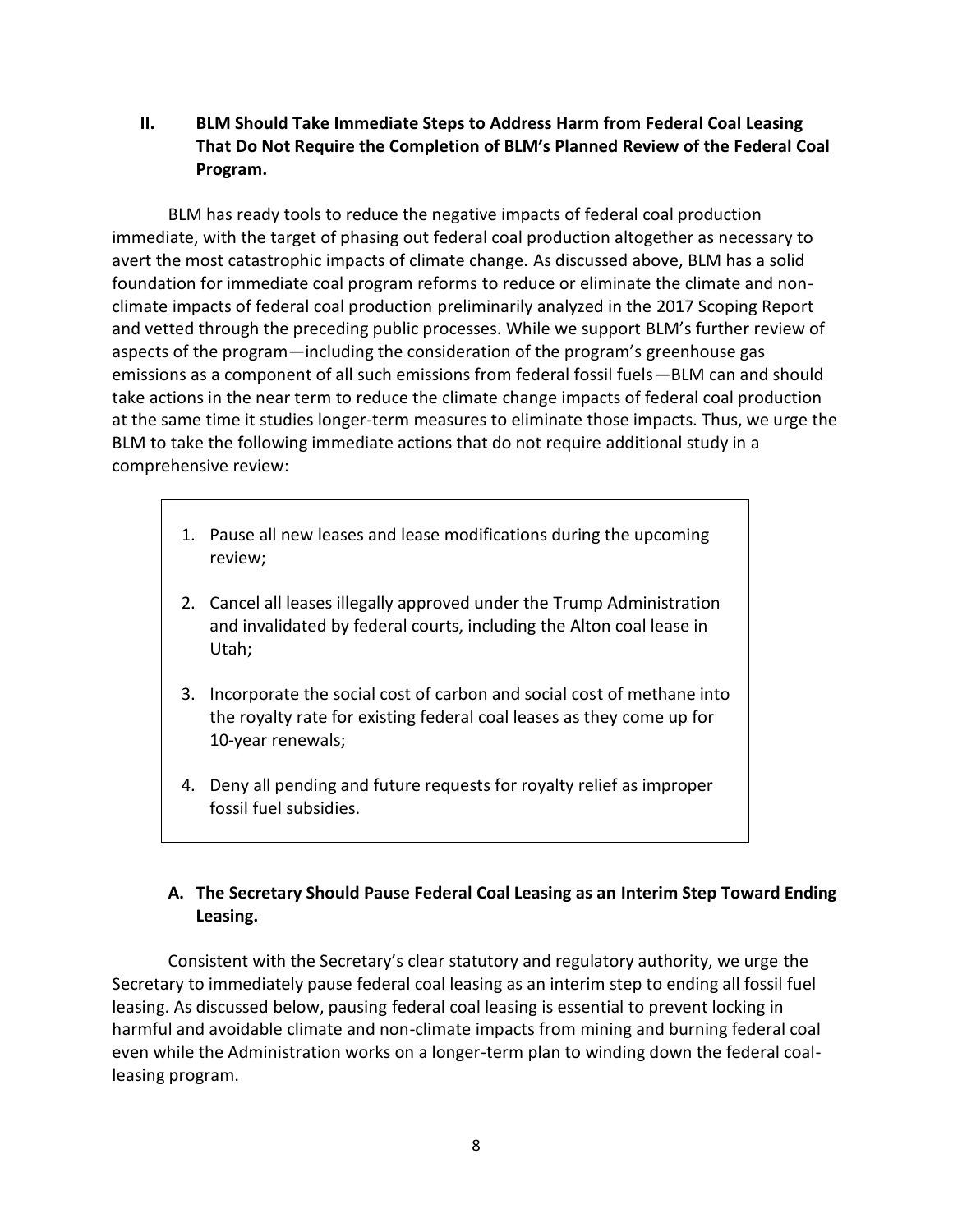## II. BLM Should Take Immediate Steps to Address Harm from Federal Coal Leasing That Do Not Require the Completion of BLM's Planned Review of the Federal Coal Program.

BLM has ready tools to reduce the negative impacts of federal coal production immediate, with the target of phasing out federal coal production altogether as necessary to avert the most catastrophic impacts of climate change. As discussed above, BLM has a solid foundation for immediate coal program reforms to reduce or eliminate the climate and non-climate impacts of federal coal production preliminarily analyzed in the 2017 Scoping Report and vetted through the preceding public processes. While we support BLM's further review of aspects of the program—including the consideration of the program's greenhouse gas emissions as a component of all such emissions from federal fossil fuels—BLM can and should take actions in the near term to reduce the climate change impacts of federal coal production at the same time it studies longer-term measures to eliminate those impacts. Thus, we urge the BLM to take the following immediate actions that do not require additional study in a comprehensive review:

1. Pause all new leases and lease modifications during the upcoming review;
2. Cancel all leases illegally approved under the Trump Administration and invalidated by federal courts, including the Alton coal lease in Utah;
3. Incorporate the social cost of carbon and social cost of methane into the royalty rate for existing federal coal leases as they come up for 10-year renewals;
4. Deny all pending and future requests for royalty relief as improper fossil fuel subsidies.

### A. The Secretary Should Pause Federal Coal Leasing as an Interim Step Toward Ending Leasing.

Consistent with the Secretary's clear statutory and regulatory authority, we urge the Secretary to immediately pause federal coal leasing as an interim step to ending all fossil fuel leasing. As discussed below, pausing federal coal leasing is essential to prevent locking in harmful and avoidable climate and non-climate impacts from mining and burning federal coal even while the Administration works on a longer-term plan to winding down the federal coal-leasing program.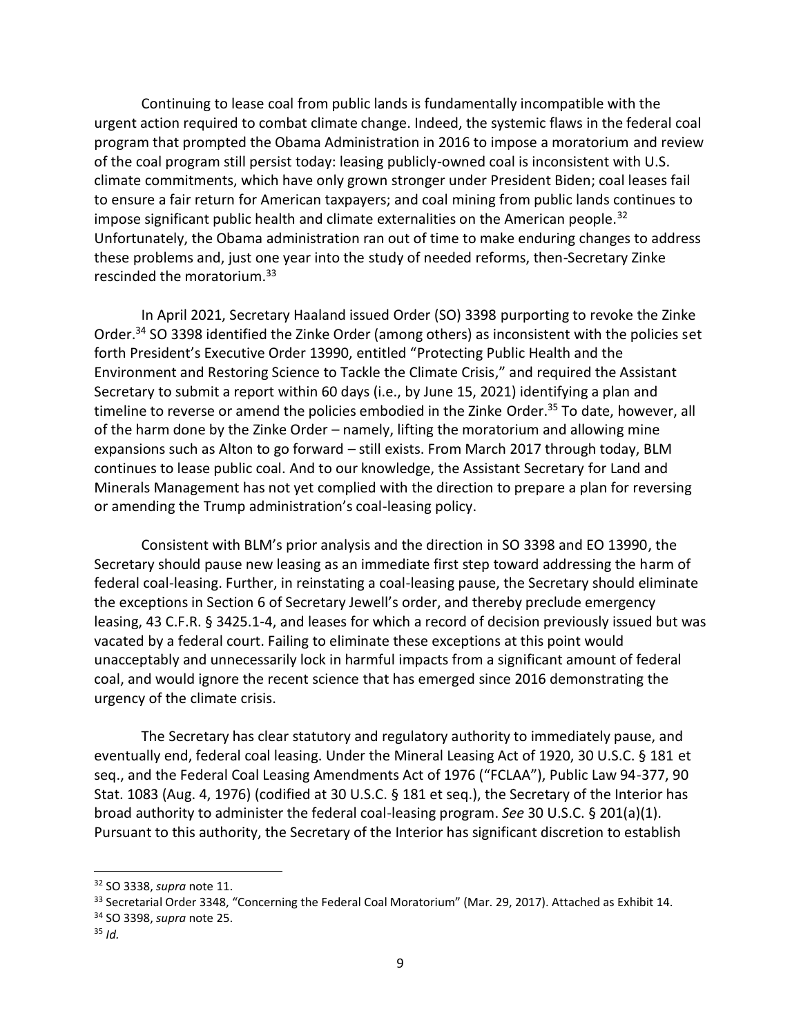Continuing to lease coal from public lands is fundamentally incompatible with the urgent action required to combat climate change. Indeed, the systemic flaws in the federal coal program that prompted the Obama Administration in 2016 to impose a moratorium and review of the coal program still persist today: leasing publicly-owned coal is inconsistent with U.S. climate commitments, which have only grown stronger under President Biden; coal leases fail to ensure a fair return for American taxpayers; and coal mining from public lands continues to impose significant public health and climate externalities on the American people.[32] Unfortunately, the Obama administration ran out of time to make enduring changes to address these problems and, just one year into the study of needed reforms, then-Secretary Zinke rescinded the moratorium.[33]

In April 2021, Secretary Haaland issued Order (SO) 3398 purporting to revoke the Zinke Order.[34] SO 3398 identified the Zinke Order (among others) as inconsistent with the policies set forth President's Executive Order 13990, entitled "Protecting Public Health and the Environment and Restoring Science to Tackle the Climate Crisis," and required the Assistant Secretary to submit a report within 60 days (i.e., by June 15, 2021) identifying a plan and timeline to reverse or amend the policies embodied in the Zinke Order.[35] To date, however, all of the harm done by the Zinke Order – namely, lifting the moratorium and allowing mine expansions such as Alton to go forward – still exists. From March 2017 through today, BLM continues to lease public coal. And to our knowledge, the Assistant Secretary for Land and Minerals Management has not yet complied with the direction to prepare a plan for reversing or amending the Trump administration's coal-leasing policy.

Consistent with BLM's prior analysis and the direction in SO 3398 and EO 13990, the Secretary should pause new leasing as an immediate first step toward addressing the harm of federal coal-leasing. Further, in reinstating a coal-leasing pause, the Secretary should eliminate the exceptions in Section 6 of Secretary Jewell's order, and thereby preclude emergency leasing, 43 C.F.R. § 3425.1-4, and leases for which a record of decision previously issued but was vacated by a federal court. Failing to eliminate these exceptions at this point would unacceptably and unnecessarily lock in harmful impacts from a significant amount of federal coal, and would ignore the recent science that has emerged since 2016 demonstrating the urgency of the climate crisis.

The Secretary has clear statutory and regulatory authority to immediately pause, and eventually end, federal coal leasing. Under the Mineral Leasing Act of 1920, 30 U.S.C. § 181 et seq., and the Federal Coal Leasing Amendments Act of 1976 ("FCLAA"), Public Law 94-377, 90 Stat. 1083 (Aug. 4, 1976) (codified at 30 U.S.C. § 181 et seq.), the Secretary of the Interior has broad authority to administer the federal coal-leasing program. *See* 30 U.S.C. § 201(a)(1). Pursuant to this authority, the Secretary of the Interior has significant discretion to establish

---

[32] SO 3338, *supra* note 11.

[33] Secretarial Order 3348, "Concerning the Federal Coal Moratorium" (Mar. 29, 2017). Attached as Exhibit 14.

[34] SO 3398, *supra* note 25.

[35] *Id.*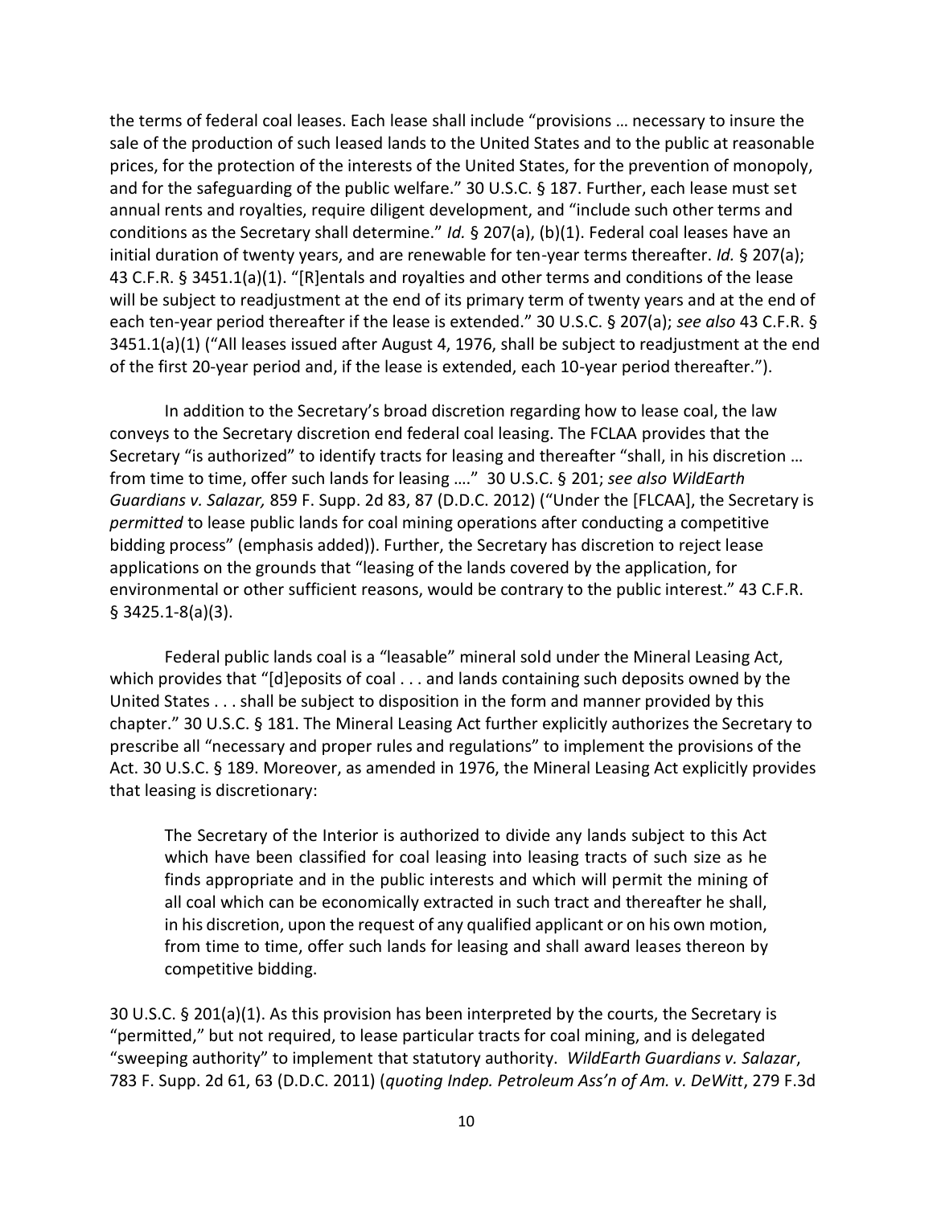the terms of federal coal leases. Each lease shall include "provisions … necessary to insure the sale of the production of such leased lands to the United States and to the public at reasonable prices, for the protection of the interests of the United States, for the prevention of monopoly, and for the safeguarding of the public welfare." 30 U.S.C. § 187. Further, each lease must set annual rents and royalties, require diligent development, and "include such other terms and conditions as the Secretary shall determine." *Id.* § 207(a), (b)(1). Federal coal leases have an initial duration of twenty years, and are renewable for ten-year terms thereafter. *Id.* § 207(a); 43 C.F.R. § 3451.1(a)(1). "[R]entals and royalties and other terms and conditions of the lease will be subject to readjustment at the end of its primary term of twenty years and at the end of each ten-year period thereafter if the lease is extended." 30 U.S.C. § 207(a); *see also* 43 C.F.R. § 3451.1(a)(1) ("All leases issued after August 4, 1976, shall be subject to readjustment at the end of the first 20-year period and, if the lease is extended, each 10-year period thereafter.").

In addition to the Secretary's broad discretion regarding how to lease coal, the law conveys to the Secretary discretion end federal coal leasing. The FCLAA provides that the Secretary "is authorized" to identify tracts for leasing and thereafter "shall, in his discretion … from time to time, offer such lands for leasing …." 30 U.S.C. § 201; *see also WildEarth Guardians v. Salazar,* 859 F. Supp. 2d 83, 87 (D.D.C. 2012) ("Under the [FLCAA], the Secretary is *permitted* to lease public lands for coal mining operations after conducting a competitive bidding process" (emphasis added)). Further, the Secretary has discretion to reject lease applications on the grounds that "leasing of the lands covered by the application, for environmental or other sufficient reasons, would be contrary to the public interest." 43 C.F.R. § 3425.1-8(a)(3).

Federal public lands coal is a "leasable" mineral sold under the Mineral Leasing Act, which provides that "[d]eposits of coal . . . and lands containing such deposits owned by the United States . . . shall be subject to disposition in the form and manner provided by this chapter." 30 U.S.C. § 181. The Mineral Leasing Act further explicitly authorizes the Secretary to prescribe all "necessary and proper rules and regulations" to implement the provisions of the Act. 30 U.S.C. § 189. Moreover, as amended in 1976, the Mineral Leasing Act explicitly provides that leasing is discretionary:

> The Secretary of the Interior is authorized to divide any lands subject to this Act which have been classified for coal leasing into leasing tracts of such size as he finds appropriate and in the public interests and which will permit the mining of all coal which can be economically extracted in such tract and thereafter he shall, in his discretion, upon the request of any qualified applicant or on his own motion, from time to time, offer such lands for leasing and shall award leases thereon by competitive bidding.

30 U.S.C. § 201(a)(1). As this provision has been interpreted by the courts, the Secretary is "permitted," but not required, to lease particular tracts for coal mining, and is delegated "sweeping authority" to implement that statutory authority. *WildEarth Guardians v. Salazar*, 783 F. Supp. 2d 61, 63 (D.D.C. 2011) (*quoting Indep. Petroleum Ass'n of Am. v. DeWitt*, 279 F.3d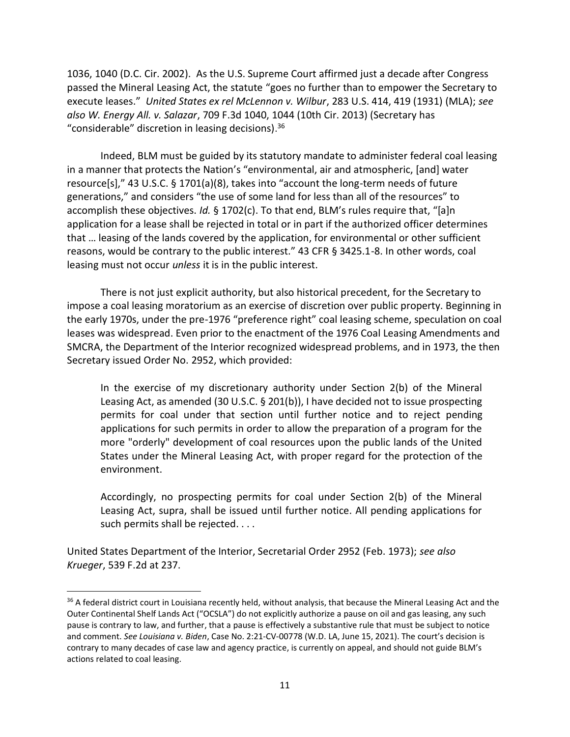1036, 1040 (D.C. Cir. 2002). As the U.S. Supreme Court affirmed just a decade after Congress passed the Mineral Leasing Act, the statute "goes no further than to empower the Secretary to execute leases." *United States ex rel McLennon v. Wilbur*, 283 U.S. 414, 419 (1931) (MLA); *see also W. Energy All. v. Salazar*, 709 F.3d 1040, 1044 (10th Cir. 2013) (Secretary has "considerable" discretion in leasing decisions).[36]

Indeed, BLM must be guided by its statutory mandate to administer federal coal leasing in a manner that protects the Nation's "environmental, air and atmospheric, [and] water resource[s]," 43 U.S.C. § 1701(a)(8), takes into "account the long-term needs of future generations," and considers "the use of some land for less than all of the resources" to accomplish these objectives. *Id.* § 1702(c). To that end, BLM's rules require that, "[a]n application for a lease shall be rejected in total or in part if the authorized officer determines that … leasing of the lands covered by the application, for environmental or other sufficient reasons, would be contrary to the public interest." 43 CFR § 3425.1-8. In other words, coal leasing must not occur *unless* it is in the public interest.

There is not just explicit authority, but also historical precedent, for the Secretary to impose a coal leasing moratorium as an exercise of discretion over public property. Beginning in the early 1970s, under the pre-1976 "preference right" coal leasing scheme, speculation on coal leases was widespread. Even prior to the enactment of the 1976 Coal Leasing Amendments and SMCRA, the Department of the Interior recognized widespread problems, and in 1973, the then Secretary issued Order No. 2952, which provided:

> In the exercise of my discretionary authority under Section 2(b) of the Mineral Leasing Act, as amended (30 U.S.C. § 201(b)), I have decided not to issue prospecting permits for coal under that section until further notice and to reject pending applications for such permits in order to allow the preparation of a program for the more "orderly" development of coal resources upon the public lands of the United States under the Mineral Leasing Act, with proper regard for the protection of the environment.
>
> Accordingly, no prospecting permits for coal under Section 2(b) of the Mineral Leasing Act, supra, shall be issued until further notice. All pending applications for such permits shall be rejected. . . .

United States Department of the Interior, Secretarial Order 2952 (Feb. 1973); *see also Krueger*, 539 F.2d at 237.

[36] A federal district court in Louisiana recently held, without analysis, that because the Mineral Leasing Act and the Outer Continental Shelf Lands Act ("OCSLA") do not explicitly authorize a pause on oil and gas leasing, any such pause is contrary to law, and further, that a pause is effectively a substantive rule that must be subject to notice and comment. *See Louisiana v. Biden*, Case No. 2:21-CV-00778 (W.D. LA, June 15, 2021). The court's decision is contrary to many decades of case law and agency practice, is currently on appeal, and should not guide BLM's actions related to coal leasing.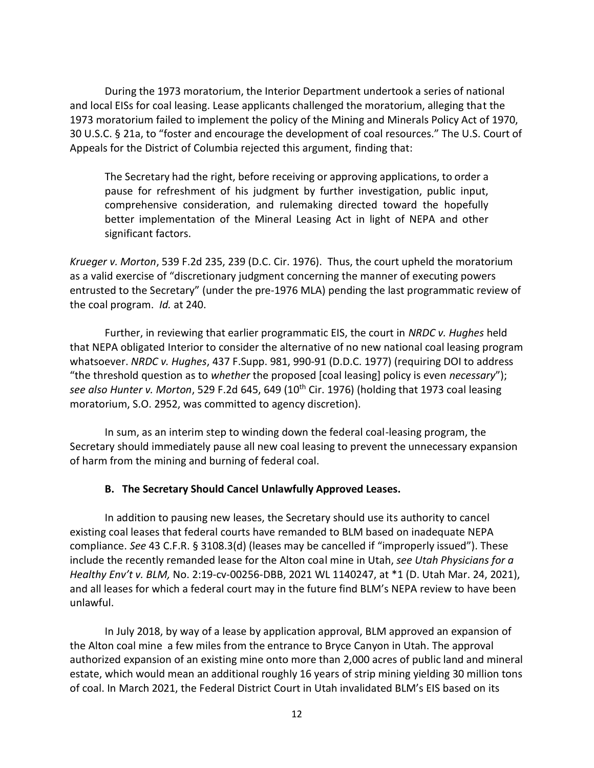During the 1973 moratorium, the Interior Department undertook a series of national and local EISs for coal leasing. Lease applicants challenged the moratorium, alleging that the 1973 moratorium failed to implement the policy of the Mining and Minerals Policy Act of 1970, 30 U.S.C. § 21a, to "foster and encourage the development of coal resources." The U.S. Court of Appeals for the District of Columbia rejected this argument, finding that:

> The Secretary had the right, before receiving or approving applications, to order a pause for refreshment of his judgment by further investigation, public input, comprehensive consideration, and rulemaking directed toward the hopefully better implementation of the Mineral Leasing Act in light of NEPA and other significant factors.

*Krueger v. Morton*, 539 F.2d 235, 239 (D.C. Cir. 1976). Thus, the court upheld the moratorium as a valid exercise of "discretionary judgment concerning the manner of executing powers entrusted to the Secretary" (under the pre-1976 MLA) pending the last programmatic review of the coal program. *Id.* at 240.

Further, in reviewing that earlier programmatic EIS, the court in *NRDC v. Hughes* held that NEPA obligated Interior to consider the alternative of no new national coal leasing program whatsoever. *NRDC v. Hughes*, 437 F.Supp. 981, 990-91 (D.D.C. 1977) (requiring DOI to address "the threshold question as to *whether* the proposed [coal leasing] policy is even *necessary*"); *see also Hunter v. Morton*, 529 F.2d 645, 649 (10th Cir. 1976) (holding that 1973 coal leasing moratorium, S.O. 2952, was committed to agency discretion).

In sum, as an interim step to winding down the federal coal-leasing program, the Secretary should immediately pause all new coal leasing to prevent the unnecessary expansion of harm from the mining and burning of federal coal.

### B. The Secretary Should Cancel Unlawfully Approved Leases.

In addition to pausing new leases, the Secretary should use its authority to cancel existing coal leases that federal courts have remanded to BLM based on inadequate NEPA compliance. *See* 43 C.F.R. § 3108.3(d) (leases may be cancelled if "improperly issued"). These include the recently remanded lease for the Alton coal mine in Utah, *see Utah Physicians for a Healthy Env't v. BLM,* No. 2:19-cv-00256-DBB, 2021 WL 1140247, at *1 (D. Utah Mar. 24, 2021), and all leases for which a federal court may in the future find BLM's NEPA review to have been unlawful.

In July 2018, by way of a lease by application approval, BLM approved an expansion of the Alton coal mine a few miles from the entrance to Bryce Canyon in Utah. The approval authorized expansion of an existing mine onto more than 2,000 acres of public land and mineral estate, which would mean an additional roughly 16 years of strip mining yielding 30 million tons of coal. In March 2021, the Federal District Court in Utah invalidated BLM's EIS based on its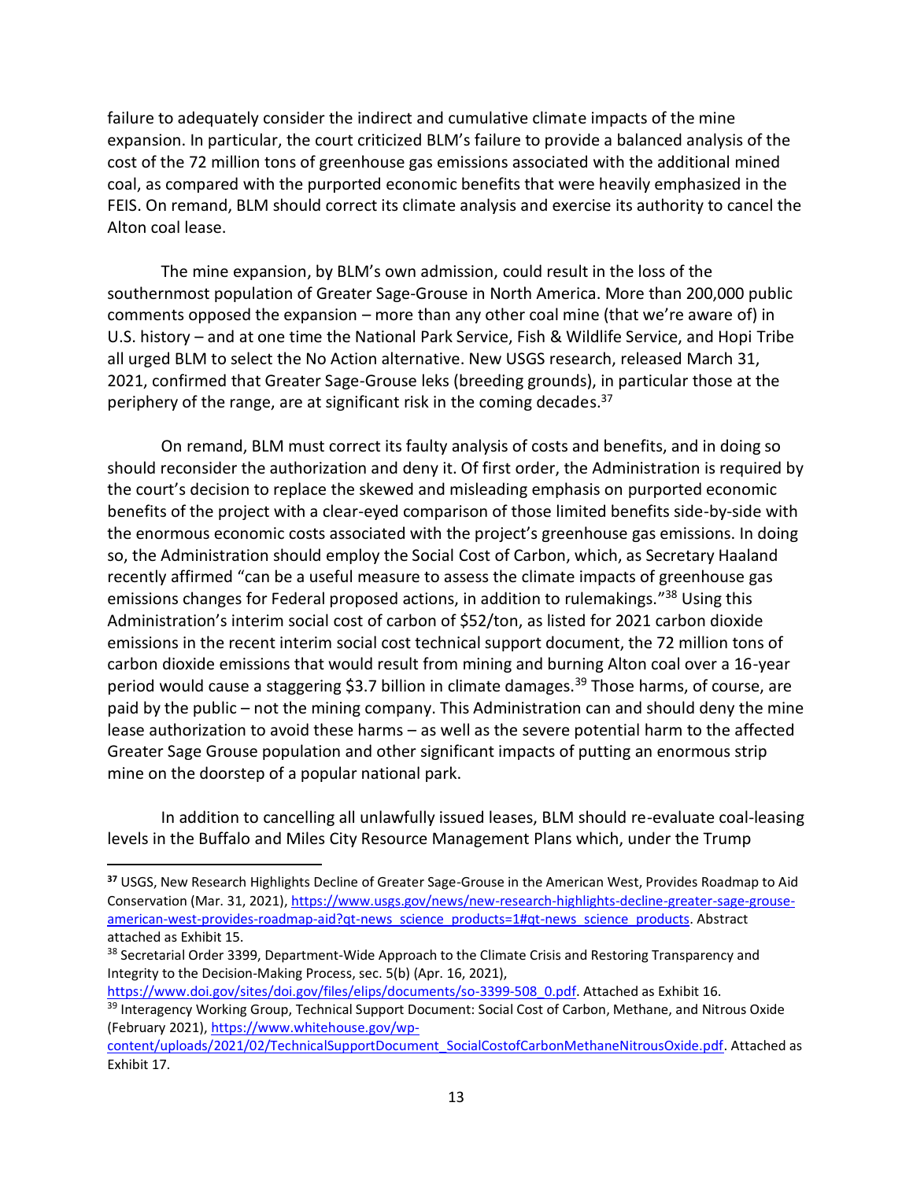failure to adequately consider the indirect and cumulative climate impacts of the mine expansion. In particular, the court criticized BLM's failure to provide a balanced analysis of the cost of the 72 million tons of greenhouse gas emissions associated with the additional mined coal, as compared with the purported economic benefits that were heavily emphasized in the FEIS. On remand, BLM should correct its climate analysis and exercise its authority to cancel the Alton coal lease.

The mine expansion, by BLM's own admission, could result in the loss of the southernmost population of Greater Sage-Grouse in North America. More than 200,000 public comments opposed the expansion – more than any other coal mine (that we're aware of) in U.S. history – and at one time the National Park Service, Fish & Wildlife Service, and Hopi Tribe all urged BLM to select the No Action alternative. New USGS research, released March 31, 2021, confirmed that Greater Sage-Grouse leks (breeding grounds), in particular those at the periphery of the range, are at significant risk in the coming decades.[37]

On remand, BLM must correct its faulty analysis of costs and benefits, and in doing so should reconsider the authorization and deny it. Of first order, the Administration is required by the court's decision to replace the skewed and misleading emphasis on purported economic benefits of the project with a clear-eyed comparison of those limited benefits side-by-side with the enormous economic costs associated with the project's greenhouse gas emissions. In doing so, the Administration should employ the Social Cost of Carbon, which, as Secretary Haaland recently affirmed "can be a useful measure to assess the climate impacts of greenhouse gas emissions changes for Federal proposed actions, in addition to rulemakings."[38] Using this Administration's interim social cost of carbon of $52/ton, as listed for 2021 carbon dioxide emissions in the recent interim social cost technical support document, the 72 million tons of carbon dioxide emissions that would result from mining and burning Alton coal over a 16-year period would cause a staggering $3.7 billion in climate damages.[39] Those harms, of course, are paid by the public – not the mining company. This Administration can and should deny the mine lease authorization to avoid these harms – as well as the severe potential harm to the affected Greater Sage Grouse population and other significant impacts of putting an enormous strip mine on the doorstep of a popular national park.

In addition to cancelling all unlawfully issued leases, BLM should re-evaluate coal-leasing levels in the Buffalo and Miles City Resource Management Plans which, under the Trump

---

[37] USGS, New Research Highlights Decline of Greater Sage-Grouse in the American West, Provides Roadmap to Aid Conservation (Mar. 31, 2021), https://www.usgs.gov/news/new-research-highlights-decline-greater-sage-grouse-american-west-provides-roadmap-aid?qt-news_science_products=1#qt-news_science_products. Abstract attached as Exhibit 15.

[38] Secretarial Order 3399, Department-Wide Approach to the Climate Crisis and Restoring Transparency and Integrity to the Decision-Making Process, sec. 5(b) (Apr. 16, 2021), https://www.doi.gov/sites/doi.gov/files/elips/documents/so-3399-508_0.pdf. Attached as Exhibit 16.

[39] Interagency Working Group, Technical Support Document: Social Cost of Carbon, Methane, and Nitrous Oxide (February 2021), https://www.whitehouse.gov/wp-content/uploads/2021/02/TechnicalSupportDocument_SocialCostofCarbonMethaneNitrousOxide.pdf. Attached as Exhibit 17.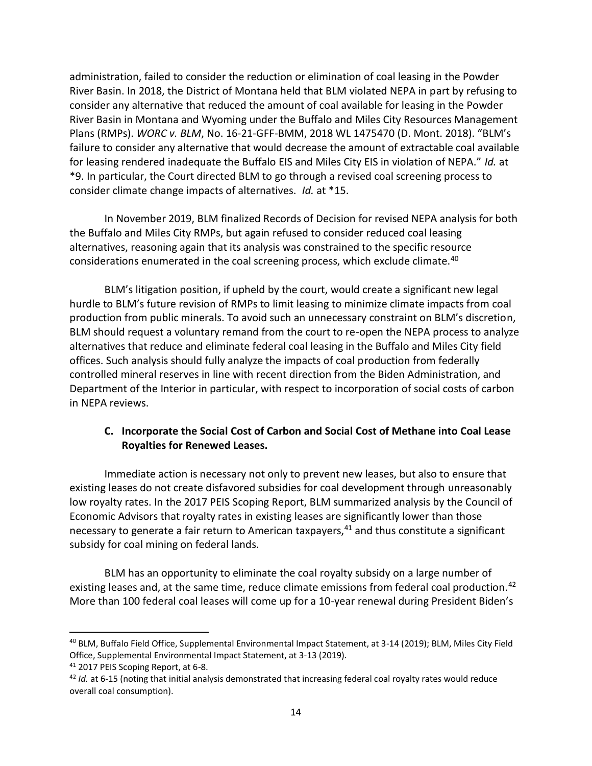administration, failed to consider the reduction or elimination of coal leasing in the Powder River Basin. In 2018, the District of Montana held that BLM violated NEPA in part by refusing to consider any alternative that reduced the amount of coal available for leasing in the Powder River Basin in Montana and Wyoming under the Buffalo and Miles City Resources Management Plans (RMPs). *WORC v. BLM*, No. 16-21-GFF-BMM, 2018 WL 1475470 (D. Mont. 2018). "BLM's failure to consider any alternative that would decrease the amount of extractable coal available for leasing rendered inadequate the Buffalo EIS and Miles City EIS in violation of NEPA." *Id.* at *9. In particular, the Court directed BLM to go through a revised coal screening process to consider climate change impacts of alternatives. *Id.* at *15.

In November 2019, BLM finalized Records of Decision for revised NEPA analysis for both the Buffalo and Miles City RMPs, but again refused to consider reduced coal leasing alternatives, reasoning again that its analysis was constrained to the specific resource considerations enumerated in the coal screening process, which exclude climate.[40]

BLM's litigation position, if upheld by the court, would create a significant new legal hurdle to BLM's future revision of RMPs to limit leasing to minimize climate impacts from coal production from public minerals. To avoid such an unnecessary constraint on BLM's discretion, BLM should request a voluntary remand from the court to re-open the NEPA process to analyze alternatives that reduce and eliminate federal coal leasing in the Buffalo and Miles City field offices. Such analysis should fully analyze the impacts of coal production from federally controlled mineral reserves in line with recent direction from the Biden Administration, and Department of the Interior in particular, with respect to incorporation of social costs of carbon in NEPA reviews.

### C. Incorporate the Social Cost of Carbon and Social Cost of Methane into Coal Lease Royalties for Renewed Leases.

Immediate action is necessary not only to prevent new leases, but also to ensure that existing leases do not create disfavored subsidies for coal development through unreasonably low royalty rates. In the 2017 PEIS Scoping Report, BLM summarized analysis by the Council of Economic Advisors that royalty rates in existing leases are significantly lower than those necessary to generate a fair return to American taxpayers,[41] and thus constitute a significant subsidy for coal mining on federal lands.

BLM has an opportunity to eliminate the coal royalty subsidy on a large number of existing leases and, at the same time, reduce climate emissions from federal coal production.[42] More than 100 federal coal leases will come up for a 10-year renewal during President Biden's

---

[40] BLM, Buffalo Field Office, Supplemental Environmental Impact Statement, at 3-14 (2019); BLM, Miles City Field Office, Supplemental Environmental Impact Statement, at 3-13 (2019).

[41] 2017 PEIS Scoping Report, at 6-8.

[42] *Id.* at 6-15 (noting that initial analysis demonstrated that increasing federal coal royalty rates would reduce overall coal consumption).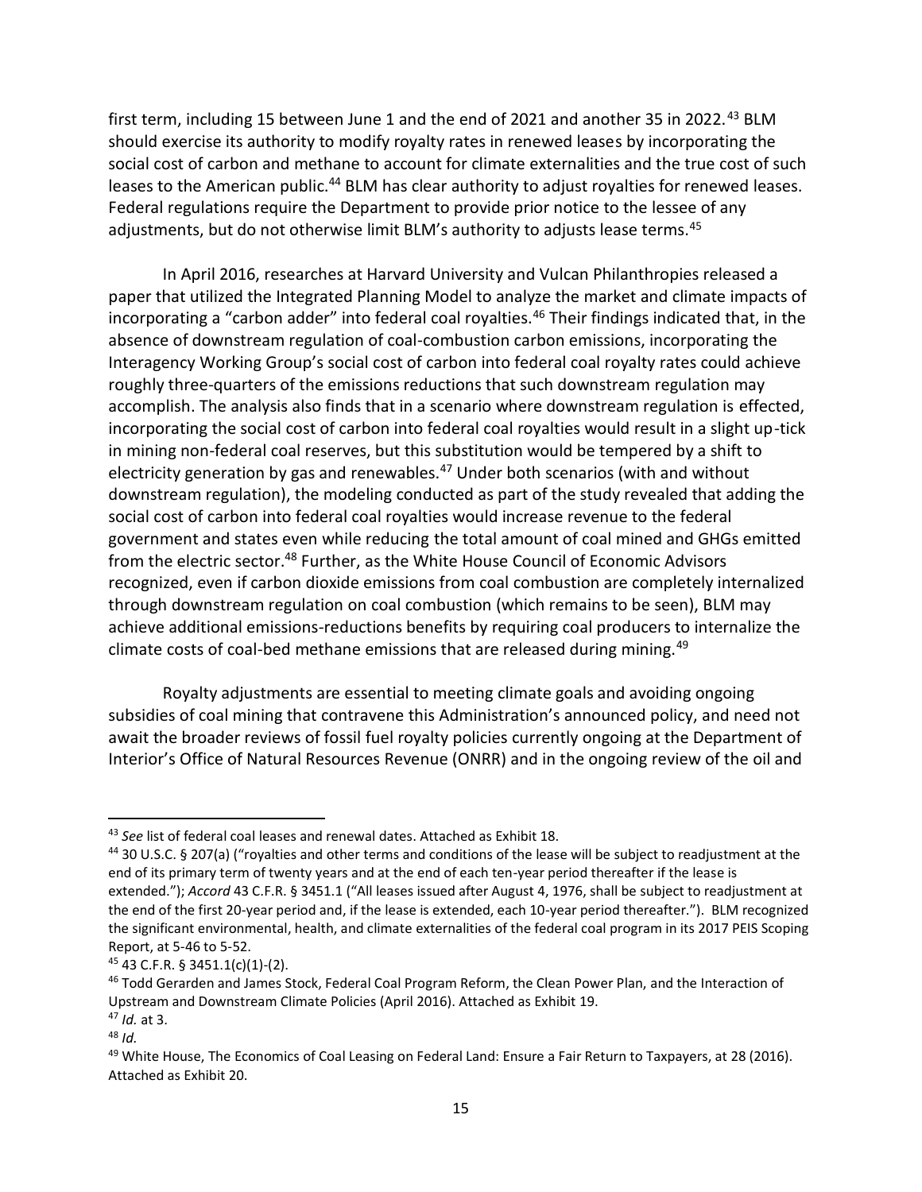first term, including 15 between June 1 and the end of 2021 and another 35 in 2022.[43] BLM should exercise its authority to modify royalty rates in renewed leases by incorporating the social cost of carbon and methane to account for climate externalities and the true cost of such leases to the American public.[44] BLM has clear authority to adjust royalties for renewed leases. Federal regulations require the Department to provide prior notice to the lessee of any adjustments, but do not otherwise limit BLM's authority to adjusts lease terms.[45]

In April 2016, researches at Harvard University and Vulcan Philanthropies released a paper that utilized the Integrated Planning Model to analyze the market and climate impacts of incorporating a "carbon adder" into federal coal royalties.[46] Their findings indicated that, in the absence of downstream regulation of coal-combustion carbon emissions, incorporating the Interagency Working Group's social cost of carbon into federal coal royalty rates could achieve roughly three-quarters of the emissions reductions that such downstream regulation may accomplish. The analysis also finds that in a scenario where downstream regulation is effected, incorporating the social cost of carbon into federal coal royalties would result in a slight up-tick in mining non-federal coal reserves, but this substitution would be tempered by a shift to electricity generation by gas and renewables.[47] Under both scenarios (with and without downstream regulation), the modeling conducted as part of the study revealed that adding the social cost of carbon into federal coal royalties would increase revenue to the federal government and states even while reducing the total amount of coal mined and GHGs emitted from the electric sector.[48] Further, as the White House Council of Economic Advisors recognized, even if carbon dioxide emissions from coal combustion are completely internalized through downstream regulation on coal combustion (which remains to be seen), BLM may achieve additional emissions-reductions benefits by requiring coal producers to internalize the climate costs of coal-bed methane emissions that are released during mining.[49]

Royalty adjustments are essential to meeting climate goals and avoiding ongoing subsidies of coal mining that contravene this Administration's announced policy, and need not await the broader reviews of fossil fuel royalty policies currently ongoing at the Department of Interior's Office of Natural Resources Revenue (ONRR) and in the ongoing review of the oil and

---

[43] *See* list of federal coal leases and renewal dates. Attached as Exhibit 18.

[44] 30 U.S.C. § 207(a) ("royalties and other terms and conditions of the lease will be subject to readjustment at the end of its primary term of twenty years and at the end of each ten-year period thereafter if the lease is extended."); *Accord* 43 C.F.R. § 3451.1 ("All leases issued after August 4, 1976, shall be subject to readjustment at the end of the first 20-year period and, if the lease is extended, each 10-year period thereafter."). BLM recognized the significant environmental, health, and climate externalities of the federal coal program in its 2017 PEIS Scoping Report, at 5-46 to 5-52.

[45] 43 C.F.R. § 3451.1(c)(1)-(2).

[46] Todd Gerarden and James Stock, Federal Coal Program Reform, the Clean Power Plan, and the Interaction of Upstream and Downstream Climate Policies (April 2016). Attached as Exhibit 19.

[47] *Id.* at 3.

[48] *Id.*

[49] White House, The Economics of Coal Leasing on Federal Land: Ensure a Fair Return to Taxpayers, at 28 (2016). Attached as Exhibit 20.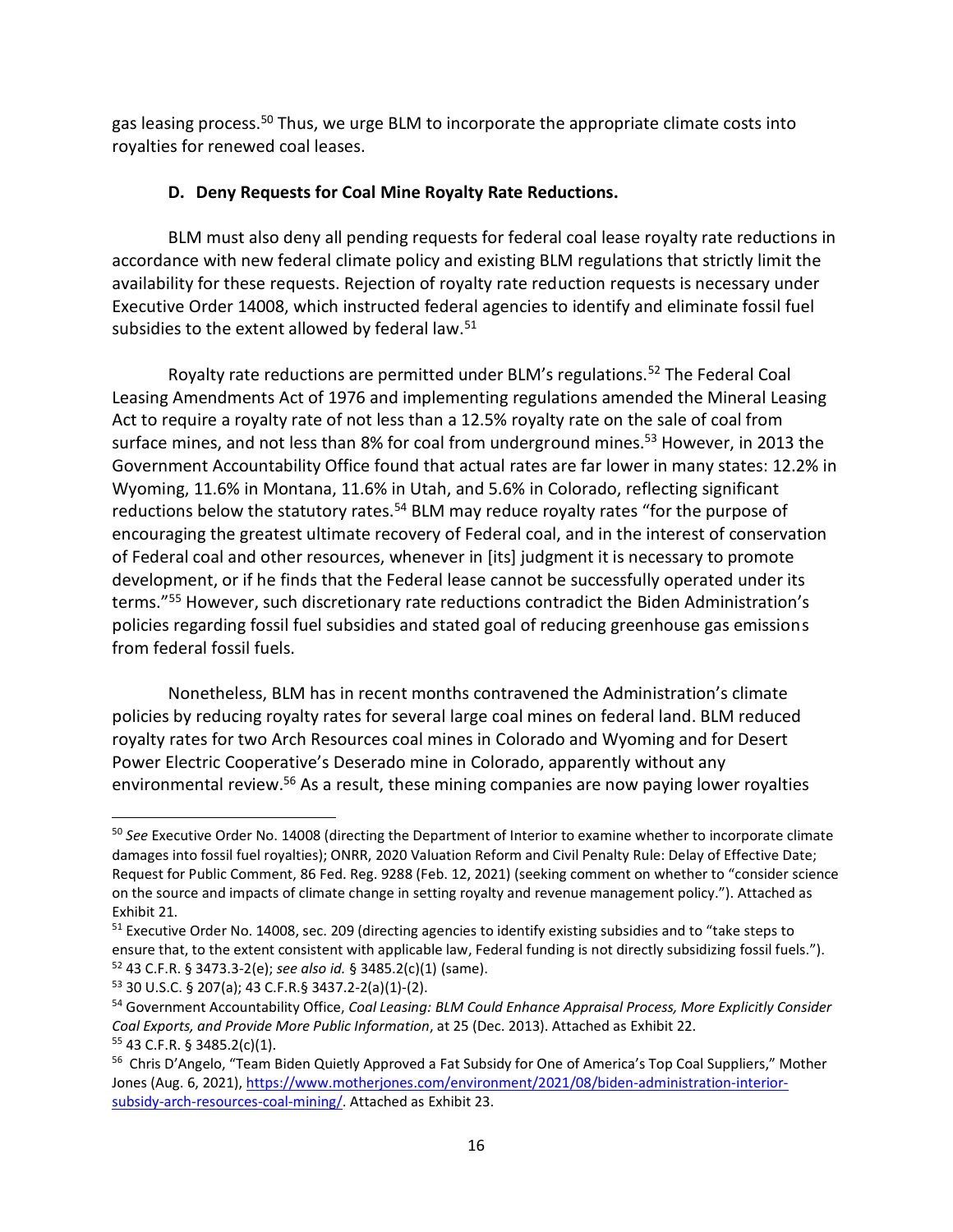gas leasing process.[50] Thus, we urge BLM to incorporate the appropriate climate costs into royalties for renewed coal leases.

### D. Deny Requests for Coal Mine Royalty Rate Reductions.

BLM must also deny all pending requests for federal coal lease royalty rate reductions in accordance with new federal climate policy and existing BLM regulations that strictly limit the availability for these requests. Rejection of royalty rate reduction requests is necessary under Executive Order 14008, which instructed federal agencies to identify and eliminate fossil fuel subsidies to the extent allowed by federal law.[51]

Royalty rate reductions are permitted under BLM's regulations.[52] The Federal Coal Leasing Amendments Act of 1976 and implementing regulations amended the Mineral Leasing Act to require a royalty rate of not less than a 12.5% royalty rate on the sale of coal from surface mines, and not less than 8% for coal from underground mines.[53] However, in 2013 the Government Accountability Office found that actual rates are far lower in many states: 12.2% in Wyoming, 11.6% in Montana, 11.6% in Utah, and 5.6% in Colorado, reflecting significant reductions below the statutory rates.[54] BLM may reduce royalty rates "for the purpose of encouraging the greatest ultimate recovery of Federal coal, and in the interest of conservation of Federal coal and other resources, whenever in [its] judgment it is necessary to promote development, or if he finds that the Federal lease cannot be successfully operated under its terms."[55] However, such discretionary rate reductions contradict the Biden Administration's policies regarding fossil fuel subsidies and stated goal of reducing greenhouse gas emissions from federal fossil fuels.

Nonetheless, BLM has in recent months contravened the Administration's climate policies by reducing royalty rates for several large coal mines on federal land. BLM reduced royalty rates for two Arch Resources coal mines in Colorado and Wyoming and for Desert Power Electric Cooperative's Deserado mine in Colorado, apparently without any environmental review.[56] As a result, these mining companies are now paying lower royalties

---

[50] *See* Executive Order No. 14008 (directing the Department of Interior to examine whether to incorporate climate damages into fossil fuel royalties); ONRR, 2020 Valuation Reform and Civil Penalty Rule: Delay of Effective Date; Request for Public Comment, 86 Fed. Reg. 9288 (Feb. 12, 2021) (seeking comment on whether to "consider science on the source and impacts of climate change in setting royalty and revenue management policy."). Attached as Exhibit 21.

[51] Executive Order No. 14008, sec. 209 (directing agencies to identify existing subsidies and to "take steps to ensure that, to the extent consistent with applicable law, Federal funding is not directly subsidizing fossil fuels.").

[52] 43 C.F.R. § 3473.3-2(e); *see also id.* § 3485.2(c)(1) (same).

[53] 30 U.S.C. § 207(a); 43 C.F.R.§ 3437.2-2(a)(1)-(2).

[54] Government Accountability Office, *Coal Leasing: BLM Could Enhance Appraisal Process, More Explicitly Consider Coal Exports, and Provide More Public Information*, at 25 (Dec. 2013). Attached as Exhibit 22.

[55] 43 C.F.R. § 3485.2(c)(1).

[56] Chris D'Angelo, "Team Biden Quietly Approved a Fat Subsidy for One of America's Top Coal Suppliers," Mother Jones (Aug. 6, 2021), https://www.motherjones.com/environment/2021/08/biden-administration-interior-subsidy-arch-resources-coal-mining/. Attached as Exhibit 23.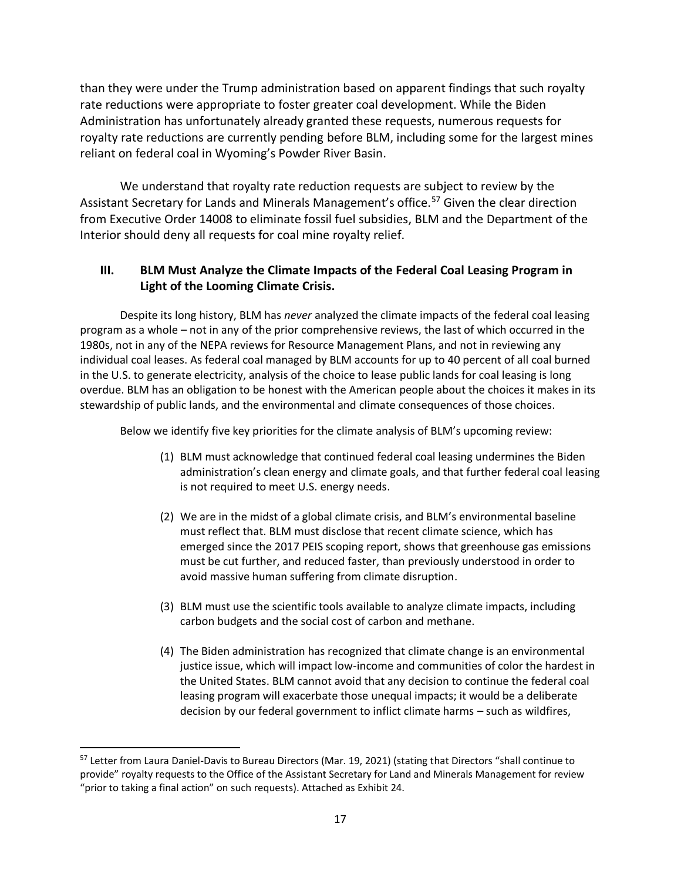than they were under the Trump administration based on apparent findings that such royalty rate reductions were appropriate to foster greater coal development. While the Biden Administration has unfortunately already granted these requests, numerous requests for royalty rate reductions are currently pending before BLM, including some for the largest mines reliant on federal coal in Wyoming's Powder River Basin.

We understand that royalty rate reduction requests are subject to review by the Assistant Secretary for Lands and Minerals Management's office.[57] Given the clear direction from Executive Order 14008 to eliminate fossil fuel subsidies, BLM and the Department of the Interior should deny all requests for coal mine royalty relief.

## III. BLM Must Analyze the Climate Impacts of the Federal Coal Leasing Program in Light of the Looming Climate Crisis.

Despite its long history, BLM has *never* analyzed the climate impacts of the federal coal leasing program as a whole – not in any of the prior comprehensive reviews, the last of which occurred in the 1980s, not in any of the NEPA reviews for Resource Management Plans, and not in reviewing any individual coal leases. As federal coal managed by BLM accounts for up to 40 percent of all coal burned in the U.S. to generate electricity, analysis of the choice to lease public lands for coal leasing is long overdue. BLM has an obligation to be honest with the American people about the choices it makes in its stewardship of public lands, and the environmental and climate consequences of those choices.

Below we identify five key priorities for the climate analysis of BLM's upcoming review:

(1) BLM must acknowledge that continued federal coal leasing undermines the Biden administration's clean energy and climate goals, and that further federal coal leasing is not required to meet U.S. energy needs.

(2) We are in the midst of a global climate crisis, and BLM's environmental baseline must reflect that. BLM must disclose that recent climate science, which has emerged since the 2017 PEIS scoping report, shows that greenhouse gas emissions must be cut further, and reduced faster, than previously understood in order to avoid massive human suffering from climate disruption.

(3) BLM must use the scientific tools available to analyze climate impacts, including carbon budgets and the social cost of carbon and methane.

(4) The Biden administration has recognized that climate change is an environmental justice issue, which will impact low-income and communities of color the hardest in the United States. BLM cannot avoid that any decision to continue the federal coal leasing program will exacerbate those unequal impacts; it would be a deliberate decision by our federal government to inflict climate harms – such as wildfires,

[57] Letter from Laura Daniel-Davis to Bureau Directors (Mar. 19, 2021) (stating that Directors "shall continue to provide" royalty requests to the Office of the Assistant Secretary for Land and Minerals Management for review "prior to taking a final action" on such requests). Attached as Exhibit 24.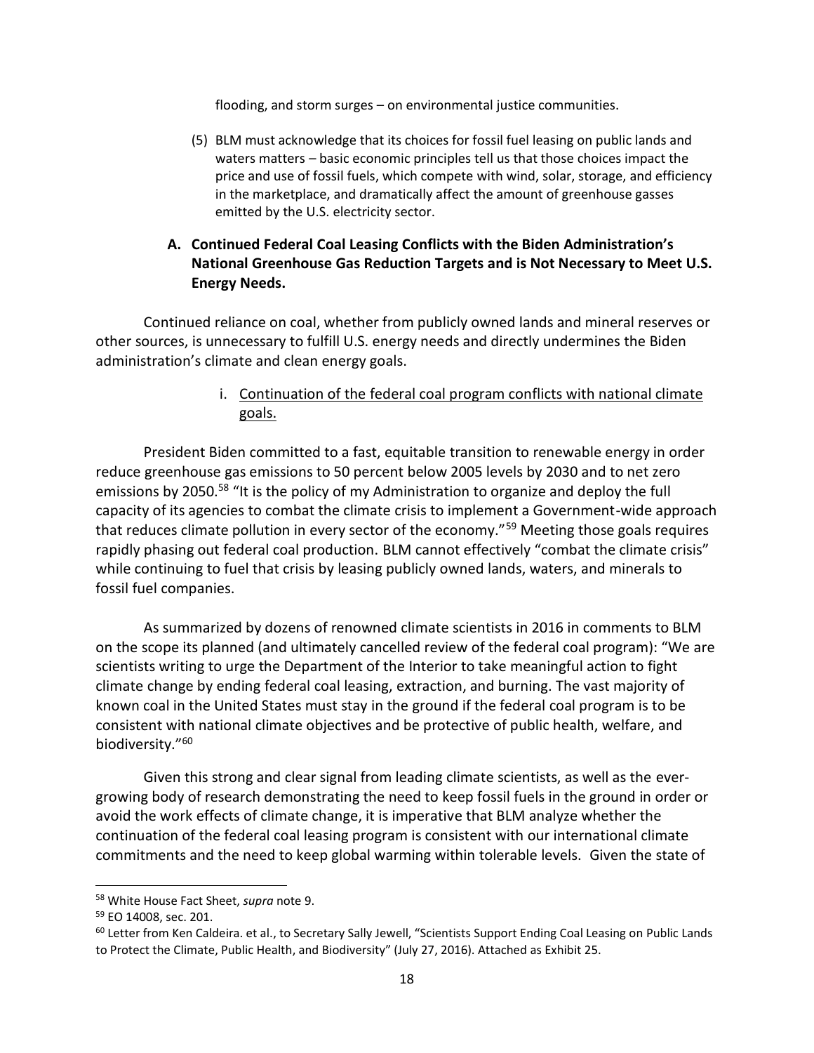flooding, and storm surges – on environmental justice communities.

(5) BLM must acknowledge that its choices for fossil fuel leasing on public lands and waters matters – basic economic principles tell us that those choices impact the price and use of fossil fuels, which compete with wind, solar, storage, and efficiency in the marketplace, and dramatically affect the amount of greenhouse gasses emitted by the U.S. electricity sector.

### A. Continued Federal Coal Leasing Conflicts with the Biden Administration's National Greenhouse Gas Reduction Targets and is Not Necessary to Meet U.S. Energy Needs.

Continued reliance on coal, whether from publicly owned lands and mineral reserves or other sources, is unnecessary to fulfill U.S. energy needs and directly undermines the Biden administration's climate and clean energy goals.

#### i. Continuation of the federal coal program conflicts with national climate goals.

President Biden committed to a fast, equitable transition to renewable energy in order reduce greenhouse gas emissions to 50 percent below 2005 levels by 2030 and to net zero emissions by 2050.[58] "It is the policy of my Administration to organize and deploy the full capacity of its agencies to combat the climate crisis to implement a Government-wide approach that reduces climate pollution in every sector of the economy."[59] Meeting those goals requires rapidly phasing out federal coal production. BLM cannot effectively "combat the climate crisis" while continuing to fuel that crisis by leasing publicly owned lands, waters, and minerals to fossil fuel companies.

As summarized by dozens of renowned climate scientists in 2016 in comments to BLM on the scope its planned (and ultimately cancelled review of the federal coal program): "We are scientists writing to urge the Department of the Interior to take meaningful action to fight climate change by ending federal coal leasing, extraction, and burning. The vast majority of known coal in the United States must stay in the ground if the federal coal program is to be consistent with national climate objectives and be protective of public health, welfare, and biodiversity."[60]

Given this strong and clear signal from leading climate scientists, as well as the ever-growing body of research demonstrating the need to keep fossil fuels in the ground in order or avoid the work effects of climate change, it is imperative that BLM analyze whether the continuation of the federal coal leasing program is consistent with our international climate commitments and the need to keep global warming within tolerable levels. Given the state of

---

[58] White House Fact Sheet, *supra* note 9.

[59] EO 14008, sec. 201.

[60] Letter from Ken Caldeira. et al., to Secretary Sally Jewell, "Scientists Support Ending Coal Leasing on Public Lands to Protect the Climate, Public Health, and Biodiversity" (July 27, 2016). Attached as Exhibit 25.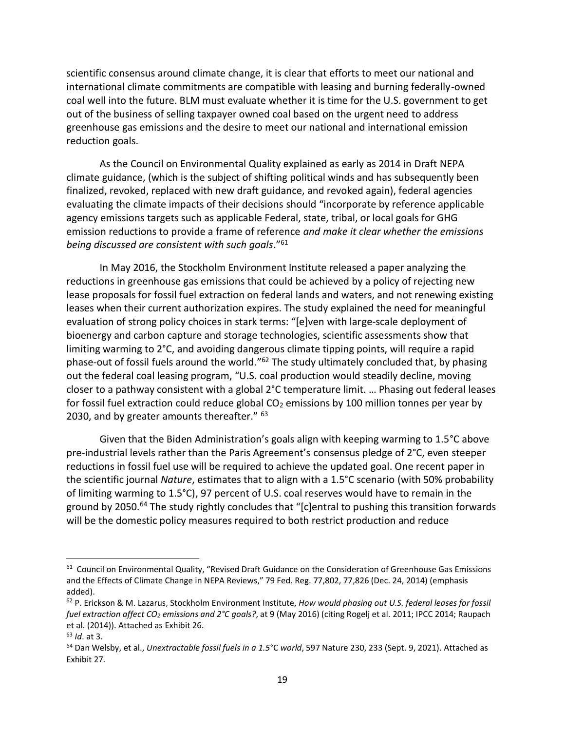scientific consensus around climate change, it is clear that efforts to meet our national and international climate commitments are compatible with leasing and burning federally-owned coal well into the future. BLM must evaluate whether it is time for the U.S. government to get out of the business of selling taxpayer owned coal based on the urgent need to address greenhouse gas emissions and the desire to meet our national and international emission reduction goals.

As the Council on Environmental Quality explained as early as 2014 in Draft NEPA climate guidance, (which is the subject of shifting political winds and has subsequently been finalized, revoked, replaced with new draft guidance, and revoked again), federal agencies evaluating the climate impacts of their decisions should "incorporate by reference applicable agency emissions targets such as applicable Federal, state, tribal, or local goals for GHG emission reductions to provide a frame of reference *and make it clear whether the emissions being discussed are consistent with such goals*."[61]

In May 2016, the Stockholm Environment Institute released a paper analyzing the reductions in greenhouse gas emissions that could be achieved by a policy of rejecting new lease proposals for fossil fuel extraction on federal lands and waters, and not renewing existing leases when their current authorization expires. The study explained the need for meaningful evaluation of strong policy choices in stark terms: "[e]ven with large-scale deployment of bioenergy and carbon capture and storage technologies, scientific assessments show that limiting warming to 2°C, and avoiding dangerous climate tipping points, will require a rapid phase-out of fossil fuels around the world."[62] The study ultimately concluded that, by phasing out the federal coal leasing program, "U.S. coal production would steadily decline, moving closer to a pathway consistent with a global 2°C temperature limit. … Phasing out federal leases for fossil fuel extraction could reduce global $CO_2$ emissions by 100 million tonnes per year by 2030, and by greater amounts thereafter." [63]

Given that the Biden Administration's goals align with keeping warming to 1.5°C above pre-industrial levels rather than the Paris Agreement's consensus pledge of 2°C, even steeper reductions in fossil fuel use will be required to achieve the updated goal. One recent paper in the scientific journal *Nature*, estimates that to align with a 1.5°C scenario (with 50% probability of limiting warming to 1.5°C), 97 percent of U.S. coal reserves would have to remain in the ground by 2050.[64] The study rightly concludes that "[c]entral to pushing this transition forwards will be the domestic policy measures required to both restrict production and reduce

---

[61] Council on Environmental Quality, "Revised Draft Guidance on the Consideration of Greenhouse Gas Emissions and the Effects of Climate Change in NEPA Reviews," 79 Fed. Reg. 77,802, 77,826 (Dec. 24, 2014) (emphasis added).

[62] P. Erickson & M. Lazarus, Stockholm Environment Institute, *How would phasing out U.S. federal leases for fossil fuel extraction affect $CO_2$ emissions and 2°C goals?*, at 9 (May 2016) (citing Rogelj et al. 2011; IPCC 2014; Raupach et al. (2014)). Attached as Exhibit 26.

[63] *Id*. at 3.

[64] Dan Welsby, et al., *Unextractable fossil fuels in a 1.5°C world*, 597 Nature 230, 233 (Sept. 9, 2021). Attached as Exhibit 27.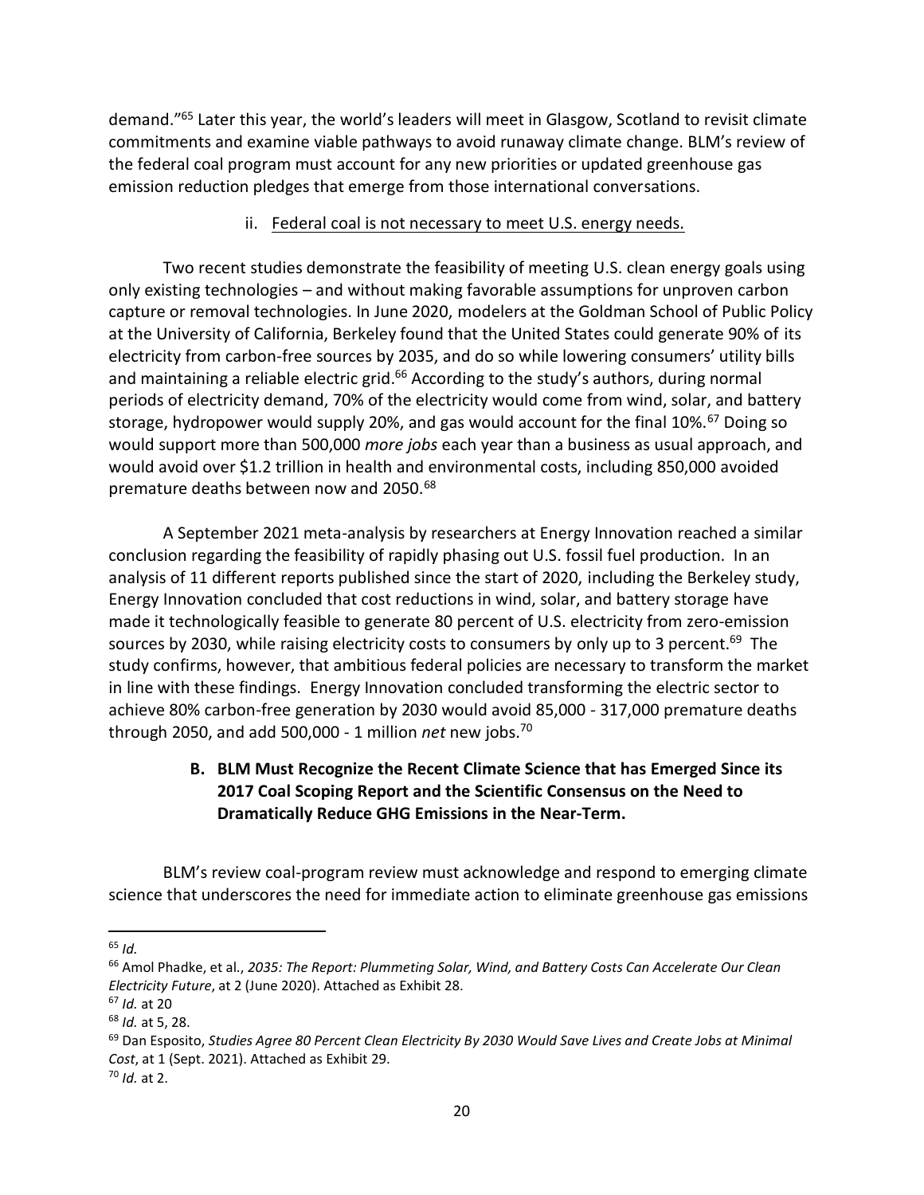demand."[65] Later this year, the world's leaders will meet in Glasgow, Scotland to revisit climate commitments and examine viable pathways to avoid runaway climate change. BLM's review of the federal coal program must account for any new priorities or updated greenhouse gas emission reduction pledges that emerge from those international conversations.

ii. Federal coal is not necessary to meet U.S. energy needs.

Two recent studies demonstrate the feasibility of meeting U.S. clean energy goals using only existing technologies – and without making favorable assumptions for unproven carbon capture or removal technologies. In June 2020, modelers at the Goldman School of Public Policy at the University of California, Berkeley found that the United States could generate 90% of its electricity from carbon-free sources by 2035, and do so while lowering consumers' utility bills and maintaining a reliable electric grid.[66] According to the study's authors, during normal periods of electricity demand, 70% of the electricity would come from wind, solar, and battery storage, hydropower would supply 20%, and gas would account for the final 10%.[67] Doing so would support more than 500,000 *more jobs* each year than a business as usual approach, and would avoid over $1.2 trillion in health and environmental costs, including 850,000 avoided premature deaths between now and 2050.[68]

A September 2021 meta-analysis by researchers at Energy Innovation reached a similar conclusion regarding the feasibility of rapidly phasing out U.S. fossil fuel production. In an analysis of 11 different reports published since the start of 2020, including the Berkeley study, Energy Innovation concluded that cost reductions in wind, solar, and battery storage have made it technologically feasible to generate 80 percent of U.S. electricity from zero-emission sources by 2030, while raising electricity costs to consumers by only up to 3 percent.[69] The study confirms, however, that ambitious federal policies are necessary to transform the market in line with these findings. Energy Innovation concluded transforming the electric sector to achieve 80% carbon-free generation by 2030 would avoid 85,000 - 317,000 premature deaths through 2050, and add 500,000 - 1 million *net* new jobs.[70]

### B. BLM Must Recognize the Recent Climate Science that has Emerged Since its 2017 Coal Scoping Report and the Scientific Consensus on the Need to Dramatically Reduce GHG Emissions in the Near-Term.

BLM's review coal-program review must acknowledge and respond to emerging climate science that underscores the need for immediate action to eliminate greenhouse gas emissions

---

[65] *Id.*

[66] Amol Phadke, et al., *2035: The Report: Plummeting Solar, Wind, and Battery Costs Can Accelerate Our Clean Electricity Future*, at 2 (June 2020). Attached as Exhibit 28.

[67] *Id.* at 20

[68] *Id.* at 5, 28.

[69] Dan Esposito, *Studies Agree 80 Percent Clean Electricity By 2030 Would Save Lives and Create Jobs at Minimal Cost*, at 1 (Sept. 2021). Attached as Exhibit 29.

[70] *Id.* at 2.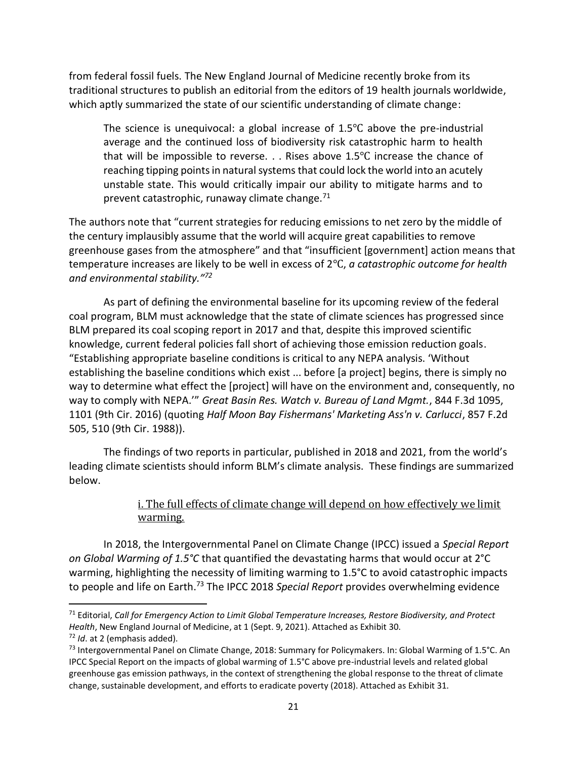from federal fossil fuels. The New England Journal of Medicine recently broke from its traditional structures to publish an editorial from the editors of 19 health journals worldwide, which aptly summarized the state of our scientific understanding of climate change:

> The science is unequivocal: a global increase of 1.5℃ above the pre-industrial average and the continued loss of biodiversity risk catastrophic harm to health that will be impossible to reverse. . . Rises above 1.5℃ increase the chance of reaching tipping points in natural systems that could lock the world into an acutely unstable state. This would critically impair our ability to mitigate harms and to prevent catastrophic, runaway climate change.[71]

The authors note that "current strategies for reducing emissions to net zero by the middle of the century implausibly assume that the world will acquire great capabilities to remove greenhouse gases from the atmosphere" and that "insufficient [government] action means that temperature increases are likely to be well in excess of 2℃, *a catastrophic outcome for health and environmental stability."[72]*

As part of defining the environmental baseline for its upcoming review of the federal coal program, BLM must acknowledge that the state of climate sciences has progressed since BLM prepared its coal scoping report in 2017 and that, despite this improved scientific knowledge, current federal policies fall short of achieving those emission reduction goals. "Establishing appropriate baseline conditions is critical to any NEPA analysis. 'Without establishing the baseline conditions which exist ... before [a project] begins, there is simply no way to determine what effect the [project] will have on the environment and, consequently, no way to comply with NEPA.'" *Great Basin Res. Watch v. Bureau of Land Mgmt.*, 844 F.3d 1095, 1101 (9th Cir. 2016) (quoting *Half Moon Bay Fishermans' Marketing Ass'n v. Carlucci*, 857 F.2d 505, 510 (9th Cir. 1988)).

The findings of two reports in particular, published in 2018 and 2021, from the world's leading climate scientists should inform BLM's climate analysis. These findings are summarized below.

#### i. The full effects of climate change will depend on how effectively we limit warming.

In 2018, the Intergovernmental Panel on Climate Change (IPCC) issued a *Special Report on Global Warming of 1.5°C* that quantified the devastating harms that would occur at 2°C warming, highlighting the necessity of limiting warming to 1.5°C to avoid catastrophic impacts to people and life on Earth.[73] The IPCC 2018 *Special Report* provides overwhelming evidence

---

[71] Editorial, *Call for Emergency Action to Limit Global Temperature Increases, Restore Biodiversity, and Protect Health*, New England Journal of Medicine, at 1 (Sept. 9, 2021). Attached as Exhibit 30.

[72] *Id*. at 2 (emphasis added).

[73] Intergovernmental Panel on Climate Change, 2018: Summary for Policymakers. In: Global Warming of 1.5°C. An IPCC Special Report on the impacts of global warming of 1.5°C above pre-industrial levels and related global greenhouse gas emission pathways, in the context of strengthening the global response to the threat of climate change, sustainable development, and efforts to eradicate poverty (2018). Attached as Exhibit 31.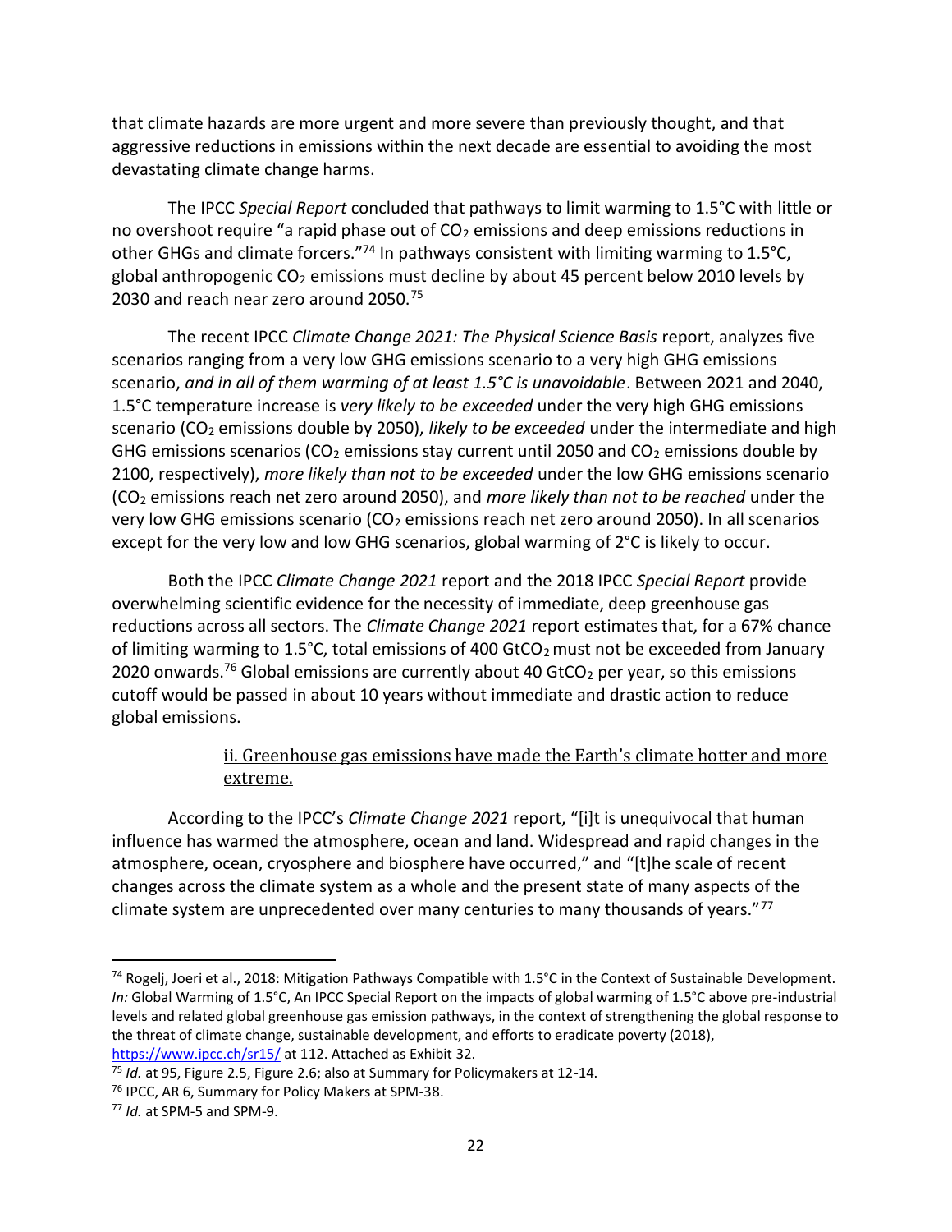that climate hazards are more urgent and more severe than previously thought, and that aggressive reductions in emissions within the next decade are essential to avoiding the most devastating climate change harms.

The IPCC *Special Report* concluded that pathways to limit warming to 1.5°C with little or no overshoot require "a rapid phase out of $CO_2$ emissions and deep emissions reductions in other GHGs and climate forcers."[74] In pathways consistent with limiting warming to 1.5°C, global anthropogenic $CO_2$ emissions must decline by about 45 percent below 2010 levels by 2030 and reach near zero around 2050.[75]

The recent IPCC *Climate Change 2021: The Physical Science Basis* report, analyzes five scenarios ranging from a very low GHG emissions scenario to a very high GHG emissions scenario, *and in all of them warming of at least 1.5°C is unavoidable*. Between 2021 and 2040, 1.5°C temperature increase is *very likely to be exceeded* under the very high GHG emissions scenario ($CO_2$ emissions double by 2050), *likely to be exceeded* under the intermediate and high GHG emissions scenarios ($CO_2$ emissions stay current until 2050 and $CO_2$ emissions double by 2100, respectively), *more likely than not to be exceeded* under the low GHG emissions scenario ($CO_2$ emissions reach net zero around 2050), and *more likely than not to be reached* under the very low GHG emissions scenario ($CO_2$ emissions reach net zero around 2050). In all scenarios except for the very low and low GHG scenarios, global warming of 2°C is likely to occur.

Both the IPCC *Climate Change 2021* report and the 2018 IPCC *Special Report* provide overwhelming scientific evidence for the necessity of immediate, deep greenhouse gas reductions across all sectors. The *Climate Change 2021* report estimates that, for a 67% chance of limiting warming to 1.5°C, total emissions of 400 $GtCO_2$ must not be exceeded from January 2020 onwards.[76] Global emissions are currently about 40 $GtCO_2$ per year, so this emissions cutoff would be passed in about 10 years without immediate and drastic action to reduce global emissions.

<u>ii. Greenhouse gas emissions have made the Earth's climate hotter and more extreme.</u>

According to the IPCC's *Climate Change 2021* report, "[i]t is unequivocal that human influence has warmed the atmosphere, ocean and land. Widespread and rapid changes in the atmosphere, ocean, cryosphere and biosphere have occurred," and "[t]he scale of recent changes across the climate system as a whole and the present state of many aspects of the climate system are unprecedented over many centuries to many thousands of years."[77]

---

[74] Rogelj, Joeri et al., 2018: Mitigation Pathways Compatible with 1.5°C in the Context of Sustainable Development. *In:* Global Warming of 1.5°C, An IPCC Special Report on the impacts of global warming of 1.5°C above pre-industrial levels and related global greenhouse gas emission pathways, in the context of strengthening the global response to the threat of climate change, sustainable development, and efforts to eradicate poverty (2018), https://www.ipcc.ch/sr15/ at 112. Attached as Exhibit 32.

[75] *Id.* at 95, Figure 2.5, Figure 2.6; also at Summary for Policymakers at 12-14.

[76] IPCC, AR 6, Summary for Policy Makers at SPM-38.

[77] *Id.* at SPM-5 and SPM-9.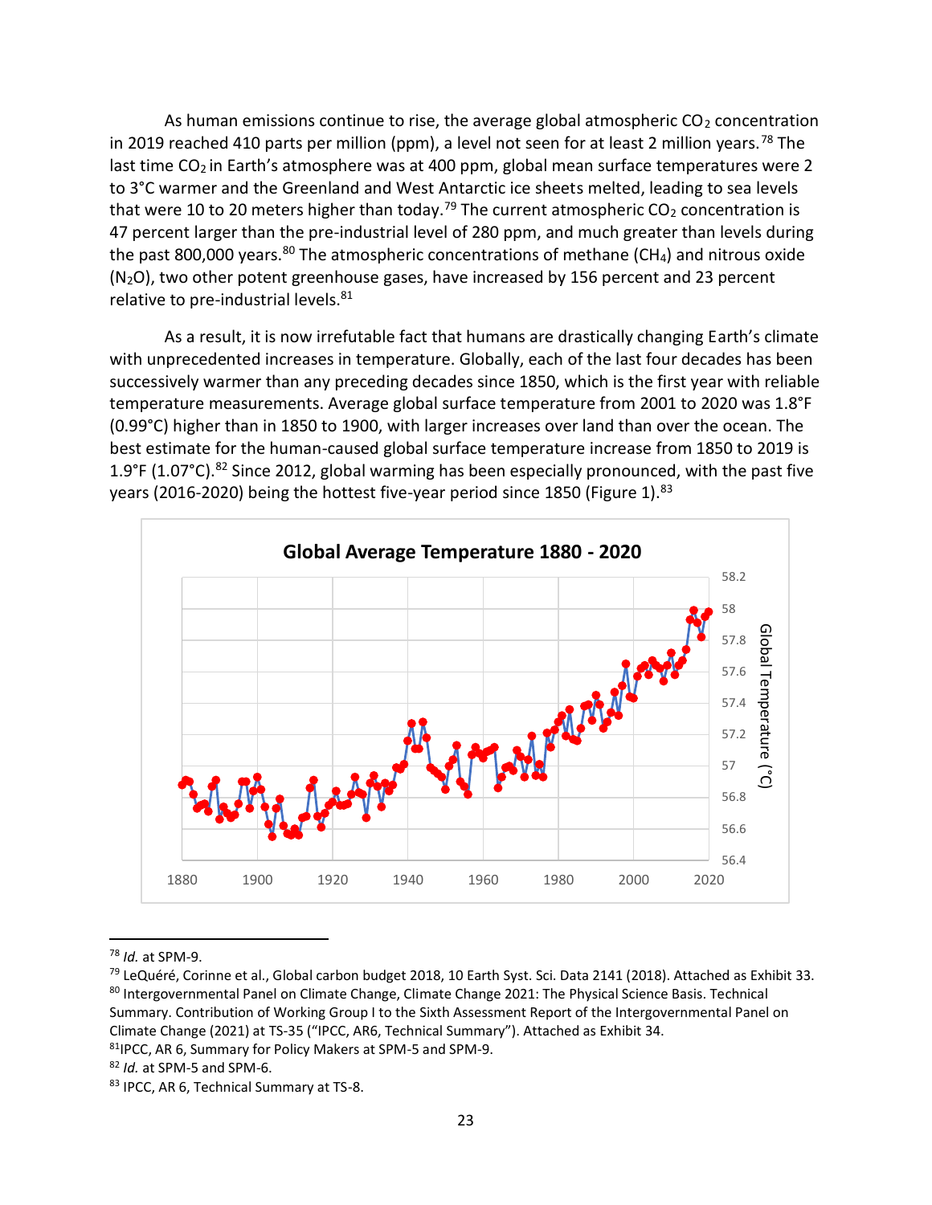As human emissions continue to rise, the average global atmospheric $CO_2$ concentration in 2019 reached 410 parts per million (ppm), a level not seen for at least 2 million years.[78] The last time $CO_2$ in Earth's atmosphere was at 400 ppm, global mean surface temperatures were 2 to 3°C warmer and the Greenland and West Antarctic ice sheets melted, leading to sea levels that were 10 to 20 meters higher than today.[79] The current atmospheric $CO_2$ concentration is 47 percent larger than the pre-industrial level of 280 ppm, and much greater than levels during the past 800,000 years.[80] The atmospheric concentrations of methane ($CH_4$) and nitrous oxide ($N_2O$), two other potent greenhouse gases, have increased by 156 percent and 23 percent relative to pre-industrial levels.[81]

As a result, it is now irrefutable fact that humans are drastically changing Earth's climate with unprecedented increases in temperature. Globally, each of the last four decades has been successively warmer than any preceding decades since 1850, which is the first year with reliable temperature measurements. Average global surface temperature from 2001 to 2020 was 1.8°F (0.99°C) higher than in 1850 to 1900, with larger increases over land than over the ocean. The best estimate for the human-caused global surface temperature increase from 1850 to 2019 is 1.9°F (1.07°C).[82] Since 2012, global warming has been especially pronounced, with the past five years (2016-2020) being the hottest five-year period since 1850 (Figure 1).[83]

**Global Average Temperature 1880 - 2020**

---

[78] *Id.* at SPM-9.

[79] LeQuéré, Corinne et al., Global carbon budget 2018, 10 Earth Syst. Sci. Data 2141 (2018). Attached as Exhibit 33.

[80] Intergovernmental Panel on Climate Change, Climate Change 2021: The Physical Science Basis. Technical Summary. Contribution of Working Group I to the Sixth Assessment Report of the Intergovernmental Panel on Climate Change (2021) at TS-35 ("IPCC, AR6, Technical Summary"). Attached as Exhibit 34.

[81] IPCC, AR 6, Summary for Policy Makers at SPM-5 and SPM-9.

[82] *Id.* at SPM-5 and SPM-6.

[83] IPCC, AR 6, Technical Summary at TS-8.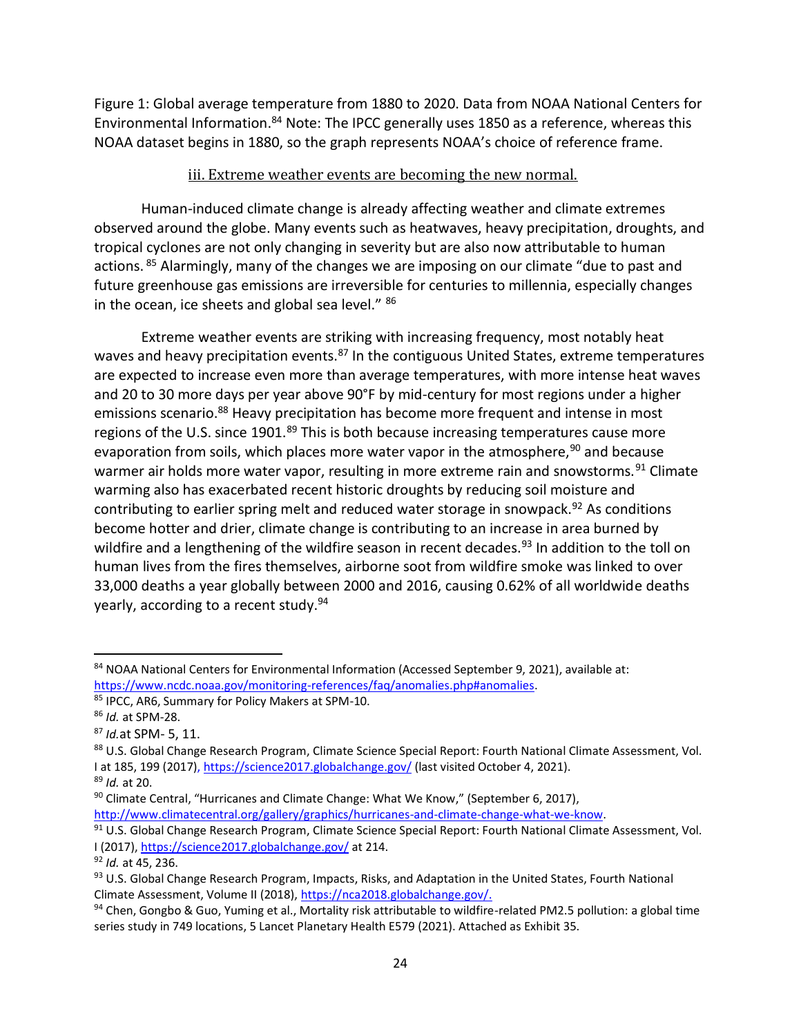Figure 1: Global average temperature from 1880 to 2020. Data from NOAA National Centers for Environmental Information.[84] Note: The IPCC generally uses 1850 as a reference, whereas this NOAA dataset begins in 1880, so the graph represents NOAA's choice of reference frame.

### iii. Extreme weather events are becoming the new normal.

Human-induced climate change is already affecting weather and climate extremes observed around the globe. Many events such as heatwaves, heavy precipitation, droughts, and tropical cyclones are not only changing in severity but are also now attributable to human actions.[85] Alarmingly, many of the changes we are imposing on our climate "due to past and future greenhouse gas emissions are irreversible for centuries to millennia, especially changes in the ocean, ice sheets and global sea level."[86]

Extreme weather events are striking with increasing frequency, most notably heat waves and heavy precipitation events.[87] In the contiguous United States, extreme temperatures are expected to increase even more than average temperatures, with more intense heat waves and 20 to 30 more days per year above 90°F by mid-century for most regions under a higher emissions scenario.[88] Heavy precipitation has become more frequent and intense in most regions of the U.S. since 1901.[89] This is both because increasing temperatures cause more evaporation from soils, which places more water vapor in the atmosphere,[90] and because warmer air holds more water vapor, resulting in more extreme rain and snowstorms.[91] Climate warming also has exacerbated recent historic droughts by reducing soil moisture and contributing to earlier spring melt and reduced water storage in snowpack.[92] As conditions become hotter and drier, climate change is contributing to an increase in area burned by wildfire and a lengthening of the wildfire season in recent decades.[93] In addition to the toll on human lives from the fires themselves, airborne soot from wildfire smoke was linked to over 33,000 deaths a year globally between 2000 and 2016, causing 0.62% of all worldwide deaths yearly, according to a recent study.[94]

---

[84] NOAA National Centers for Environmental Information (Accessed September 9, 2021), available at: https://www.ncdc.noaa.gov/monitoring-references/faq/anomalies.php#anomalies.

[85] IPCC, AR6, Summary for Policy Makers at SPM-10.

[86] *Id.* at SPM-28.

[87] *Id.* at SPM- 5, 11.

[88] U.S. Global Change Research Program, Climate Science Special Report: Fourth National Climate Assessment, Vol. I at 185, 199 (2017), https://science2017.globalchange.gov/ (last visited October 4, 2021).

[89] *Id.* at 20.

[90] Climate Central, "Hurricanes and Climate Change: What We Know," (September 6, 2017), http://www.climatecentral.org/gallery/graphics/hurricanes-and-climate-change-what-we-know.

[91] U.S. Global Change Research Program, Climate Science Special Report: Fourth National Climate Assessment, Vol. I (2017), https://science2017.globalchange.gov/ at 214.

[92] *Id.* at 45, 236.

[93] U.S. Global Change Research Program, Impacts, Risks, and Adaptation in the United States, Fourth National Climate Assessment, Volume II (2018), https://nca2018.globalchange.gov/.

[94] Chen, Gongbo & Guo, Yuming et al., Mortality risk attributable to wildfire-related PM2.5 pollution: a global time series study in 749 locations, 5 Lancet Planetary Health E579 (2021). Attached as Exhibit 35.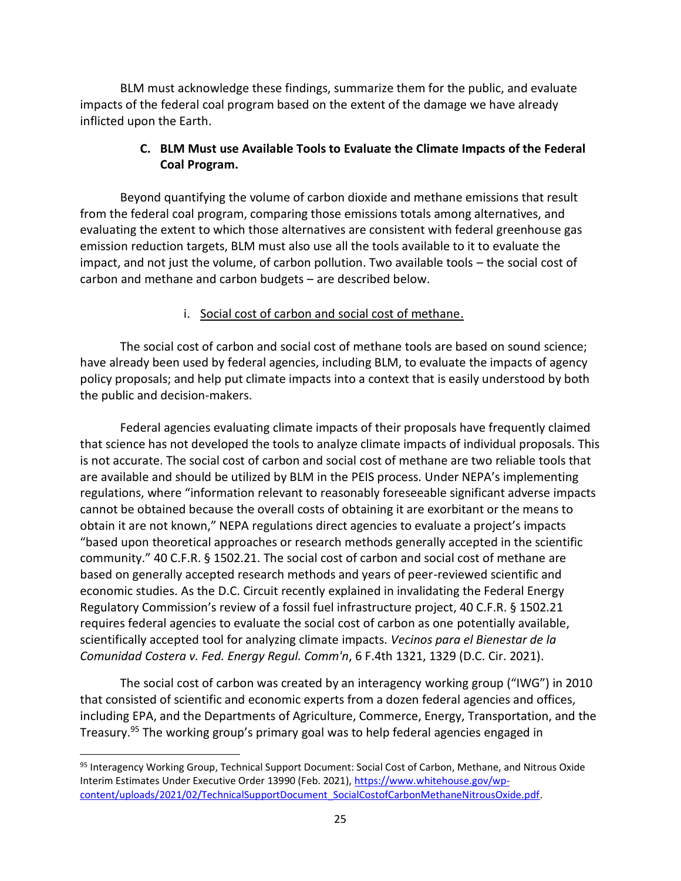BLM must acknowledge these findings, summarize them for the public, and evaluate impacts of the federal coal program based on the extent of the damage we have already inflicted upon the Earth.

### C. BLM Must use Available Tools to Evaluate the Climate Impacts of the Federal Coal Program.

Beyond quantifying the volume of carbon dioxide and methane emissions that result from the federal coal program, comparing those emissions totals among alternatives, and evaluating the extent to which those alternatives are consistent with federal greenhouse gas emission reduction targets, BLM must also use all the tools available to it to evaluate the impact, and not just the volume, of carbon pollution. Two available tools – the social cost of carbon and methane and carbon budgets – are described below.

#### i. Social cost of carbon and social cost of methane.

The social cost of carbon and social cost of methane tools are based on sound science; have already been used by federal agencies, including BLM, to evaluate the impacts of agency policy proposals; and help put climate impacts into a context that is easily understood by both the public and decision-makers.

Federal agencies evaluating climate impacts of their proposals have frequently claimed that science has not developed the tools to analyze climate impacts of individual proposals. This is not accurate. The social cost of carbon and social cost of methane are two reliable tools that are available and should be utilized by BLM in the PEIS process. Under NEPA's implementing regulations, where "information relevant to reasonably foreseeable significant adverse impacts cannot be obtained because the overall costs of obtaining it are exorbitant or the means to obtain it are not known," NEPA regulations direct agencies to evaluate a project's impacts "based upon theoretical approaches or research methods generally accepted in the scientific community." 40 C.F.R. § 1502.21. The social cost of carbon and social cost of methane are based on generally accepted research methods and years of peer-reviewed scientific and economic studies. As the D.C. Circuit recently explained in invalidating the Federal Energy Regulatory Commission's review of a fossil fuel infrastructure project, 40 C.F.R. § 1502.21 requires federal agencies to evaluate the social cost of carbon as one potentially available, scientifically accepted tool for analyzing climate impacts. *Vecinos para el Bienestar de la Comunidad Costera v. Fed. Energy Regul. Comm'n*, 6 F.4th 1321, 1329 (D.C. Cir. 2021).

The social cost of carbon was created by an interagency working group ("IWG") in 2010 that consisted of scientific and economic experts from a dozen federal agencies and offices, including EPA, and the Departments of Agriculture, Commerce, Energy, Transportation, and the Treasury.[95] The working group's primary goal was to help federal agencies engaged in

---

[95] Interagency Working Group, Technical Support Document: Social Cost of Carbon, Methane, and Nitrous Oxide Interim Estimates Under Executive Order 13990 (Feb. 2021), https://www.whitehouse.gov/wp-content/uploads/2021/02/TechnicalSupportDocument_SocialCostofCarbonMethaneNitrousOxide.pdf.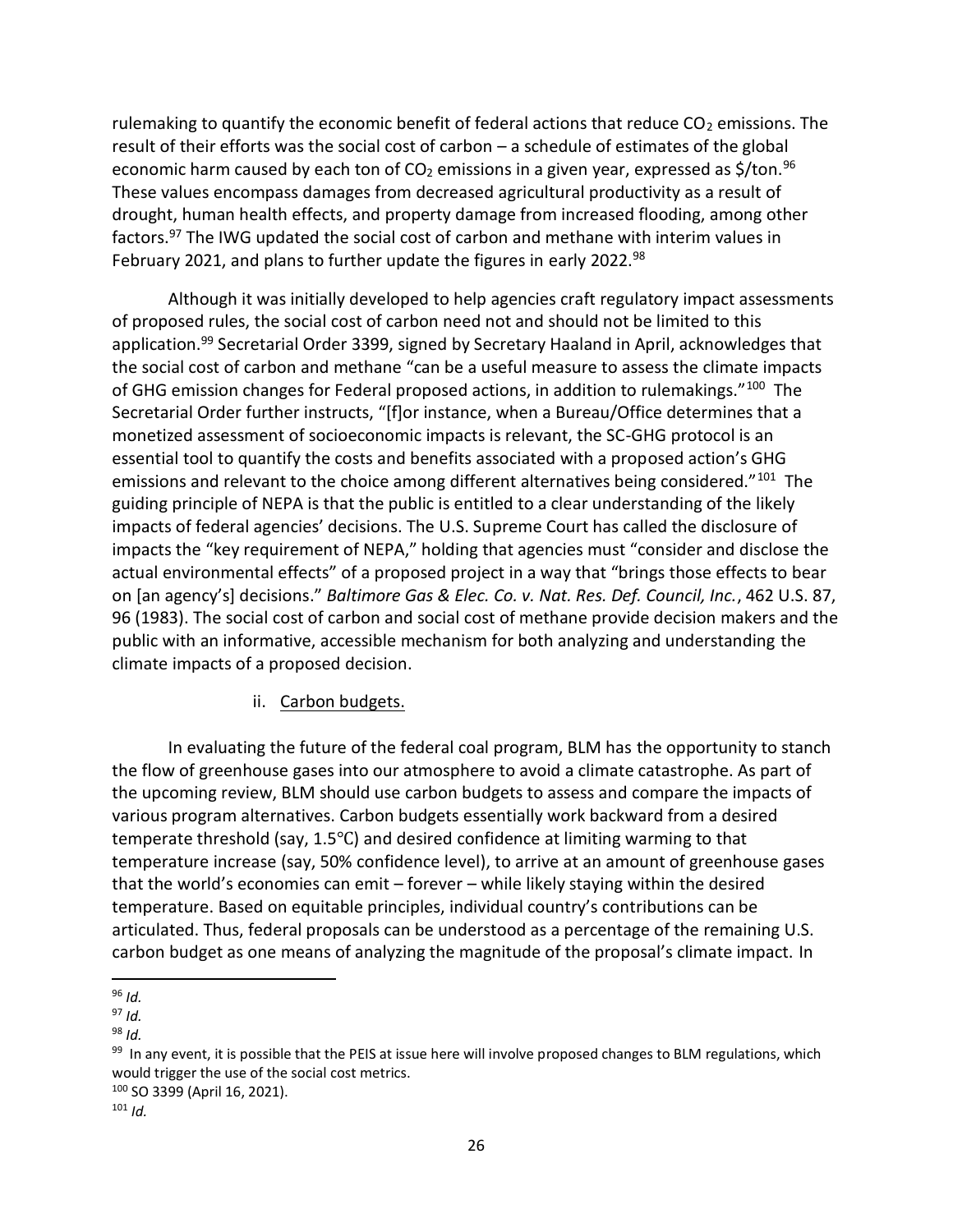rulemaking to quantify the economic benefit of federal actions that reduce $CO_2$ emissions. The result of their efforts was the social cost of carbon – a schedule of estimates of the global economic harm caused by each ton of $CO_2$ emissions in a given year, expressed as $/ton.[96] These values encompass damages from decreased agricultural productivity as a result of drought, human health effects, and property damage from increased flooding, among other factors.[97] The IWG updated the social cost of carbon and methane with interim values in February 2021, and plans to further update the figures in early 2022.[98]

Although it was initially developed to help agencies craft regulatory impact assessments of proposed rules, the social cost of carbon need not and should not be limited to this application.[99] Secretarial Order 3399, signed by Secretary Haaland in April, acknowledges that the social cost of carbon and methane "can be a useful measure to assess the climate impacts of GHG emission changes for Federal proposed actions, in addition to rulemakings."[100] The Secretarial Order further instructs, "[f]or instance, when a Bureau/Office determines that a monetized assessment of socioeconomic impacts is relevant, the SC-GHG protocol is an essential tool to quantify the costs and benefits associated with a proposed action's GHG emissions and relevant to the choice among different alternatives being considered."[101] The guiding principle of NEPA is that the public is entitled to a clear understanding of the likely impacts of federal agencies' decisions. The U.S. Supreme Court has called the disclosure of impacts the "key requirement of NEPA," holding that agencies must "consider and disclose the actual environmental effects" of a proposed project in a way that "brings those effects to bear on [an agency's] decisions." *Baltimore Gas & Elec. Co. v. Nat. Res. Def. Council, Inc.*, 462 U.S. 87, 96 (1983). The social cost of carbon and social cost of methane provide decision makers and the public with an informative, accessible mechanism for both analyzing and understanding the climate impacts of a proposed decision.

ii. Carbon budgets.

In evaluating the future of the federal coal program, BLM has the opportunity to stanch the flow of greenhouse gases into our atmosphere to avoid a climate catastrophe. As part of the upcoming review, BLM should use carbon budgets to assess and compare the impacts of various program alternatives. Carbon budgets essentially work backward from a desired temperate threshold (say, 1.5℃) and desired confidence at limiting warming to that temperature increase (say, 50% confidence level), to arrive at an amount of greenhouse gases that the world's economies can emit – forever – while likely staying within the desired temperature. Based on equitable principles, individual country's contributions can be articulated. Thus, federal proposals can be understood as a percentage of the remaining U.S. carbon budget as one means of analyzing the magnitude of the proposal's climate impact. In

---

[96] *Id.*

[97] *Id.*

[98] *Id.*

[99] In any event, it is possible that the PEIS at issue here will involve proposed changes to BLM regulations, which would trigger the use of the social cost metrics.

[100] SO 3399 (April 16, 2021).

[101] *Id.*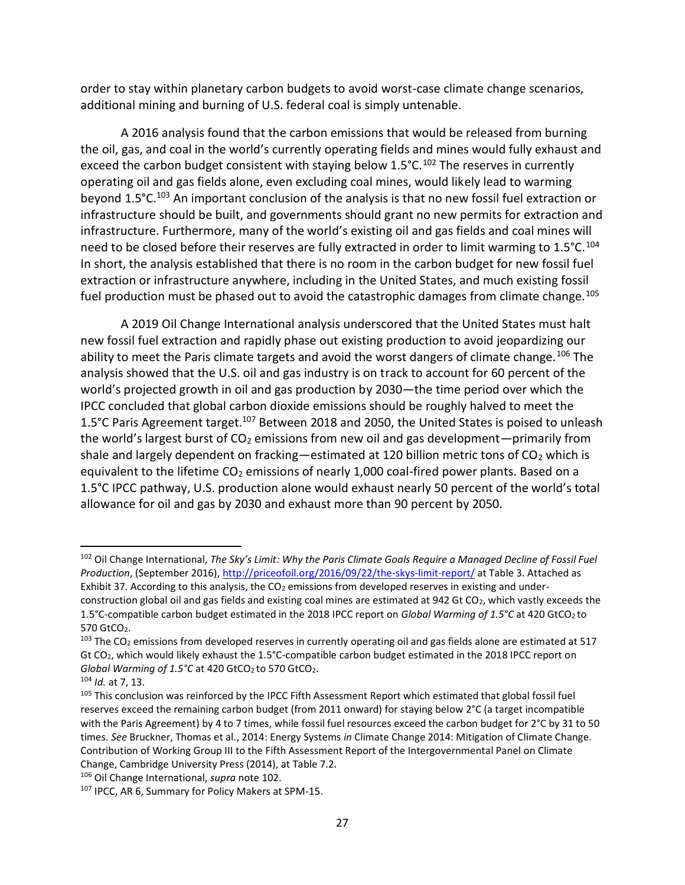order to stay within planetary carbon budgets to avoid worst-case climate change scenarios, additional mining and burning of U.S. federal coal is simply untenable.

A 2016 analysis found that the carbon emissions that would be released from burning the oil, gas, and coal in the world's currently operating fields and mines would fully exhaust and exceed the carbon budget consistent with staying below 1.5°C.[102] The reserves in currently operating oil and gas fields alone, even excluding coal mines, would likely lead to warming beyond 1.5°C.[103] An important conclusion of the analysis is that no new fossil fuel extraction or infrastructure should be built, and governments should grant no new permits for extraction and infrastructure. Furthermore, many of the world's existing oil and gas fields and coal mines will need to be closed before their reserves are fully extracted in order to limit warming to 1.5°C.[104] In short, the analysis established that there is no room in the carbon budget for new fossil fuel extraction or infrastructure anywhere, including in the United States, and much existing fossil fuel production must be phased out to avoid the catastrophic damages from climate change.[105]

A 2019 Oil Change International analysis underscored that the United States must halt new fossil fuel extraction and rapidly phase out existing production to avoid jeopardizing our ability to meet the Paris climate targets and avoid the worst dangers of climate change.[106] The analysis showed that the U.S. oil and gas industry is on track to account for 60 percent of the world's projected growth in oil and gas production by 2030—the time period over which the IPCC concluded that global carbon dioxide emissions should be roughly halved to meet the 1.5°C Paris Agreement target.[107] Between 2018 and 2050, the United States is poised to unleash the world's largest burst of $CO_2$ emissions from new oil and gas development—primarily from shale and largely dependent on fracking—estimated at 120 billion metric tons of $CO_2$ which is equivalent to the lifetime $CO_2$ emissions of nearly 1,000 coal-fired power plants. Based on a 1.5°C IPCC pathway, U.S. production alone would exhaust nearly 50 percent of the world's total allowance for oil and gas by 2030 and exhaust more than 90 percent by 2050.

---

[102] Oil Change International, *The Sky's Limit: Why the Paris Climate Goals Require a Managed Decline of Fossil Fuel Production*, (September 2016), http://priceofoil.org/2016/09/22/the-skys-limit-report/ at Table 3. Attached as Exhibit 37. According to this analysis, the $CO_2$ emissions from developed reserves in existing and under-construction global oil and gas fields and existing coal mines are estimated at 942 Gt $CO_2$, which vastly exceeds the 1.5°C-compatible carbon budget estimated in the 2018 IPCC report on *Global Warming of 1.5°C* at 420 $GtCO_2$ to 570 $GtCO_2$.

[103] The $CO_2$ emissions from developed reserves in currently operating oil and gas fields alone are estimated at 517 Gt $CO_2$, which would likely exhaust the 1.5°C-compatible carbon budget estimated in the 2018 IPCC report on *Global Warming of 1.5°C* at 420 $GtCO_2$ to 570 $GtCO_2$.

[104] *Id.* at 7, 13.

[105] This conclusion was reinforced by the IPCC Fifth Assessment Report which estimated that global fossil fuel reserves exceed the remaining carbon budget (from 2011 onward) for staying below 2°C (a target incompatible with the Paris Agreement) by 4 to 7 times, while fossil fuel resources exceed the carbon budget for 2°C by 31 to 50 times. *See* Bruckner, Thomas et al., 2014: Energy Systems *in* Climate Change 2014: Mitigation of Climate Change. Contribution of Working Group III to the Fifth Assessment Report of the Intergovernmental Panel on Climate Change, Cambridge University Press (2014), at Table 7.2.

[106] Oil Change International, *supra* note 102.

[107] IPCC, AR 6, Summary for Policy Makers at SPM-15.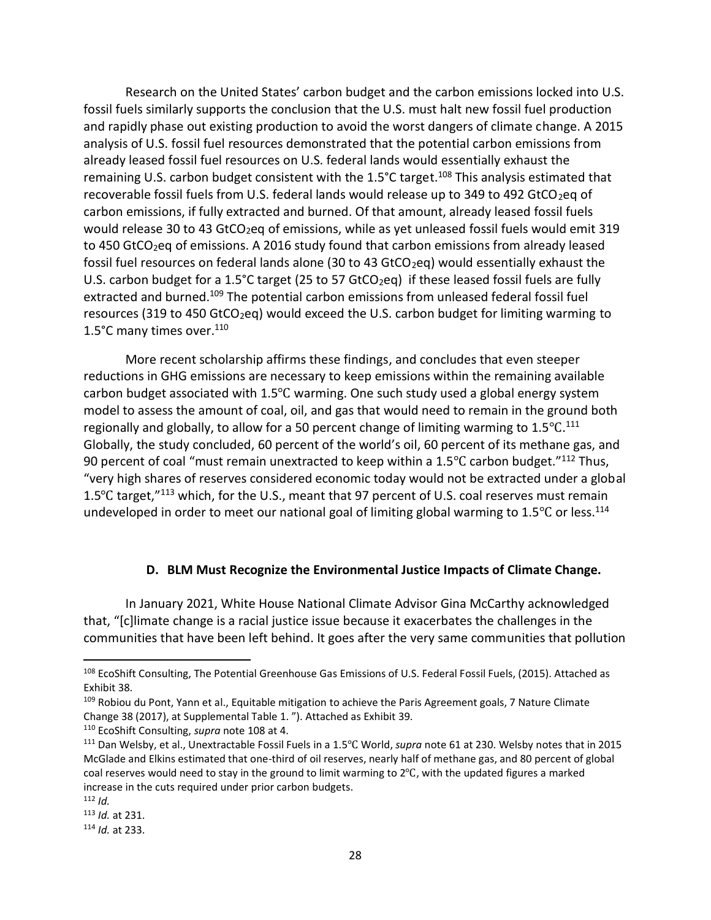Research on the United States' carbon budget and the carbon emissions locked into U.S. fossil fuels similarly supports the conclusion that the U.S. must halt new fossil fuel production and rapidly phase out existing production to avoid the worst dangers of climate change. A 2015 analysis of U.S. fossil fuel resources demonstrated that the potential carbon emissions from already leased fossil fuel resources on U.S. federal lands would essentially exhaust the remaining U.S. carbon budget consistent with the 1.5°C target.[108] This analysis estimated that recoverable fossil fuels from U.S. federal lands would release up to 349 to 492 $GtCO_2eq$ of carbon emissions, if fully extracted and burned. Of that amount, already leased fossil fuels would release 30 to 43 $GtCO_2eq$ of emissions, while as yet unleased fossil fuels would emit 319 to 450 $GtCO_2eq$ of emissions. A 2016 study found that carbon emissions from already leased fossil fuel resources on federal lands alone (30 to 43 $GtCO_2eq$) would essentially exhaust the U.S. carbon budget for a 1.5°C target (25 to 57 $GtCO_2eq$) if these leased fossil fuels are fully extracted and burned.[109] The potential carbon emissions from unleased federal fossil fuel resources (319 to 450 $GtCO_2eq$) would exceed the U.S. carbon budget for limiting warming to 1.5°C many times over.[110]

More recent scholarship affirms these findings, and concludes that even steeper reductions in GHG emissions are necessary to keep emissions within the remaining available carbon budget associated with 1.5℃ warming. One such study used a global energy system model to assess the amount of coal, oil, and gas that would need to remain in the ground both regionally and globally, to allow for a 50 percent change of limiting warming to 1.5℃.[111] Globally, the study concluded, 60 percent of the world's oil, 60 percent of its methane gas, and 90 percent of coal "must remain unextracted to keep within a 1.5℃ carbon budget."[112] Thus, "very high shares of reserves considered economic today would not be extracted under a global 1.5℃ target,"[113] which, for the U.S., meant that 97 percent of U.S. coal reserves must remain undeveloped in order to meet our national goal of limiting global warming to 1.5℃ or less.[114]

### D. BLM Must Recognize the Environmental Justice Impacts of Climate Change.

In January 2021, White House National Climate Advisor Gina McCarthy acknowledged that, "[c]limate change is a racial justice issue because it exacerbates the challenges in the communities that have been left behind. It goes after the very same communities that pollution

---

[108] EcoShift Consulting, The Potential Greenhouse Gas Emissions of U.S. Federal Fossil Fuels, (2015). Attached as Exhibit 38.

[109] Robiou du Pont, Yann et al., Equitable mitigation to achieve the Paris Agreement goals, 7 Nature Climate Change 38 (2017), at Supplemental Table 1. "). Attached as Exhibit 39.

[110] EcoShift Consulting, *supra* note 108 at 4.

[111] Dan Welsby, et al., Unextractable Fossil Fuels in a 1.5℃ World, *supra* note 61 at 230. Welsby notes that in 2015 McGlade and Elkins estimated that one-third of oil reserves, nearly half of methane gas, and 80 percent of global coal reserves would need to stay in the ground to limit warming to 2℃, with the updated figures a marked increase in the cuts required under prior carbon budgets.

[112] *Id.*

[113] *Id.* at 231.

[114] *Id.* at 233.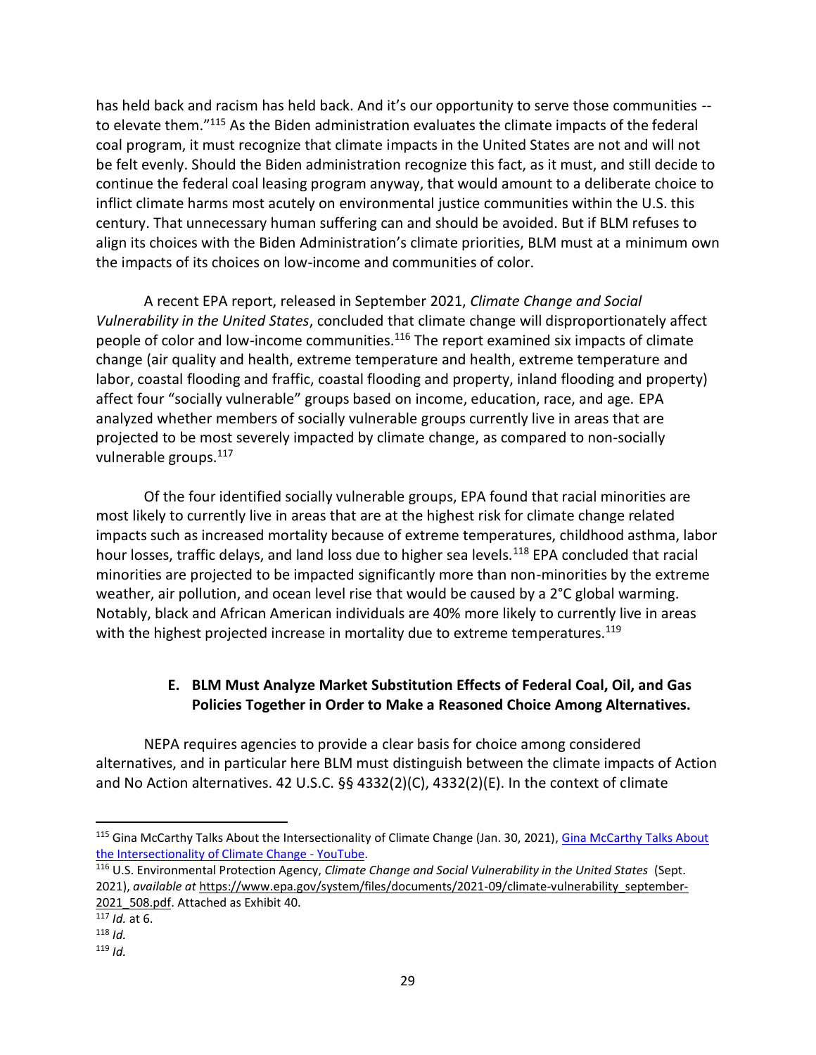has held back and racism has held back. And it's our opportunity to serve those communities -- to elevate them."[115] As the Biden administration evaluates the climate impacts of the federal coal program, it must recognize that climate impacts in the United States are not and will not be felt evenly. Should the Biden administration recognize this fact, as it must, and still decide to continue the federal coal leasing program anyway, that would amount to a deliberate choice to inflict climate harms most acutely on environmental justice communities within the U.S. this century. That unnecessary human suffering can and should be avoided. But if BLM refuses to align its choices with the Biden Administration's climate priorities, BLM must at a minimum own the impacts of its choices on low-income and communities of color.

A recent EPA report, released in September 2021, *Climate Change and Social Vulnerability in the United States*, concluded that climate change will disproportionately affect people of color and low-income communities.[116] The report examined six impacts of climate change (air quality and health, extreme temperature and health, extreme temperature and labor, coastal flooding and fraffic, coastal flooding and property, inland flooding and property) affect four "socially vulnerable" groups based on income, education, race, and age. EPA analyzed whether members of socially vulnerable groups currently live in areas that are projected to be most severely impacted by climate change, as compared to non-socially vulnerable groups.[117]

Of the four identified socially vulnerable groups, EPA found that racial minorities are most likely to currently live in areas that are at the highest risk for climate change related impacts such as increased mortality because of extreme temperatures, childhood asthma, labor hour losses, traffic delays, and land loss due to higher sea levels.[118] EPA concluded that racial minorities are projected to be impacted significantly more than non-minorities by the extreme weather, air pollution, and ocean level rise that would be caused by a 2°C global warming. Notably, black and African American individuals are 40% more likely to currently live in areas with the highest projected increase in mortality due to extreme temperatures.[119]

### E. BLM Must Analyze Market Substitution Effects of Federal Coal, Oil, and Gas Policies Together in Order to Make a Reasoned Choice Among Alternatives.

NEPA requires agencies to provide a clear basis for choice among considered alternatives, and in particular here BLM must distinguish between the climate impacts of Action and No Action alternatives. 42 U.S.C. §§ 4332(2)(C), 4332(2)(E). In the context of climate

---

[115] Gina McCarthy Talks About the Intersectionality of Climate Change (Jan. 30, 2021), [Gina McCarthy Talks About the Intersectionality of Climate Change - YouTube](Gina McCarthy Talks About the Intersectionality of Climate Change - YouTube).

[116] U.S. Environmental Protection Agency, *Climate Change and Social Vulnerability in the United States* (Sept. 2021), *available at* https://www.epa.gov/system/files/documents/2021-09/climate-vulnerability_september-2021_508.pdf. Attached as Exhibit 40.

[117] *Id.* at 6.

[118] *Id.*

[119] *Id.*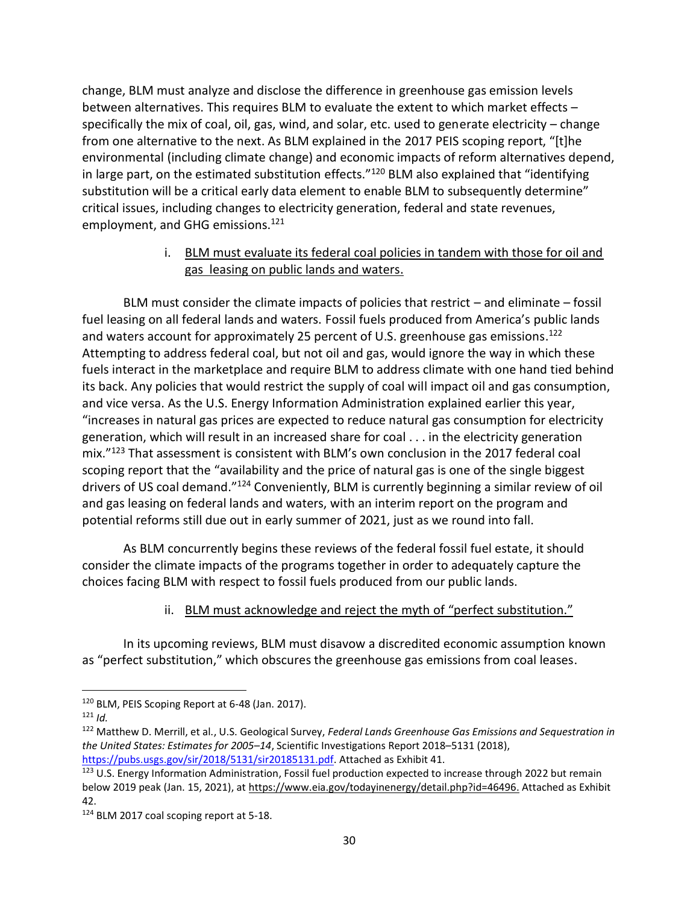change, BLM must analyze and disclose the difference in greenhouse gas emission levels between alternatives. This requires BLM to evaluate the extent to which market effects – specifically the mix of coal, oil, gas, wind, and solar, etc. used to generate electricity – change from one alternative to the next. As BLM explained in the 2017 PEIS scoping report, "[t]he environmental (including climate change) and economic impacts of reform alternatives depend, in large part, on the estimated substitution effects."[120] BLM also explained that "identifying substitution will be a critical early data element to enable BLM to subsequently determine" critical issues, including changes to electricity generation, federal and state revenues, employment, and GHG emissions.[121]

i. <u>BLM must evaluate its federal coal policies in tandem with those for oil and gas leasing on public lands and waters.</u>

BLM must consider the climate impacts of policies that restrict – and eliminate – fossil fuel leasing on all federal lands and waters. Fossil fuels produced from America's public lands and waters account for approximately 25 percent of U.S. greenhouse gas emissions.[122] Attempting to address federal coal, but not oil and gas, would ignore the way in which these fuels interact in the marketplace and require BLM to address climate with one hand tied behind its back. Any policies that would restrict the supply of coal will impact oil and gas consumption, and vice versa. As the U.S. Energy Information Administration explained earlier this year, "increases in natural gas prices are expected to reduce natural gas consumption for electricity generation, which will result in an increased share for coal . . . in the electricity generation mix."[123] That assessment is consistent with BLM's own conclusion in the 2017 federal coal scoping report that the "availability and the price of natural gas is one of the single biggest drivers of US coal demand."[124] Conveniently, BLM is currently beginning a similar review of oil and gas leasing on federal lands and waters, with an interim report on the program and potential reforms still due out in early summer of 2021, just as we round into fall.

As BLM concurrently begins these reviews of the federal fossil fuel estate, it should consider the climate impacts of the programs together in order to adequately capture the choices facing BLM with respect to fossil fuels produced from our public lands.

ii. <u>BLM must acknowledge and reject the myth of "perfect substitution."</u>

In its upcoming reviews, BLM must disavow a discredited economic assumption known as "perfect substitution," which obscures the greenhouse gas emissions from coal leases.

---

[120] BLM, PEIS Scoping Report at 6-48 (Jan. 2017).

[121] *Id.*

[122] Matthew D. Merrill, et al., U.S. Geological Survey, *Federal Lands Greenhouse Gas Emissions and Sequestration in the United States: Estimates for 2005–14*, Scientific Investigations Report 2018–5131 (2018), https://pubs.usgs.gov/sir/2018/5131/sir20185131.pdf. Attached as Exhibit 41.

[123] U.S. Energy Information Administration, Fossil fuel production expected to increase through 2022 but remain below 2019 peak (Jan. 15, 2021), at https://www.eia.gov/todayinenergy/detail.php?id=46496. Attached as Exhibit 42.

[124] BLM 2017 coal scoping report at 5-18.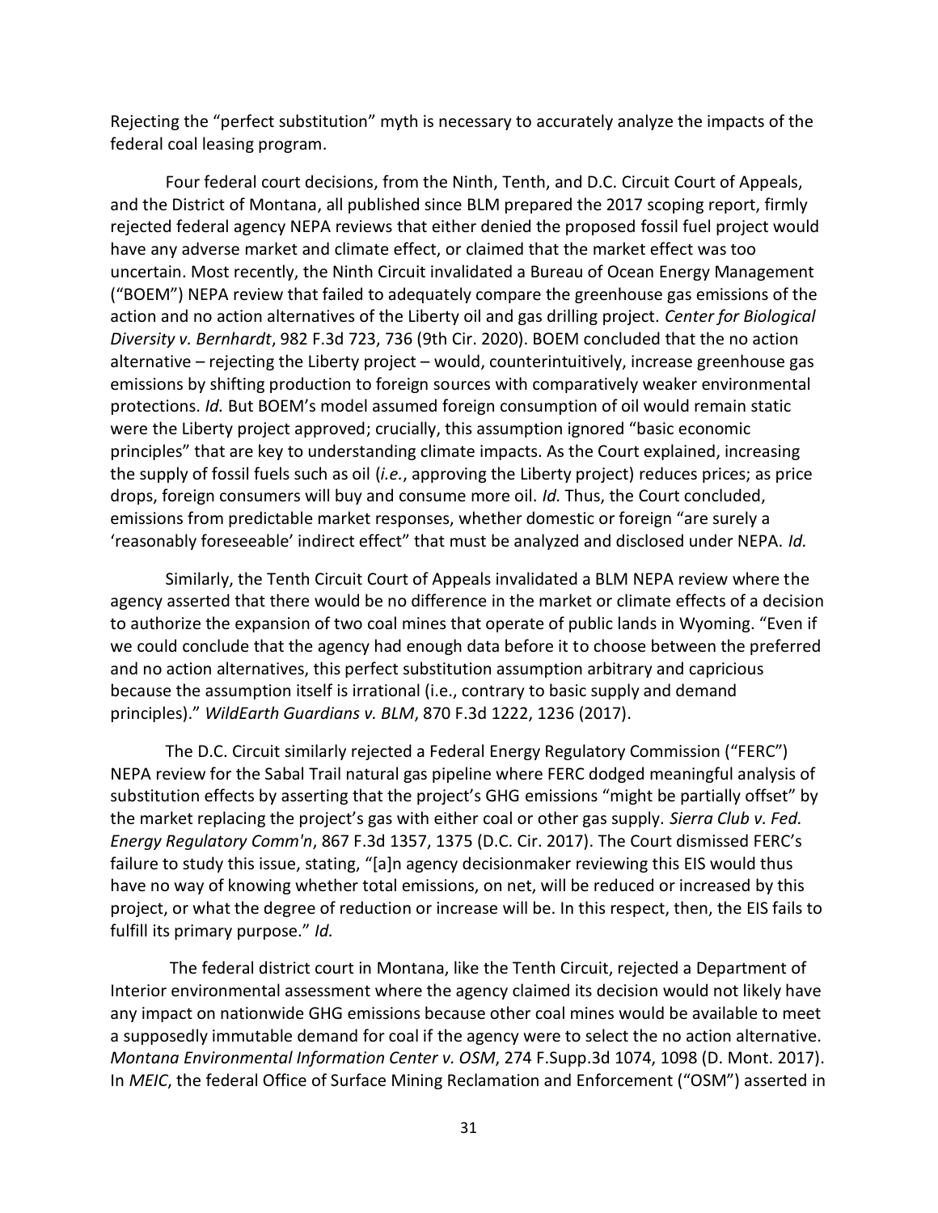Rejecting the "perfect substitution" myth is necessary to accurately analyze the impacts of the federal coal leasing program.

Four federal court decisions, from the Ninth, Tenth, and D.C. Circuit Court of Appeals, and the District of Montana, all published since BLM prepared the 2017 scoping report, firmly rejected federal agency NEPA reviews that either denied the proposed fossil fuel project would have any adverse market and climate effect, or claimed that the market effect was too uncertain. Most recently, the Ninth Circuit invalidated a Bureau of Ocean Energy Management ("BOEM") NEPA review that failed to adequately compare the greenhouse gas emissions of the action and no action alternatives of the Liberty oil and gas drilling project. *Center for Biological Diversity v. Bernhardt*, 982 F.3d 723, 736 (9th Cir. 2020). BOEM concluded that the no action alternative – rejecting the Liberty project – would, counterintuitively, increase greenhouse gas emissions by shifting production to foreign sources with comparatively weaker environmental protections. *Id.* But BOEM's model assumed foreign consumption of oil would remain static were the Liberty project approved; crucially, this assumption ignored "basic economic principles" that are key to understanding climate impacts. As the Court explained, increasing the supply of fossil fuels such as oil (*i.e.*, approving the Liberty project) reduces prices; as price drops, foreign consumers will buy and consume more oil. *Id.* Thus, the Court concluded, emissions from predictable market responses, whether domestic or foreign "are surely a 'reasonably foreseeable' indirect effect" that must be analyzed and disclosed under NEPA. *Id.*

Similarly, the Tenth Circuit Court of Appeals invalidated a BLM NEPA review where the agency asserted that there would be no difference in the market or climate effects of a decision to authorize the expansion of two coal mines that operate of public lands in Wyoming. "Even if we could conclude that the agency had enough data before it to choose between the preferred and no action alternatives, this perfect substitution assumption arbitrary and capricious because the assumption itself is irrational (i.e., contrary to basic supply and demand principles)." *WildEarth Guardians v. BLM*, 870 F.3d 1222, 1236 (2017).

The D.C. Circuit similarly rejected a Federal Energy Regulatory Commission ("FERC") NEPA review for the Sabal Trail natural gas pipeline where FERC dodged meaningful analysis of substitution effects by asserting that the project's GHG emissions "might be partially offset" by the market replacing the project's gas with either coal or other gas supply. *Sierra Club v. Fed. Energy Regulatory Comm'n*, 867 F.3d 1357, 1375 (D.C. Cir. 2017). The Court dismissed FERC's failure to study this issue, stating, "[a]n agency decisionmaker reviewing this EIS would thus have no way of knowing whether total emissions, on net, will be reduced or increased by this project, or what the degree of reduction or increase will be. In this respect, then, the EIS fails to fulfill its primary purpose." *Id.*

The federal district court in Montana, like the Tenth Circuit, rejected a Department of Interior environmental assessment where the agency claimed its decision would not likely have any impact on nationwide GHG emissions because other coal mines would be available to meet a supposedly immutable demand for coal if the agency were to select the no action alternative. *Montana Environmental Information Center v. OSM*, 274 F.Supp.3d 1074, 1098 (D. Mont. 2017). In *MEIC*, the federal Office of Surface Mining Reclamation and Enforcement ("OSM") asserted in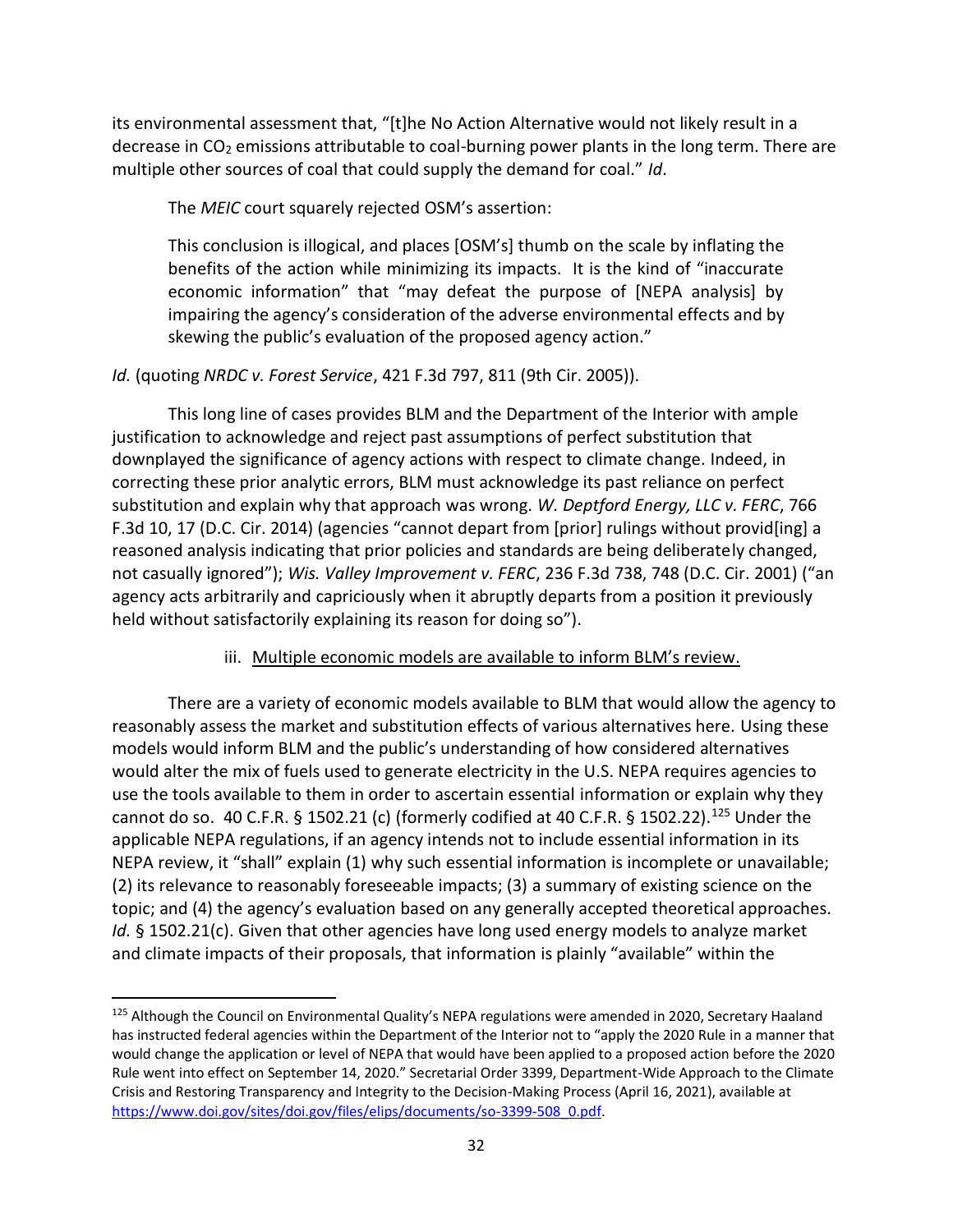its environmental assessment that, "[t]he No Action Alternative would not likely result in a decrease in $CO_2$ emissions attributable to coal-burning power plants in the long term. There are multiple other sources of coal that could supply the demand for coal." *Id*.

The *MEIC* court squarely rejected OSM's assertion:

> This conclusion is illogical, and places [OSM's] thumb on the scale by inflating the benefits of the action while minimizing its impacts. It is the kind of "inaccurate economic information" that "may defeat the purpose of [NEPA analysis] by impairing the agency's consideration of the adverse environmental effects and by skewing the public's evaluation of the proposed agency action."

*Id.* (quoting *NRDC v. Forest Service*, 421 F.3d 797, 811 (9th Cir. 2005)).

This long line of cases provides BLM and the Department of the Interior with ample justification to acknowledge and reject past assumptions of perfect substitution that downplayed the significance of agency actions with respect to climate change. Indeed, in correcting these prior analytic errors, BLM must acknowledge its past reliance on perfect substitution and explain why that approach was wrong. *W. Deptford Energy, LLC v. FERC*, 766 F.3d 10, 17 (D.C. Cir. 2014) (agencies "cannot depart from [prior] rulings without provid[ing] a reasoned analysis indicating that prior policies and standards are being deliberately changed, not casually ignored"); *Wis. Valley Improvement v. FERC*, 236 F.3d 738, 748 (D.C. Cir. 2001) ("an agency acts arbitrarily and capriciously when it abruptly departs from a position it previously held without satisfactorily explaining its reason for doing so").

iii. Multiple economic models are available to inform BLM's review.

There are a variety of economic models available to BLM that would allow the agency to reasonably assess the market and substitution effects of various alternatives here. Using these models would inform BLM and the public's understanding of how considered alternatives would alter the mix of fuels used to generate electricity in the U.S. NEPA requires agencies to use the tools available to them in order to ascertain essential information or explain why they cannot do so. 40 C.F.R. § 1502.21 (c) (formerly codified at 40 C.F.R. § 1502.22).[125] Under the applicable NEPA regulations, if an agency intends not to include essential information in its NEPA review, it "shall" explain (1) why such essential information is incomplete or unavailable; (2) its relevance to reasonably foreseeable impacts; (3) a summary of existing science on the topic; and (4) the agency's evaluation based on any generally accepted theoretical approaches. *Id.* § 1502.21(c). Given that other agencies have long used energy models to analyze market and climate impacts of their proposals, that information is plainly "available" within the

---

[125] Although the Council on Environmental Quality's NEPA regulations were amended in 2020, Secretary Haaland has instructed federal agencies within the Department of the Interior not to "apply the 2020 Rule in a manner that would change the application or level of NEPA that would have been applied to a proposed action before the 2020 Rule went into effect on September 14, 2020." Secretarial Order 3399, Department-Wide Approach to the Climate Crisis and Restoring Transparency and Integrity to the Decision-Making Process (April 16, 2021), available at https://www.doi.gov/sites/doi.gov/files/elips/documents/so-3399-508_0.pdf.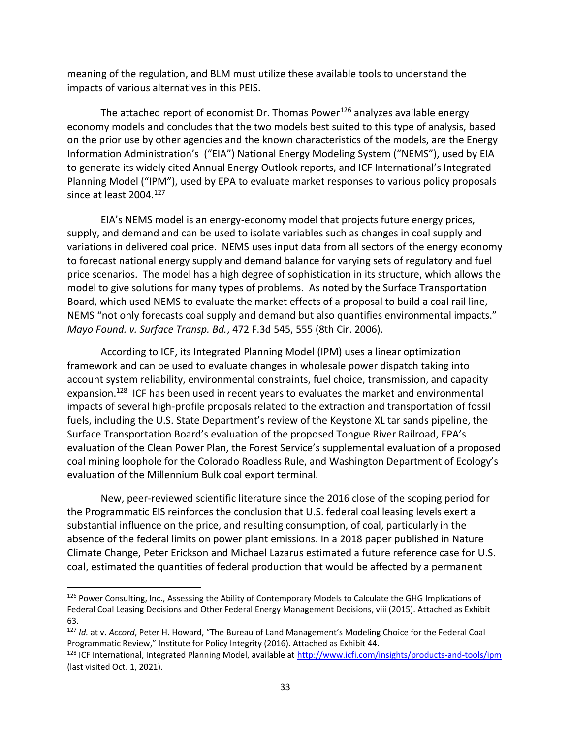meaning of the regulation, and BLM must utilize these available tools to understand the impacts of various alternatives in this PEIS.

The attached report of economist Dr. Thomas Power[126] analyzes available energy economy models and concludes that the two models best suited to this type of analysis, based on the prior use by other agencies and the known characteristics of the models, are the Energy Information Administration's ("EIA") National Energy Modeling System ("NEMS"), used by EIA to generate its widely cited Annual Energy Outlook reports, and ICF International's Integrated Planning Model ("IPM"), used by EPA to evaluate market responses to various policy proposals since at least 2004.[127]

EIA's NEMS model is an energy-economy model that projects future energy prices, supply, and demand and can be used to isolate variables such as changes in coal supply and variations in delivered coal price. NEMS uses input data from all sectors of the energy economy to forecast national energy supply and demand balance for varying sets of regulatory and fuel price scenarios. The model has a high degree of sophistication in its structure, which allows the model to give solutions for many types of problems. As noted by the Surface Transportation Board, which used NEMS to evaluate the market effects of a proposal to build a coal rail line, NEMS "not only forecasts coal supply and demand but also quantifies environmental impacts." *Mayo Found. v. Surface Transp. Bd.*, 472 F.3d 545, 555 (8th Cir. 2006).

According to ICF, its Integrated Planning Model (IPM) uses a linear optimization framework and can be used to evaluate changes in wholesale power dispatch taking into account system reliability, environmental constraints, fuel choice, transmission, and capacity expansion.[128] ICF has been used in recent years to evaluates the market and environmental impacts of several high-profile proposals related to the extraction and transportation of fossil fuels, including the U.S. State Department's review of the Keystone XL tar sands pipeline, the Surface Transportation Board's evaluation of the proposed Tongue River Railroad, EPA's evaluation of the Clean Power Plan, the Forest Service's supplemental evaluation of a proposed coal mining loophole for the Colorado Roadless Rule, and Washington Department of Ecology's evaluation of the Millennium Bulk coal export terminal.

New, peer-reviewed scientific literature since the 2016 close of the scoping period for the Programmatic EIS reinforces the conclusion that U.S. federal coal leasing levels exert a substantial influence on the price, and resulting consumption, of coal, particularly in the absence of the federal limits on power plant emissions. In a 2018 paper published in Nature Climate Change, Peter Erickson and Michael Lazarus estimated a future reference case for U.S. coal, estimated the quantities of federal production that would be affected by a permanent

---

[126] Power Consulting, Inc., Assessing the Ability of Contemporary Models to Calculate the GHG Implications of Federal Coal Leasing Decisions and Other Federal Energy Management Decisions, viii (2015). Attached as Exhibit 63.

[127] *Id.* at v. *Accord*, Peter H. Howard, "The Bureau of Land Management's Modeling Choice for the Federal Coal Programmatic Review," Institute for Policy Integrity (2016). Attached as Exhibit 44.

[128] ICF International, Integrated Planning Model, available at http://www.icfi.com/insights/products-and-tools/ipm (last visited Oct. 1, 2021).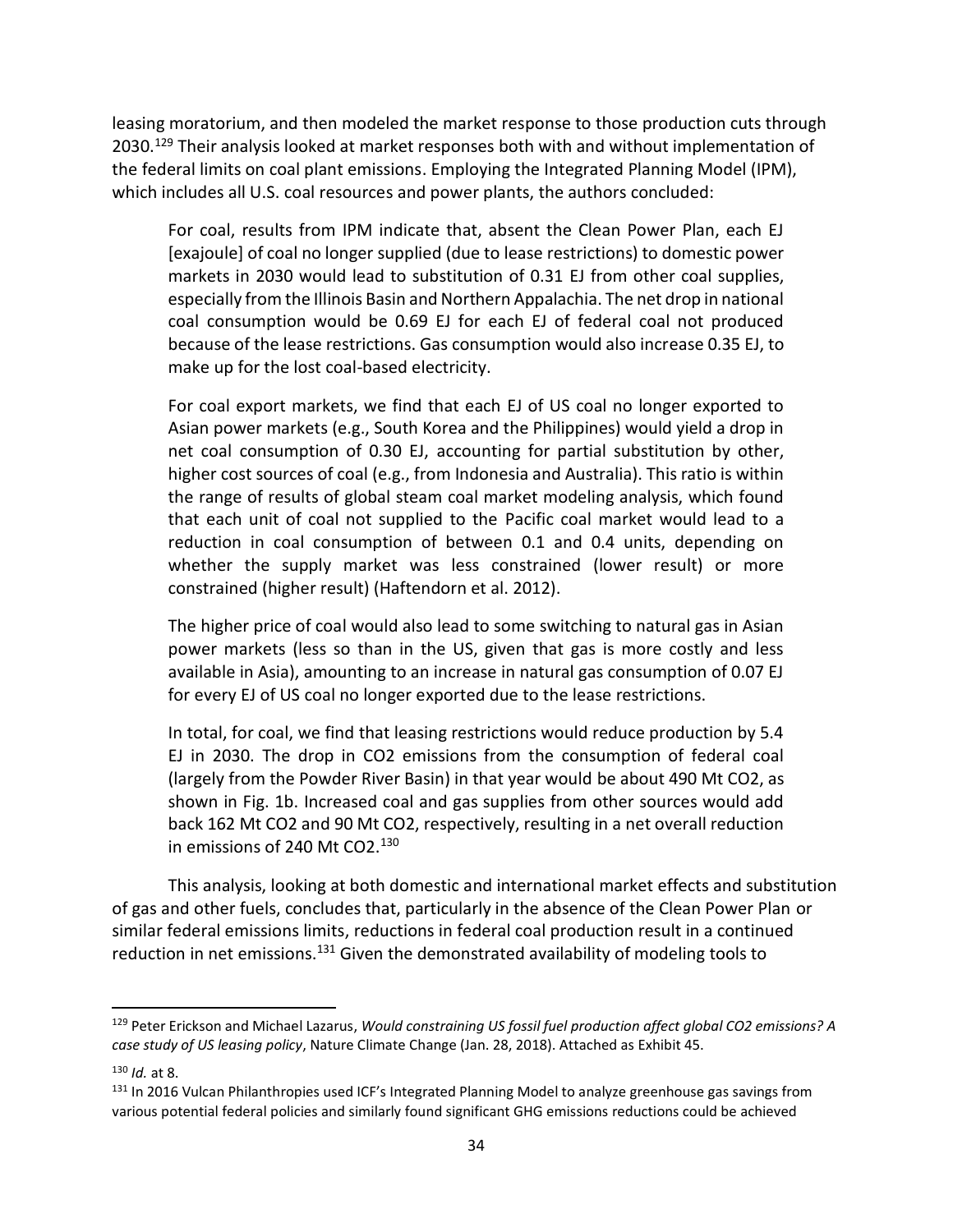leasing moratorium, and then modeled the market response to those production cuts through 2030.[129] Their analysis looked at market responses both with and without implementation of the federal limits on coal plant emissions. Employing the Integrated Planning Model (IPM), which includes all U.S. coal resources and power plants, the authors concluded:

> For coal, results from IPM indicate that, absent the Clean Power Plan, each EJ [exajoule] of coal no longer supplied (due to lease restrictions) to domestic power markets in 2030 would lead to substitution of 0.31 EJ from other coal supplies, especially from the Illinois Basin and Northern Appalachia. The net drop in national coal consumption would be 0.69 EJ for each EJ of federal coal not produced because of the lease restrictions. Gas consumption would also increase 0.35 EJ, to make up for the lost coal-based electricity.
>
> For coal export markets, we find that each EJ of US coal no longer exported to Asian power markets (e.g., South Korea and the Philippines) would yield a drop in net coal consumption of 0.30 EJ, accounting for partial substitution by other, higher cost sources of coal (e.g., from Indonesia and Australia). This ratio is within the range of results of global steam coal market modeling analysis, which found that each unit of coal not supplied to the Pacific coal market would lead to a reduction in coal consumption of between 0.1 and 0.4 units, depending on whether the supply market was less constrained (lower result) or more constrained (higher result) (Haftendorn et al. 2012).
>
> The higher price of coal would also lead to some switching to natural gas in Asian power markets (less so than in the US, given that gas is more costly and less available in Asia), amounting to an increase in natural gas consumption of 0.07 EJ for every EJ of US coal no longer exported due to the lease restrictions.
>
> In total, for coal, we find that leasing restrictions would reduce production by 5.4 EJ in 2030. The drop in $CO_2$ emissions from the consumption of federal coal (largely from the Powder River Basin) in that year would be about 490 Mt $CO_2$, as shown in Fig. 1b. Increased coal and gas supplies from other sources would add back 162 Mt $CO_2$ and 90 Mt $CO_2$, respectively, resulting in a net overall reduction in emissions of 240 Mt $CO_2$.[130]

This analysis, looking at both domestic and international market effects and substitution of gas and other fuels, concludes that, particularly in the absence of the Clean Power Plan or similar federal emissions limits, reductions in federal coal production result in a continued reduction in net emissions.[131] Given the demonstrated availability of modeling tools to

---

[129] Peter Erickson and Michael Lazarus, *Would constraining US fossil fuel production affect global CO2 emissions? A case study of US leasing policy*, Nature Climate Change (Jan. 28, 2018). Attached as Exhibit 45.

[130] *Id.* at 8.

[131] In 2016 Vulcan Philanthropies used ICF's Integrated Planning Model to analyze greenhouse gas savings from various potential federal policies and similarly found significant GHG emissions reductions could be achieved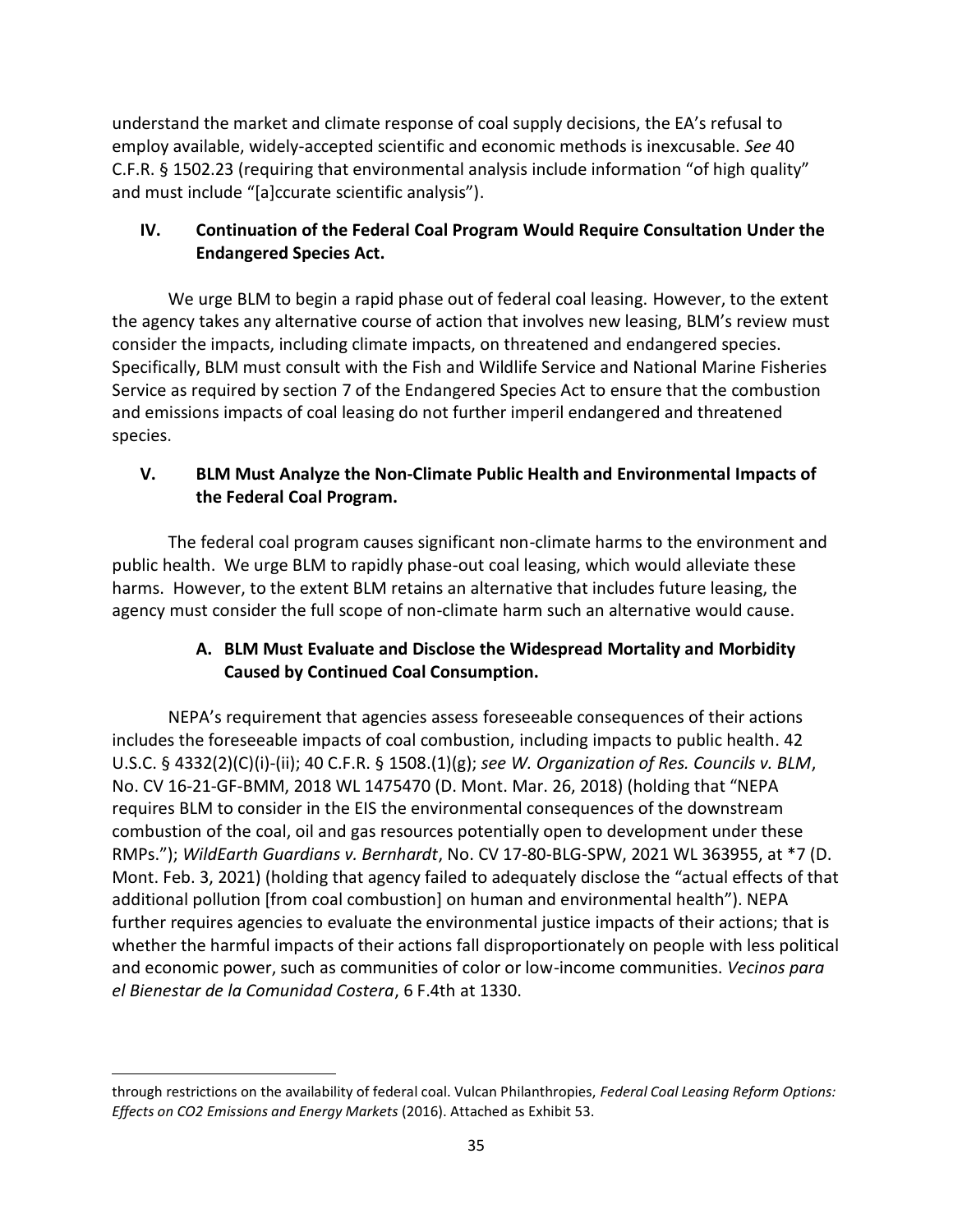understand the market and climate response of coal supply decisions, the EA's refusal to employ available, widely-accepted scientific and economic methods is inexcusable. *See* 40 C.F.R. § 1502.23 (requiring that environmental analysis include information "of high quality" and must include "[a]ccurate scientific analysis").

## IV. Continuation of the Federal Coal Program Would Require Consultation Under the Endangered Species Act.

We urge BLM to begin a rapid phase out of federal coal leasing. However, to the extent the agency takes any alternative course of action that involves new leasing, BLM's review must consider the impacts, including climate impacts, on threatened and endangered species. Specifically, BLM must consult with the Fish and Wildlife Service and National Marine Fisheries Service as required by section 7 of the Endangered Species Act to ensure that the combustion and emissions impacts of coal leasing do not further imperil endangered and threatened species.

## V. BLM Must Analyze the Non-Climate Public Health and Environmental Impacts of the Federal Coal Program.

The federal coal program causes significant non-climate harms to the environment and public health. We urge BLM to rapidly phase-out coal leasing, which would alleviate these harms. However, to the extent BLM retains an alternative that includes future leasing, the agency must consider the full scope of non-climate harm such an alternative would cause.

### A. BLM Must Evaluate and Disclose the Widespread Mortality and Morbidity Caused by Continued Coal Consumption.

NEPA's requirement that agencies assess foreseeable consequences of their actions includes the foreseeable impacts of coal combustion, including impacts to public health. 42 U.S.C. § 4332(2)(C)(i)-(ii); 40 C.F.R. § 1508.(1)(g); *see W. Organization of Res. Councils v. BLM*, No. CV 16-21-GF-BMM, 2018 WL 1475470 (D. Mont. Mar. 26, 2018) (holding that "NEPA requires BLM to consider in the EIS the environmental consequences of the downstream combustion of the coal, oil and gas resources potentially open to development under these RMPs."); *WildEarth Guardians v. Bernhardt*, No. CV 17-80-BLG-SPW, 2021 WL 363955, at *7 (D. Mont. Feb. 3, 2021) (holding that agency failed to adequately disclose the "actual effects of that additional pollution [from coal combustion] on human and environmental health"). NEPA further requires agencies to evaluate the environmental justice impacts of their actions; that is whether the harmful impacts of their actions fall disproportionately on people with less political and economic power, such as communities of color or low-income communities. *Vecinos para el Bienestar de la Comunidad Costera*, 6 F.4th at 1330.

---

through restrictions on the availability of federal coal. Vulcan Philanthropies, *Federal Coal Leasing Reform Options: Effects on CO2 Emissions and Energy Markets* (2016). Attached as Exhibit 53.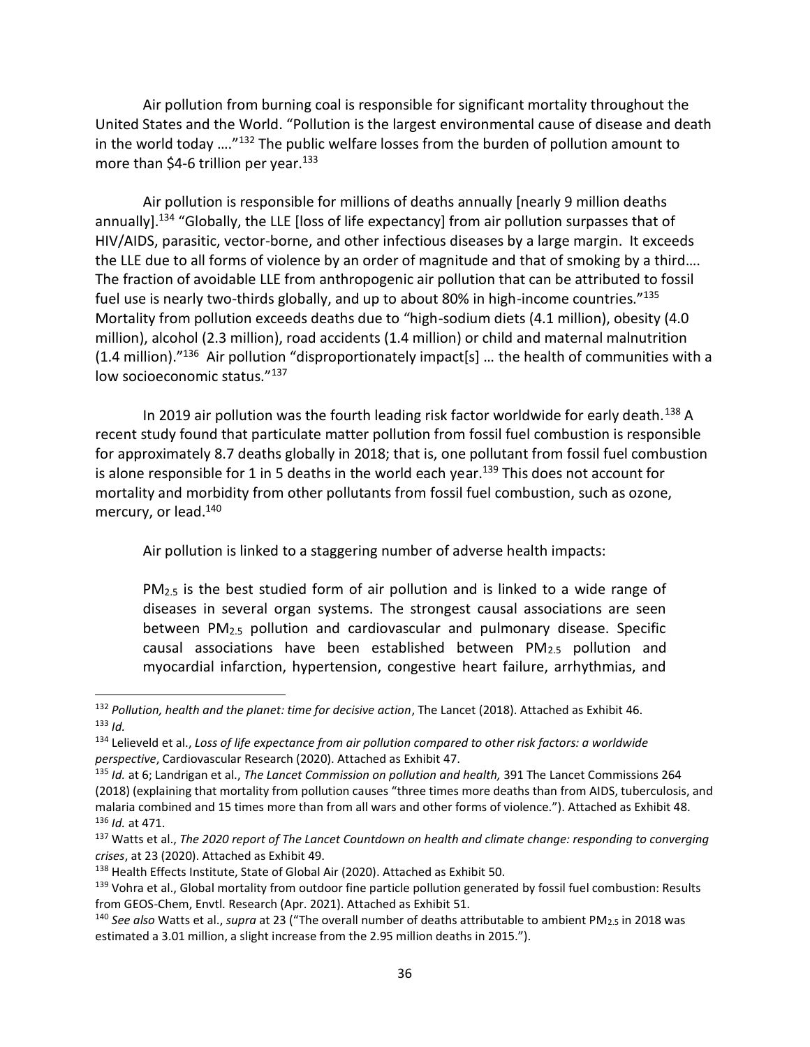Air pollution from burning coal is responsible for significant mortality throughout the United States and the World. "Pollution is the largest environmental cause of disease and death in the world today …."[132] The public welfare losses from the burden of pollution amount to more than $4-6 trillion per year.[133]

Air pollution is responsible for millions of deaths annually [nearly 9 million deaths annually].[134] "Globally, the LLE [loss of life expectancy] from air pollution surpasses that of HIV/AIDS, parasitic, vector-borne, and other infectious diseases by a large margin. It exceeds the LLE due to all forms of violence by an order of magnitude and that of smoking by a third…. The fraction of avoidable LLE from anthropogenic air pollution that can be attributed to fossil fuel use is nearly two-thirds globally, and up to about 80% in high-income countries."[135] Mortality from pollution exceeds deaths due to "high-sodium diets (4.1 million), obesity (4.0 million), alcohol (2.3 million), road accidents (1.4 million) or child and maternal malnutrition (1.4 million)."[136] Air pollution "disproportionately impact[s] … the health of communities with a low socioeconomic status."[137]

In 2019 air pollution was the fourth leading risk factor worldwide for early death.[138] A recent study found that particulate matter pollution from fossil fuel combustion is responsible for approximately 8.7 deaths globally in 2018; that is, one pollutant from fossil fuel combustion is alone responsible for 1 in 5 deaths in the world each year.[139] This does not account for mortality and morbidity from other pollutants from fossil fuel combustion, such as ozone, mercury, or lead.[140]

Air pollution is linked to a staggering number of adverse health impacts:

> $PM_{2.5}$ is the best studied form of air pollution and is linked to a wide range of diseases in several organ systems. The strongest causal associations are seen between $PM_{2.5}$ pollution and cardiovascular and pulmonary disease. Specific causal associations have been established between $PM_{2.5}$ pollution and myocardial infarction, hypertension, congestive heart failure, arrhythmias, and

---

[132] *Pollution, health and the planet: time for decisive action*, The Lancet (2018). Attached as Exhibit 46.

[133] *Id.*

[134] Lelieveld et al., *Loss of life expectancy from air pollution compared to other risk factors: a worldwide perspective*, Cardiovascular Research (2020). Attached as Exhibit 47.

[135] *Id.* at 6; Landrigan et al., *The Lancet Commission on pollution and health,* 391 The Lancet Commissions 264 (2018) (explaining that mortality from pollution causes "three times more deaths than from AIDS, tuberculosis, and malaria combined and 15 times more than from all wars and other forms of violence."). Attached as Exhibit 48.

[136] *Id.* at 471.

[137] Watts et al., *The 2020 report of The Lancet Countdown on health and climate change: responding to converging crises*, at 23 (2020). Attached as Exhibit 49.

[138] Health Effects Institute, State of Global Air (2020). Attached as Exhibit 50.

[139] Vohra et al., Global mortality from outdoor fine particle pollution generated by fossil fuel combustion: Results from GEOS-Chem, Envtl. Research (Apr. 2021). Attached as Exhibit 51.

[140] *See also* Watts et al., *supra* at 23 ("The overall number of deaths attributable to ambient $PM_{2.5}$ in 2018 was estimated a 3.01 million, a slight increase from the 2.95 million deaths in 2015.").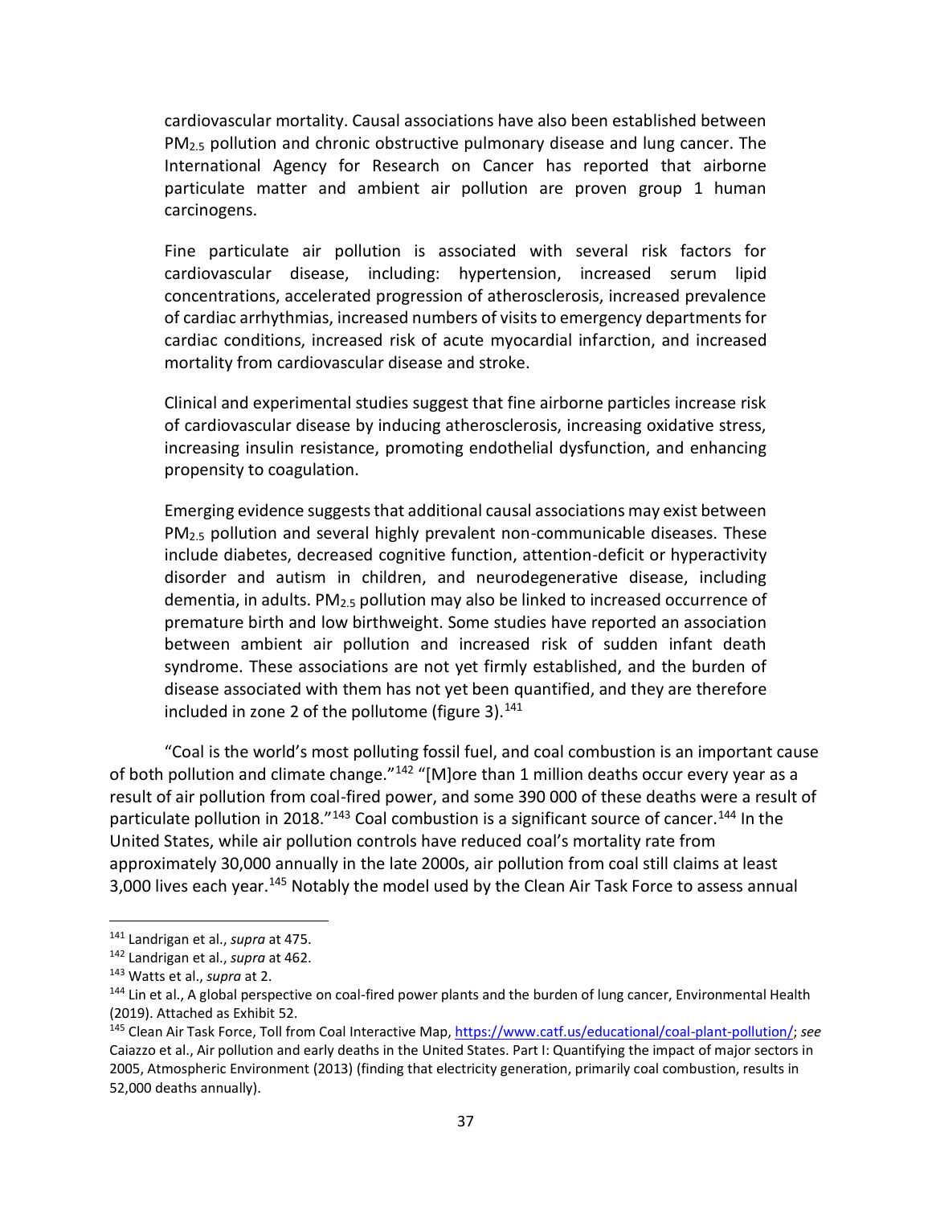> cardiovascular mortality. Causal associations have also been established between $PM_{2.5}$ pollution and chronic obstructive pulmonary disease and lung cancer. The International Agency for Research on Cancer has reported that airborne particulate matter and ambient air pollution are proven group 1 human carcinogens.
>
> Fine particulate air pollution is associated with several risk factors for cardiovascular disease, including: hypertension, increased serum lipid concentrations, accelerated progression of atherosclerosis, increased prevalence of cardiac arrhythmias, increased numbers of visits to emergency departments for cardiac conditions, increased risk of acute myocardial infarction, and increased mortality from cardiovascular disease and stroke.
>
> Clinical and experimental studies suggest that fine airborne particles increase risk of cardiovascular disease by inducing atherosclerosis, increasing oxidative stress, increasing insulin resistance, promoting endothelial dysfunction, and enhancing propensity to coagulation.
>
> Emerging evidence suggests that additional causal associations may exist between $PM_{2.5}$ pollution and several highly prevalent non-communicable diseases. These include diabetes, decreased cognitive function, attention-deficit or hyperactivity disorder and autism in children, and neurodegenerative disease, including dementia, in adults. $PM_{2.5}$ pollution may also be linked to increased occurrence of premature birth and low birthweight. Some studies have reported an association between ambient air pollution and increased risk of sudden infant death syndrome. These associations are not yet firmly established, and the burden of disease associated with them has not yet been quantified, and they are therefore included in zone 2 of the pollutome (figure 3).[141]

"Coal is the world's most polluting fossil fuel, and coal combustion is an important cause of both pollution and climate change."[142] "[M]ore than 1 million deaths occur every year as a result of air pollution from coal-fired power, and some 390 000 of these deaths were a result of particulate pollution in 2018."[143] Coal combustion is a significant source of cancer.[144] In the United States, while air pollution controls have reduced coal's mortality rate from approximately 30,000 annually in the late 2000s, air pollution from coal still claims at least 3,000 lives each year.[145] Notably the model used by the Clean Air Task Force to assess annual

---

[141] Landrigan et al., *supra* at 475.

[142] Landrigan et al., *supra* at 462.

[143] Watts et al., *supra* at 2.

[144] Lin et al., A global perspective on coal-fired power plants and the burden of lung cancer, Environmental Health (2019). Attached as Exhibit 52.

[145] Clean Air Task Force, Toll from Coal Interactive Map, https://www.catf.us/educational/coal-plant-pollution/; *see* Caiazzo et al., Air pollution and early deaths in the United States. Part I: Quantifying the impact of major sectors in 2005, Atmospheric Environment (2013) (finding that electricity generation, primarily coal combustion, results in 52,000 deaths annually).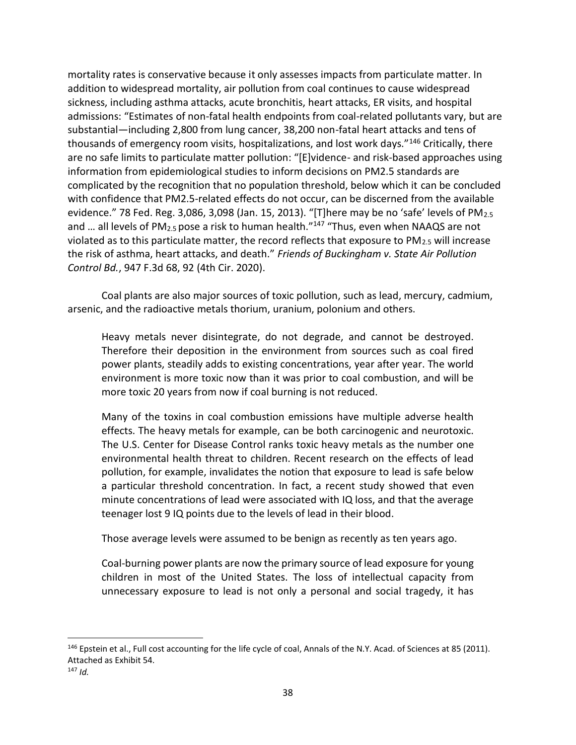mortality rates is conservative because it only assesses impacts from particulate matter. In addition to widespread mortality, air pollution from coal continues to cause widespread sickness, including asthma attacks, acute bronchitis, heart attacks, ER visits, and hospital admissions: "Estimates of non-fatal health endpoints from coal-related pollutants vary, but are substantial—including 2,800 from lung cancer, 38,200 non-fatal heart attacks and tens of thousands of emergency room visits, hospitalizations, and lost work days."[146] Critically, there are no safe limits to particulate matter pollution: "[E]vidence- and risk-based approaches using information from epidemiological studies to inform decisions on PM2.5 standards are complicated by the recognition that no population threshold, below which it can be concluded with confidence that PM2.5-related effects do not occur, can be discerned from the available evidence." 78 Fed. Reg. 3,086, 3,098 (Jan. 15, 2013). "[T]here may be no 'safe' levels of $PM_{2.5}$ and … all levels of $PM_{2.5}$ pose a risk to human health."[147] "Thus, even when NAAQS are not violated as to this particulate matter, the record reflects that exposure to $PM_{2.5}$ will increase the risk of asthma, heart attacks, and death." *Friends of Buckingham v. State Air Pollution Control Bd.*, 947 F.3d 68, 92 (4th Cir. 2020).

Coal plants are also major sources of toxic pollution, such as lead, mercury, cadmium, arsenic, and the radioactive metals thorium, uranium, polonium and others.

> Heavy metals never disintegrate, do not degrade, and cannot be destroyed. Therefore their deposition in the environment from sources such as coal fired power plants, steadily adds to existing concentrations, year after year. The world environment is more toxic now than it was prior to coal combustion, and will be more toxic 20 years from now if coal burning is not reduced.
>
> Many of the toxins in coal combustion emissions have multiple adverse health effects. The heavy metals for example, can be both carcinogenic and neurotoxic. The U.S. Center for Disease Control ranks toxic heavy metals as the number one environmental health threat to children. Recent research on the effects of lead pollution, for example, invalidates the notion that exposure to lead is safe below a particular threshold concentration. In fact, a recent study showed that even minute concentrations of lead were associated with IQ loss, and that the average teenager lost 9 IQ points due to the levels of lead in their blood.
>
> Those average levels were assumed to be benign as recently as ten years ago.
>
> Coal-burning power plants are now the primary source of lead exposure for young children in most of the United States. The loss of intellectual capacity from unnecessary exposure to lead is not only a personal and social tragedy, it has

---

[146] Epstein et al., Full cost accounting for the life cycle of coal, Annals of the N.Y. Acad. of Sciences at 85 (2011). Attached as Exhibit 54.

[147] *Id.*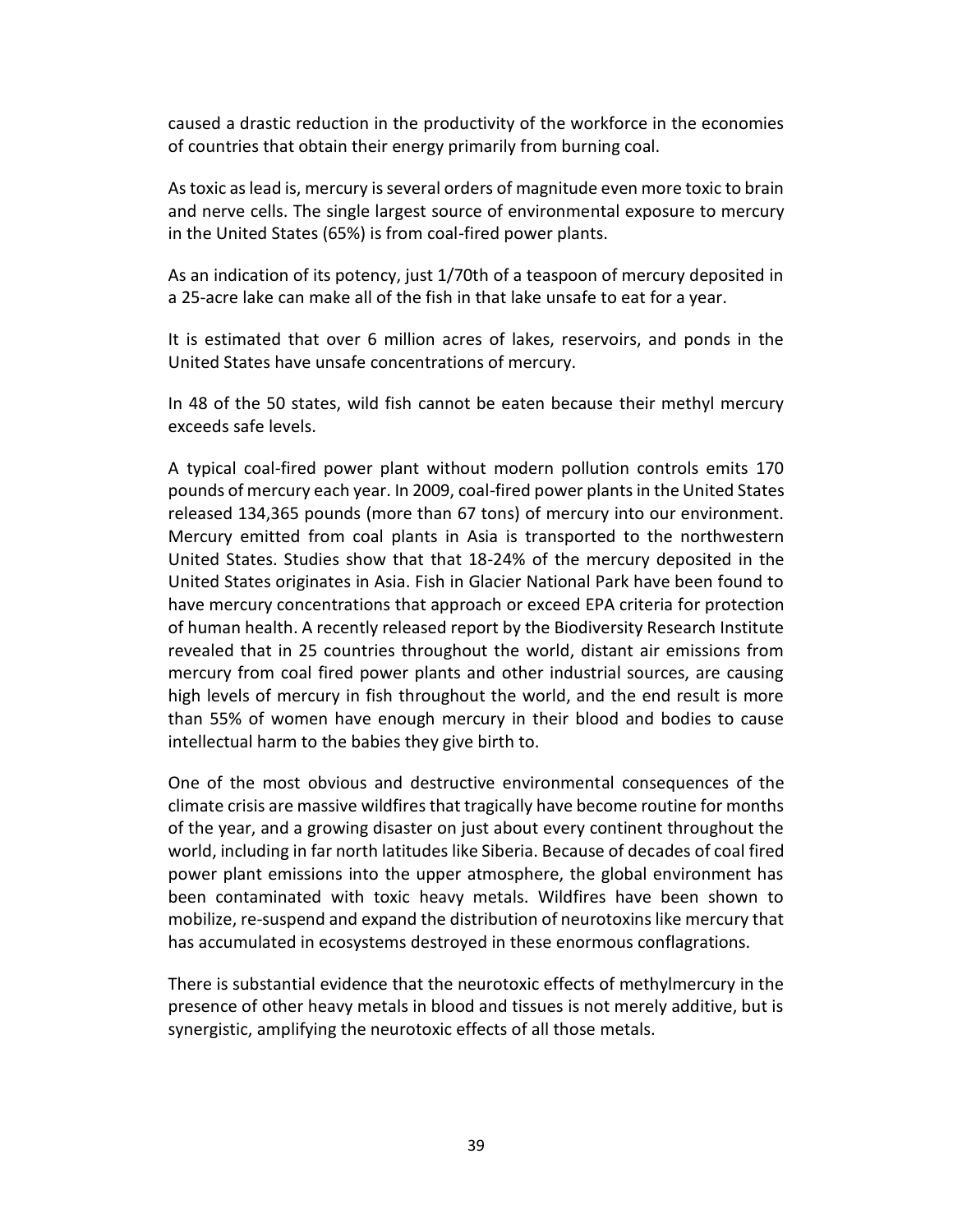caused a drastic reduction in the productivity of the workforce in the economies of countries that obtain their energy primarily from burning coal.

As toxic as lead is, mercury is several orders of magnitude even more toxic to brain and nerve cells. The single largest source of environmental exposure to mercury in the United States (65%) is from coal-fired power plants.

As an indication of its potency, just 1/70th of a teaspoon of mercury deposited in a 25-acre lake can make all of the fish in that lake unsafe to eat for a year.

It is estimated that over 6 million acres of lakes, reservoirs, and ponds in the United States have unsafe concentrations of mercury.

In 48 of the 50 states, wild fish cannot be eaten because their methyl mercury exceeds safe levels.

A typical coal-fired power plant without modern pollution controls emits 170 pounds of mercury each year. In 2009, coal-fired power plants in the United States released 134,365 pounds (more than 67 tons) of mercury into our environment. Mercury emitted from coal plants in Asia is transported to the northwestern United States. Studies show that that 18-24% of the mercury deposited in the United States originates in Asia. Fish in Glacier National Park have been found to have mercury concentrations that approach or exceed EPA criteria for protection of human health. A recently released report by the Biodiversity Research Institute revealed that in 25 countries throughout the world, distant air emissions from mercury from coal fired power plants and other industrial sources, are causing high levels of mercury in fish throughout the world, and the end result is more than 55% of women have enough mercury in their blood and bodies to cause intellectual harm to the babies they give birth to.

One of the most obvious and destructive environmental consequences of the climate crisis are massive wildfires that tragically have become routine for months of the year, and a growing disaster on just about every continent throughout the world, including in far north latitudes like Siberia. Because of decades of coal fired power plant emissions into the upper atmosphere, the global environment has been contaminated with toxic heavy metals. Wildfires have been shown to mobilize, re-suspend and expand the distribution of neurotoxins like mercury that has accumulated in ecosystems destroyed in these enormous conflagrations.

There is substantial evidence that the neurotoxic effects of methylmercury in the presence of other heavy metals in blood and tissues is not merely additive, but is synergistic, amplifying the neurotoxic effects of all those metals.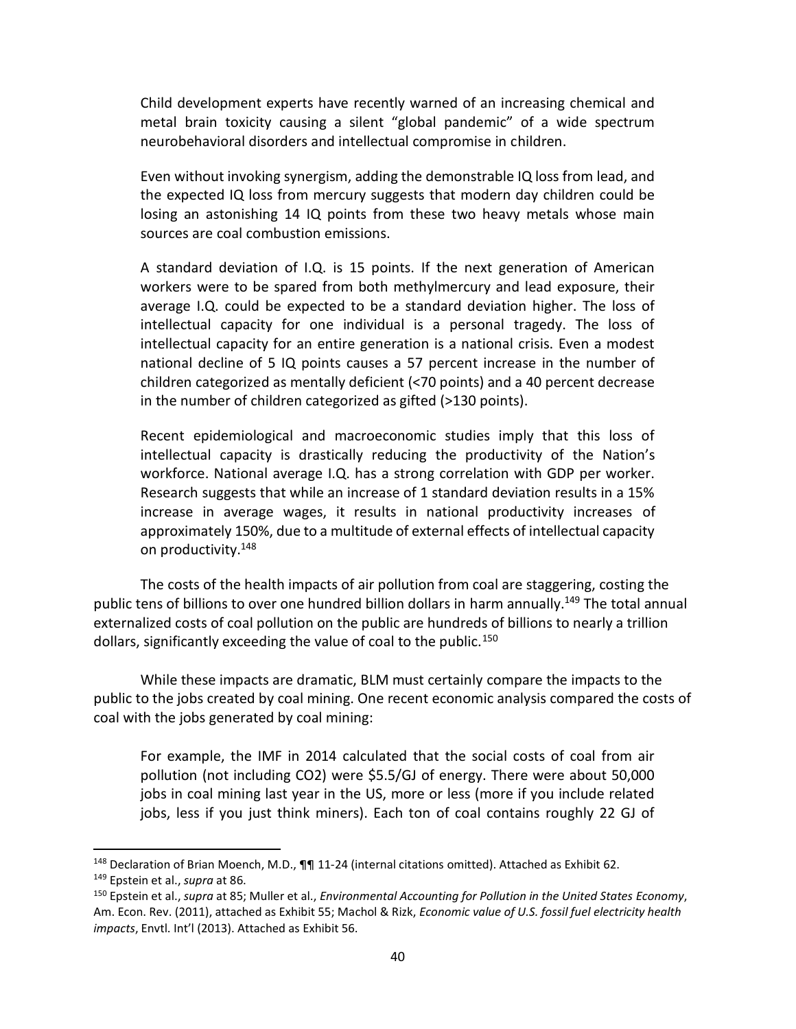> Child development experts have recently warned of an increasing chemical and metal brain toxicity causing a silent "global pandemic" of a wide spectrum neurobehavioral disorders and intellectual compromise in children.
>
> Even without invoking synergism, adding the demonstrable IQ loss from lead, and the expected IQ loss from mercury suggests that modern day children could be losing an astonishing 14 IQ points from these two heavy metals whose main sources are coal combustion emissions.
>
> A standard deviation of I.Q. is 15 points. If the next generation of American workers were to be spared from both methylmercury and lead exposure, their average I.Q. could be expected to be a standard deviation higher. The loss of intellectual capacity for one individual is a personal tragedy. The loss of intellectual capacity for an entire generation is a national crisis. Even a modest national decline of 5 IQ points causes a 57 percent increase in the number of children categorized as mentally deficient (<70 points) and a 40 percent decrease in the number of children categorized as gifted (>130 points).
>
> Recent epidemiological and macroeconomic studies imply that this loss of intellectual capacity is drastically reducing the productivity of the Nation's workforce. National average I.Q. has a strong correlation with GDP per worker. Research suggests that while an increase of 1 standard deviation results in a 15% increase in average wages, it results in national productivity increases of approximately 150%, due to a multitude of external effects of intellectual capacity on productivity.[148]

The costs of the health impacts of air pollution from coal are staggering, costing the public tens of billions to over one hundred billion dollars in harm annually.[149] The total annual externalized costs of coal pollution on the public are hundreds of billions to nearly a trillion dollars, significantly exceeding the value of coal to the public.[150]

While these impacts are dramatic, BLM must certainly compare the impacts to the public to the jobs created by coal mining. One recent economic analysis compared the costs of coal with the jobs generated by coal mining:

> For example, the IMF in 2014 calculated that the social costs of coal from air pollution (not including CO2) were \$5.5/GJ of energy. There were about 50,000 jobs in coal mining last year in the US, more or less (more if you include related jobs, less if you just think miners). Each ton of coal contains roughly 22 GJ of

---

[148] Declaration of Brian Moench, M.D., ¶¶ 11-24 (internal citations omitted). Attached as Exhibit 62.

[149] Epstein et al., *supra* at 86.

[150] Epstein et al., *supra* at 85; Muller et al., *Environmental Accounting for Pollution in the United States Economy*, Am. Econ. Rev. (2011), attached as Exhibit 55; Machol & Rizk, *Economic value of U.S. fossil fuel electricity health impacts*, Envtl. Int'l (2013). Attached as Exhibit 56.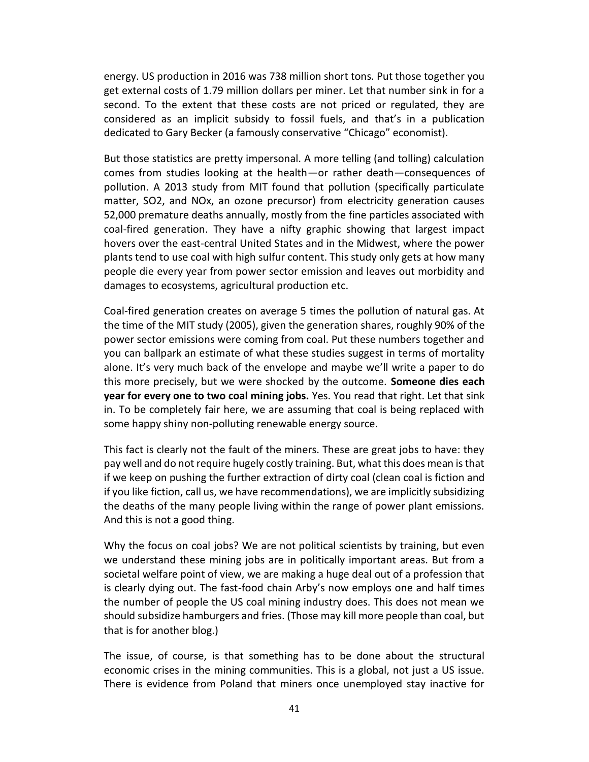energy. US production in 2016 was 738 million short tons. Put those together you get external costs of 1.79 million dollars per miner. Let that number sink in for a second. To the extent that these costs are not priced or regulated, they are considered as an implicit subsidy to fossil fuels, and that's in a publication dedicated to Gary Becker (a famously conservative "Chicago" economist).

But those statistics are pretty impersonal. A more telling (and tolling) calculation comes from studies looking at the health—or rather death—consequences of pollution. A 2013 study from MIT found that pollution (specifically particulate matter, $SO_2$, and $NO_x$, an ozone precursor) from electricity generation causes 52,000 premature deaths annually, mostly from the fine particles associated with coal-fired generation. They have a nifty graphic showing that largest impact hovers over the east-central United States and in the Midwest, where the power plants tend to use coal with high sulfur content. This study only gets at how many people die every year from power sector emission and leaves out morbidity and damages to ecosystems, agricultural production etc.

Coal-fired generation creates on average 5 times the pollution of natural gas. At the time of the MIT study (2005), given the generation shares, roughly 90% of the power sector emissions were coming from coal. Put these numbers together and you can ballpark an estimate of what these studies suggest in terms of mortality alone. It's very much back of the envelope and maybe we'll write a paper to do this more precisely, but we were shocked by the outcome. **Someone dies each year for every one to two coal mining jobs.** Yes. You read that right. Let that sink in. To be completely fair here, we are assuming that coal is being replaced with some happy shiny non-polluting renewable energy source.

This fact is clearly not the fault of the miners. These are great jobs to have: they pay well and do not require hugely costly training. But, what this does mean is that if we keep on pushing the further extraction of dirty coal (clean coal is fiction and if you like fiction, call us, we have recommendations), we are implicitly subsidizing the deaths of the many people living within the range of power plant emissions. And this is not a good thing.

Why the focus on coal jobs? We are not political scientists by training, but even we understand these mining jobs are in politically important areas. But from a societal welfare point of view, we are making a huge deal out of a profession that is clearly dying out. The fast-food chain Arby's now employs one and half times the number of people the US coal mining industry does. This does not mean we should subsidize hamburgers and fries. (Those may kill more people than coal, but that is for another blog.)

The issue, of course, is that something has to be done about the structural economic crises in the mining communities. This is a global, not just a US issue. There is evidence from Poland that miners once unemployed stay inactive for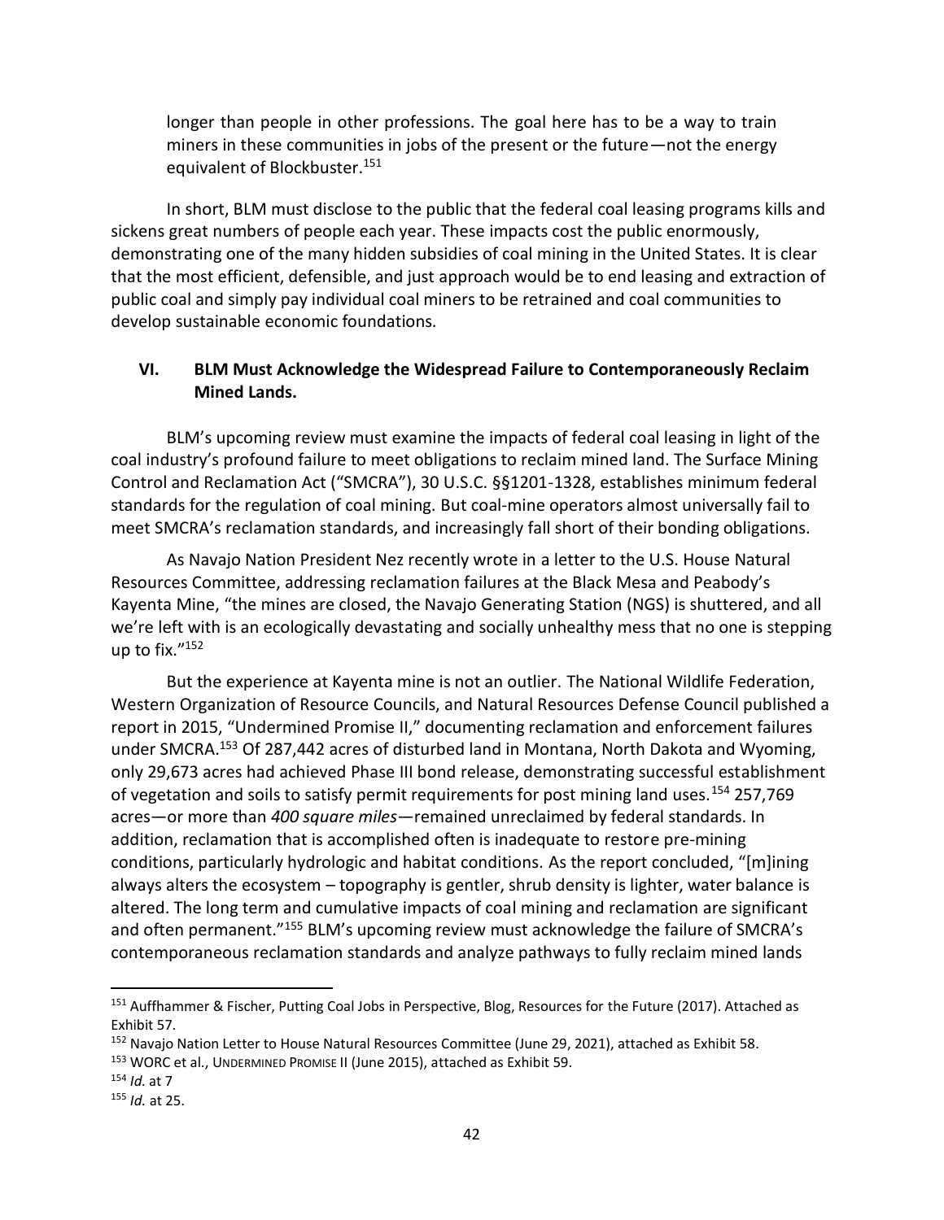longer than people in other professions. The goal here has to be a way to train miners in these communities in jobs of the present or the future—not the energy equivalent of Blockbuster.[151]

In short, BLM must disclose to the public that the federal coal leasing programs kills and sickens great numbers of people each year. These impacts cost the public enormously, demonstrating one of the many hidden subsidies of coal mining in the United States. It is clear that the most efficient, defensible, and just approach would be to end leasing and extraction of public coal and simply pay individual coal miners to be retrained and coal communities to develop sustainable economic foundations.

## VI. BLM Must Acknowledge the Widespread Failure to Contemporaneously Reclaim Mined Lands.

BLM's upcoming review must examine the impacts of federal coal leasing in light of the coal industry's profound failure to meet obligations to reclaim mined land. The Surface Mining Control and Reclamation Act ("SMCRA"), 30 U.S.C. §§1201-1328, establishes minimum federal standards for the regulation of coal mining. But coal-mine operators almost universally fail to meet SMCRA's reclamation standards, and increasingly fall short of their bonding obligations.

As Navajo Nation President Nez recently wrote in a letter to the U.S. House Natural Resources Committee, addressing reclamation failures at the Black Mesa and Peabody's Kayenta Mine, "the mines are closed, the Navajo Generating Station (NGS) is shuttered, and all we're left with is an ecologically devastating and socially unhealthy mess that no one is stepping up to fix."[152]

But the experience at Kayenta mine is not an outlier. The National Wildlife Federation, Western Organization of Resource Councils, and Natural Resources Defense Council published a report in 2015, "Undermined Promise II," documenting reclamation and enforcement failures under SMCRA.[153] Of 287,442 acres of disturbed land in Montana, North Dakota and Wyoming, only 29,673 acres had achieved Phase III bond release, demonstrating successful establishment of vegetation and soils to satisfy permit requirements for post mining land uses.[154] 257,769 acres—or more than *400 square miles*—remained unreclaimed by federal standards. In addition, reclamation that is accomplished often is inadequate to restore pre-mining conditions, particularly hydrologic and habitat conditions. As the report concluded, "[m]ining always alters the ecosystem – topography is gentler, shrub density is lighter, water balance is altered. The long term and cumulative impacts of coal mining and reclamation are significant and often permanent."[155] BLM's upcoming review must acknowledge the failure of SMCRA's contemporaneous reclamation standards and analyze pathways to fully reclaim mined lands

---

[151] Auffhammer & Fischer, Putting Coal Jobs in Perspective, Blog, Resources for the Future (2017). Attached as Exhibit 57.

[152] Navajo Nation Letter to House Natural Resources Committee (June 29, 2021), attached as Exhibit 58.

[153] WORC et al., UNDERMINED PROMISE II (June 2015), attached as Exhibit 59.

[154] *Id.* at 7

[155] *Id.* at 25.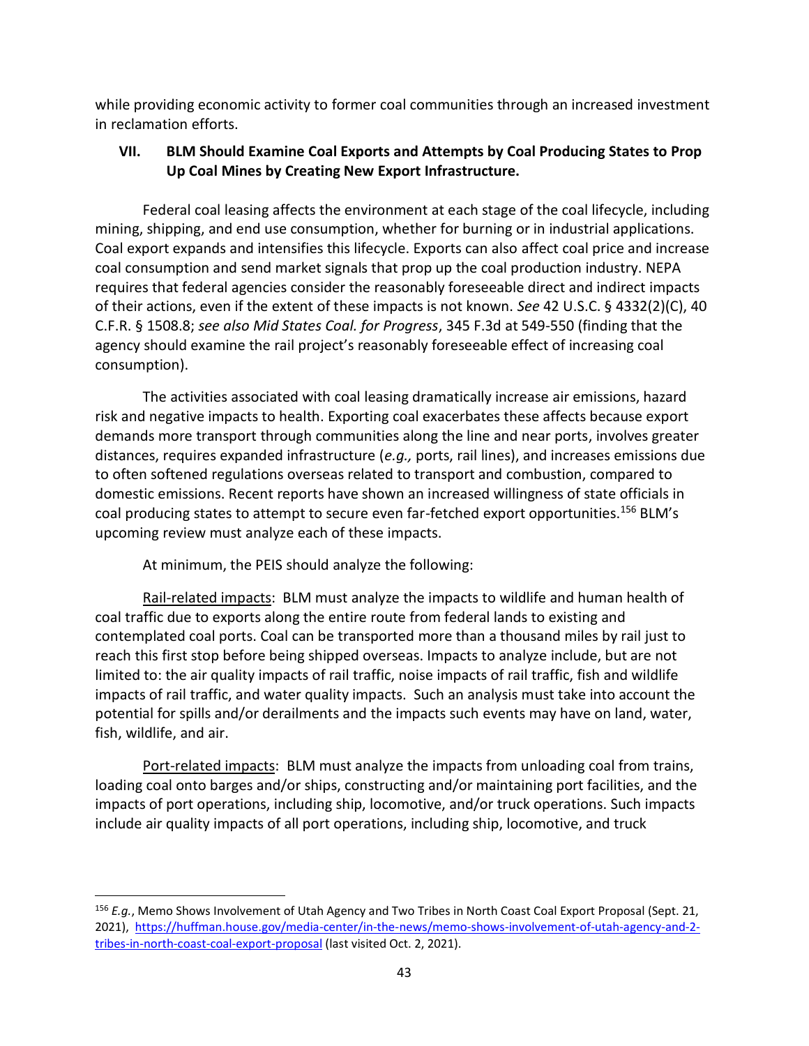while providing economic activity to former coal communities through an increased investment in reclamation efforts.

## VII. BLM Should Examine Coal Exports and Attempts by Coal Producing States to Prop Up Coal Mines by Creating New Export Infrastructure.

Federal coal leasing affects the environment at each stage of the coal lifecycle, including mining, shipping, and end use consumption, whether for burning or in industrial applications. Coal export expands and intensifies this lifecycle. Exports can also affect coal price and increase coal consumption and send market signals that prop up the coal production industry. NEPA requires that federal agencies consider the reasonably foreseeable direct and indirect impacts of their actions, even if the extent of these impacts is not known. *See* 42 U.S.C. § 4332(2)(C), 40 C.F.R. § 1508.8; *see also Mid States Coal. for Progress*, 345 F.3d at 549-550 (finding that the agency should examine the rail project's reasonably foreseeable effect of increasing coal consumption).

The activities associated with coal leasing dramatically increase air emissions, hazard risk and negative impacts to health. Exporting coal exacerbates these affects because export demands more transport through communities along the line and near ports, involves greater distances, requires expanded infrastructure (*e.g.,* ports, rail lines), and increases emissions due to often softened regulations overseas related to transport and combustion, compared to domestic emissions. Recent reports have shown an increased willingness of state officials in coal producing states to attempt to secure even far-fetched export opportunities.[156] BLM's upcoming review must analyze each of these impacts.

At minimum, the PEIS should analyze the following:

Rail-related impacts: BLM must analyze the impacts to wildlife and human health of coal traffic due to exports along the entire route from federal lands to existing and contemplated coal ports. Coal can be transported more than a thousand miles by rail just to reach this first stop before being shipped overseas. Impacts to analyze include, but are not limited to: the air quality impacts of rail traffic, noise impacts of rail traffic, fish and wildlife impacts of rail traffic, and water quality impacts. Such an analysis must take into account the potential for spills and/or derailments and the impacts such events may have on land, water, fish, wildlife, and air.

Port-related impacts: BLM must analyze the impacts from unloading coal from trains, loading coal onto barges and/or ships, constructing and/or maintaining port facilities, and the impacts of port operations, including ship, locomotive, and/or truck operations. Such impacts include air quality impacts of all port operations, including ship, locomotive, and truck

---

[156] *E.g.*, Memo Shows Involvement of Utah Agency and Two Tribes in North Coast Coal Export Proposal (Sept. 21, 2021), https://huffman.house.gov/media-center/in-the-news/memo-shows-involvement-of-utah-agency-and-2-tribes-in-north-coast-coal-export-proposal (last visited Oct. 2, 2021).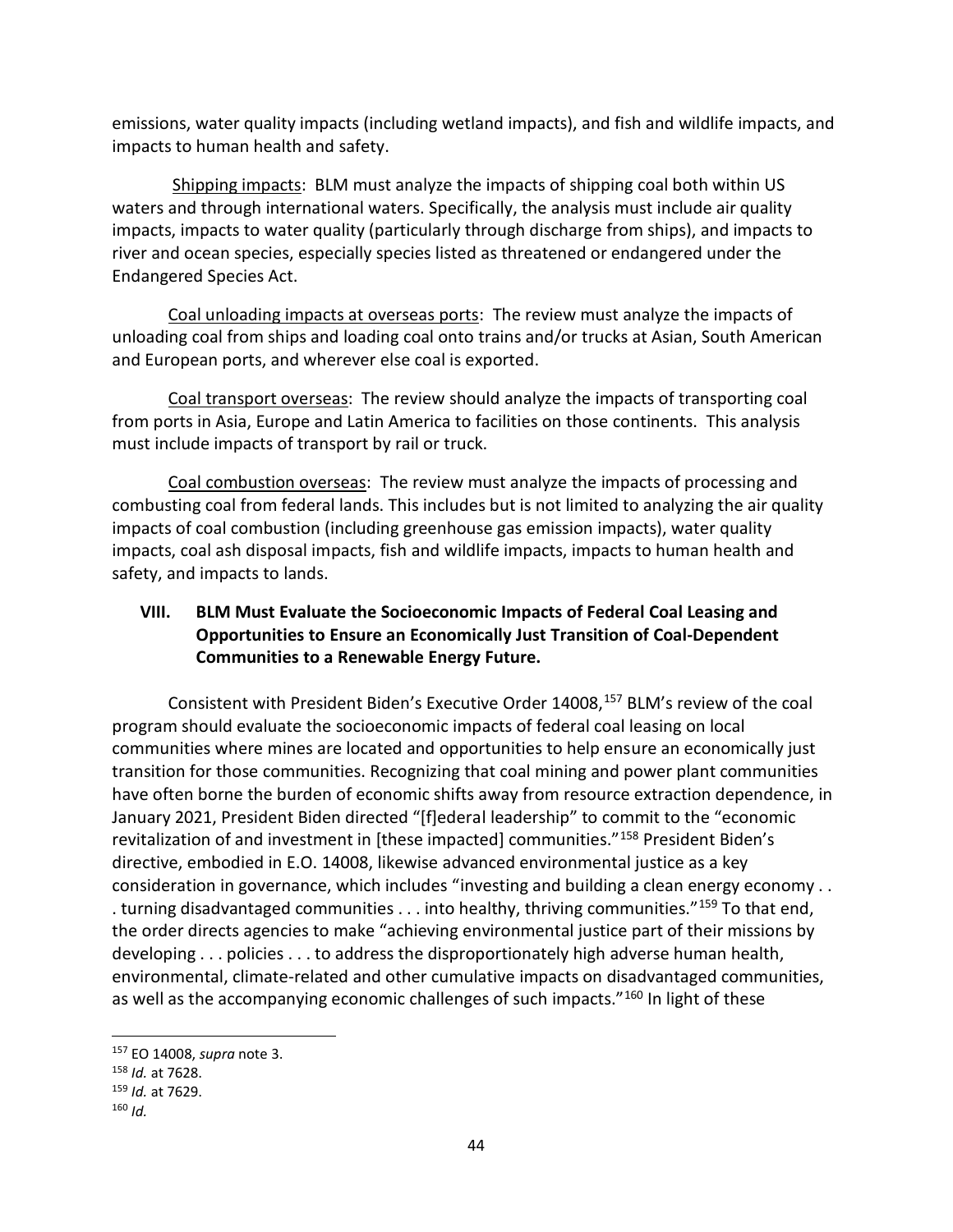emissions, water quality impacts (including wetland impacts), and fish and wildlife impacts, and impacts to human health and safety.

Shipping impacts: BLM must analyze the impacts of shipping coal both within US waters and through international waters. Specifically, the analysis must include air quality impacts, impacts to water quality (particularly through discharge from ships), and impacts to river and ocean species, especially species listed as threatened or endangered under the Endangered Species Act.

Coal unloading impacts at overseas ports: The review must analyze the impacts of unloading coal from ships and loading coal onto trains and/or trucks at Asian, South American and European ports, and wherever else coal is exported.

Coal transport overseas: The review should analyze the impacts of transporting coal from ports in Asia, Europe and Latin America to facilities on those continents. This analysis must include impacts of transport by rail or truck.

Coal combustion overseas: The review must analyze the impacts of processing and combusting coal from federal lands. This includes but is not limited to analyzing the air quality impacts of coal combustion (including greenhouse gas emission impacts), water quality impacts, coal ash disposal impacts, fish and wildlife impacts, impacts to human health and safety, and impacts to lands.

## VIII. BLM Must Evaluate the Socioeconomic Impacts of Federal Coal Leasing and Opportunities to Ensure an Economically Just Transition of Coal-Dependent Communities to a Renewable Energy Future.

Consistent with President Biden's Executive Order 14008,[157] BLM's review of the coal program should evaluate the socioeconomic impacts of federal coal leasing on local communities where mines are located and opportunities to help ensure an economically just transition for those communities. Recognizing that coal mining and power plant communities have often borne the burden of economic shifts away from resource extraction dependence, in January 2021, President Biden directed "[f]ederal leadership" to commit to the "economic revitalization of and investment in [these impacted] communities."[158] President Biden's directive, embodied in E.O. 14008, likewise advanced environmental justice as a key consideration in governance, which includes "investing and building a clean energy economy . . . turning disadvantaged communities . . . into healthy, thriving communities."[159] To that end, the order directs agencies to make "achieving environmental justice part of their missions by developing . . . policies . . . to address the disproportionately high adverse human health, environmental, climate-related and other cumulative impacts on disadvantaged communities, as well as the accompanying economic challenges of such impacts."[160] In light of these

---

[157] EO 14008, *supra* note 3.

[158] *Id.* at 7628.

[159] *Id.* at 7629.

[160] *Id.*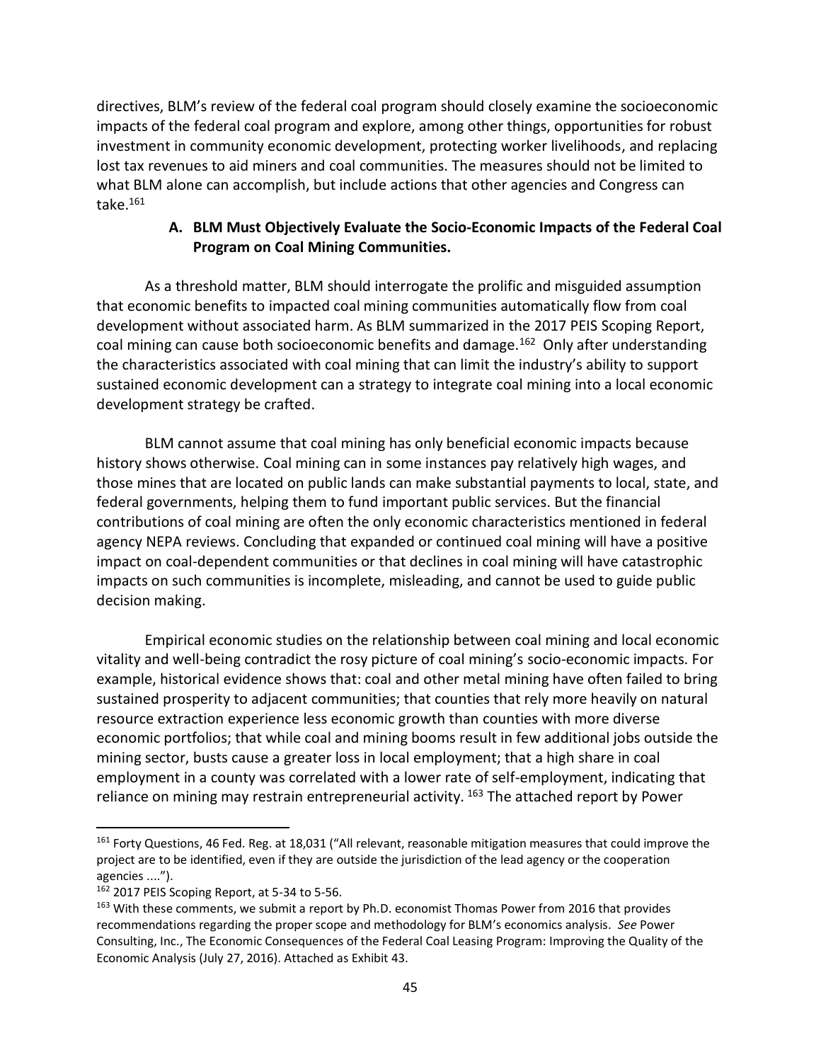directives, BLM's review of the federal coal program should closely examine the socioeconomic impacts of the federal coal program and explore, among other things, opportunities for robust investment in community economic development, protecting worker livelihoods, and replacing lost tax revenues to aid miners and coal communities. The measures should not be limited to what BLM alone can accomplish, but include actions that other agencies and Congress can take.[161]

### A. BLM Must Objectively Evaluate the Socio-Economic Impacts of the Federal Coal Program on Coal Mining Communities.

As a threshold matter, BLM should interrogate the prolific and misguided assumption that economic benefits to impacted coal mining communities automatically flow from coal development without associated harm. As BLM summarized in the 2017 PEIS Scoping Report, coal mining can cause both socioeconomic benefits and damage.[162] Only after understanding the characteristics associated with coal mining that can limit the industry's ability to support sustained economic development can a strategy to integrate coal mining into a local economic development strategy be crafted.

BLM cannot assume that coal mining has only beneficial economic impacts because history shows otherwise. Coal mining can in some instances pay relatively high wages, and those mines that are located on public lands can make substantial payments to local, state, and federal governments, helping them to fund important public services. But the financial contributions of coal mining are often the only economic characteristics mentioned in federal agency NEPA reviews. Concluding that expanded or continued coal mining will have a positive impact on coal-dependent communities or that declines in coal mining will have catastrophic impacts on such communities is incomplete, misleading, and cannot be used to guide public decision making.

Empirical economic studies on the relationship between coal mining and local economic vitality and well-being contradict the rosy picture of coal mining's socio-economic impacts. For example, historical evidence shows that: coal and other metal mining have often failed to bring sustained prosperity to adjacent communities; that counties that rely more heavily on natural resource extraction experience less economic growth than counties with more diverse economic portfolios; that while coal and mining booms result in few additional jobs outside the mining sector, busts cause a greater loss in local employment; that a high share in coal employment in a county was correlated with a lower rate of self-employment, indicating that reliance on mining may restrain entrepreneurial activity.[163] The attached report by Power

---

[161] Forty Questions, 46 Fed. Reg. at 18,031 ("All relevant, reasonable mitigation measures that could improve the project are to be identified, even if they are outside the jurisdiction of the lead agency or the cooperation agencies ....").

[162] 2017 PEIS Scoping Report, at 5-34 to 5-56.

[163] With these comments, we submit a report by Ph.D. economist Thomas Power from 2016 that provides recommendations regarding the proper scope and methodology for BLM's economics analysis. *See* Power Consulting, Inc., The Economic Consequences of the Federal Coal Leasing Program: Improving the Quality of the Economic Analysis (July 27, 2016). Attached as Exhibit 43.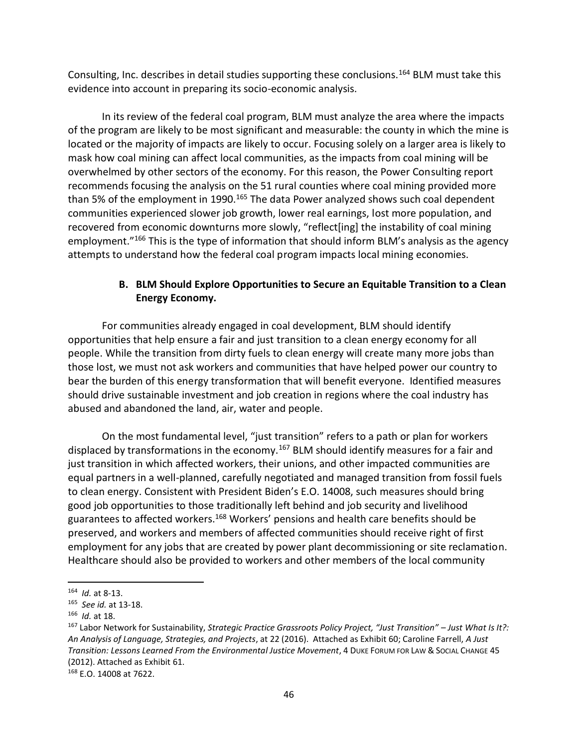Consulting, Inc. describes in detail studies supporting these conclusions.[164] BLM must take this evidence into account in preparing its socio-economic analysis.

In its review of the federal coal program, BLM must analyze the area where the impacts of the program are likely to be most significant and measurable: the county in which the mine is located or the majority of impacts are likely to occur. Focusing solely on a larger area is likely to mask how coal mining can affect local communities, as the impacts from coal mining will be overwhelmed by other sectors of the economy. For this reason, the Power Consulting report recommends focusing the analysis on the 51 rural counties where coal mining provided more than 5% of the employment in 1990.[165] The data Power analyzed shows such coal dependent communities experienced slower job growth, lower real earnings, lost more population, and recovered from economic downturns more slowly, "reflect[ing] the instability of coal mining employment."[166] This is the type of information that should inform BLM's analysis as the agency attempts to understand how the federal coal program impacts local mining economies.

### B. BLM Should Explore Opportunities to Secure an Equitable Transition to a Clean Energy Economy.

For communities already engaged in coal development, BLM should identify opportunities that help ensure a fair and just transition to a clean energy economy for all people. While the transition from dirty fuels to clean energy will create many more jobs than those lost, we must not ask workers and communities that have helped power our country to bear the burden of this energy transformation that will benefit everyone. Identified measures should drive sustainable investment and job creation in regions where the coal industry has abused and abandoned the land, air, water and people.

On the most fundamental level, "just transition" refers to a path or plan for workers displaced by transformations in the economy.[167] BLM should identify measures for a fair and just transition in which affected workers, their unions, and other impacted communities are equal partners in a well-planned, carefully negotiated and managed transition from fossil fuels to clean energy. Consistent with President Biden's E.O. 14008, such measures should bring good job opportunities to those traditionally left behind and job security and livelihood guarantees to affected workers.[168] Workers' pensions and health care benefits should be preserved, and workers and members of affected communities should receive right of first employment for any jobs that are created by power plant decommissioning or site reclamation. Healthcare should also be provided to workers and other members of the local community

---

[164] *Id.* at 8-13.

[165] *See id.* at 13-18.

[166] *Id.* at 18.

[167] Labor Network for Sustainability, *Strategic Practice Grassroots Policy Project, "Just Transition" – Just What Is It?: An Analysis of Language, Strategies, and Projects*, at 22 (2016). Attached as Exhibit 60; Caroline Farrell, *A Just Transition: Lessons Learned From the Environmental Justice Movement*, 4 DUKE FORUM FOR LAW & SOCIAL CHANGE 45 (2012). Attached as Exhibit 61.

[168] E.O. 14008 at 7622.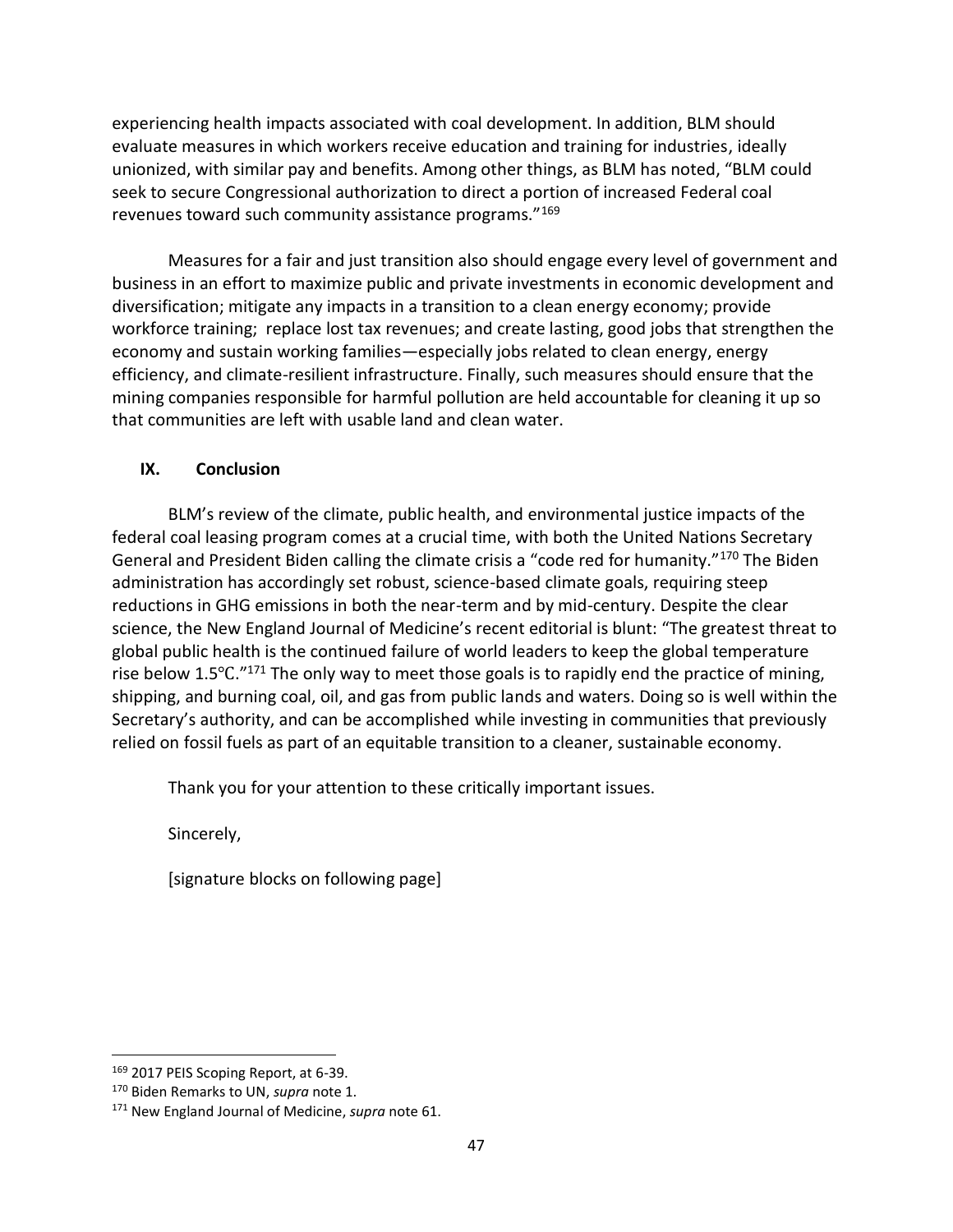experiencing health impacts associated with coal development. In addition, BLM should evaluate measures in which workers receive education and training for industries, ideally unionized, with similar pay and benefits. Among other things, as BLM has noted, "BLM could seek to secure Congressional authorization to direct a portion of increased Federal coal revenues toward such community assistance programs."[169]

Measures for a fair and just transition also should engage every level of government and business in an effort to maximize public and private investments in economic development and diversification; mitigate any impacts in a transition to a clean energy economy; provide workforce training; replace lost tax revenues; and create lasting, good jobs that strengthen the economy and sustain working families—especially jobs related to clean energy, energy efficiency, and climate-resilient infrastructure. Finally, such measures should ensure that the mining companies responsible for harmful pollution are held accountable for cleaning it up so that communities are left with usable land and clean water.

## IX. Conclusion

BLM's review of the climate, public health, and environmental justice impacts of the federal coal leasing program comes at a crucial time, with both the United Nations Secretary General and President Biden calling the climate crisis a "code red for humanity."[170] The Biden administration has accordingly set robust, science-based climate goals, requiring steep reductions in GHG emissions in both the near-term and by mid-century. Despite the clear science, the New England Journal of Medicine's recent editorial is blunt: "The greatest threat to global public health is the continued failure of world leaders to keep the global temperature rise below 1.5℃."[171] The only way to meet those goals is to rapidly end the practice of mining, shipping, and burning coal, oil, and gas from public lands and waters. Doing so is well within the Secretary's authority, and can be accomplished while investing in communities that previously relied on fossil fuels as part of an equitable transition to a cleaner, sustainable economy.

Thank you for your attention to these critically important issues.

Sincerely,

[signature blocks on following page]

---

[169] 2017 PEIS Scoping Report, at 6-39.

[170] Biden Remarks to UN, *supra* note 1.

[171] New England Journal of Medicine, *supra* note 61.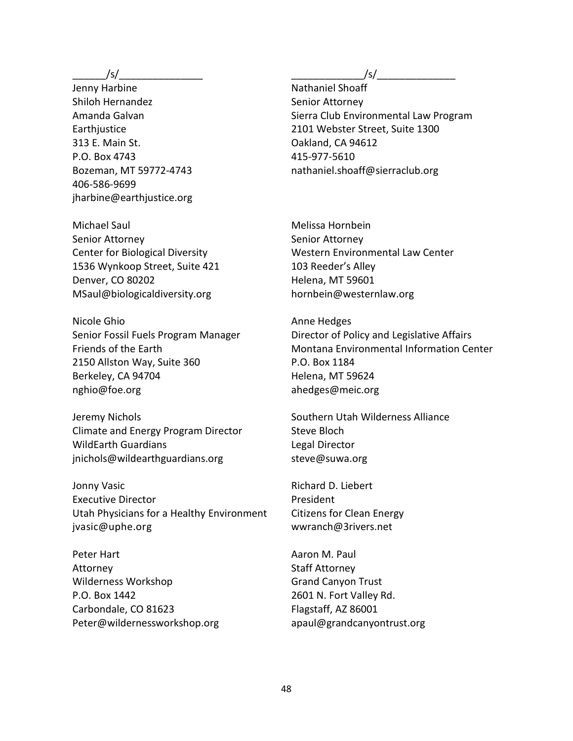______/s/_______________

Jenny Harbine
Shiloh Hernandez
Amanda Galvan
Earthjustice
313 E. Main St.
P.O. Box 4743
Bozeman, MT 59772-4743
406-586-9699
jharbine@earthjustice.org

_____________/s/______________

Nathaniel Shoaff
Senior Attorney
Sierra Club Environmental Law Program
2101 Webster Street, Suite 1300
Oakland, CA 94612
415-977-5610
nathaniel.shoaff@sierraclub.org

Michael Saul
Senior Attorney
Center for Biological Diversity
1536 Wynkoop Street, Suite 421
Denver, CO 80202
MSaul@biologicaldiversity.org

Melissa Hornbein
Senior Attorney
Western Environmental Law Center
103 Reeder's Alley
Helena, MT 59601
hornbein@westernlaw.org

Nicole Ghio
Senior Fossil Fuels Program Manager
Friends of the Earth
2150 Allston Way, Suite 360
Berkeley, CA 94704
nghio@foe.org

Anne Hedges
Director of Policy and Legislative Affairs
Montana Environmental Information Center
P.O. Box 1184
Helena, MT 59624
ahedges@meic.org

Jeremy Nichols
Climate and Energy Program Director
WildEarth Guardians
jnichols@wildearthguardians.org

Southern Utah Wilderness Alliance
Steve Bloch
Legal Director
steve@suwa.org

Jonny Vasic
Executive Director
Utah Physicians for a Healthy Environment
jvasic@uphe.org

Richard D. Liebert
President
Citizens for Clean Energy
wwranch@3rivers.net

Peter Hart
Attorney
Wilderness Workshop
P.O. Box 1442
Carbondale, CO 81623
Peter@wildernessworkshop.org

Aaron M. Paul
Staff Attorney
Grand Canyon Trust
2601 N. Fort Valley Rd.
Flagstaff, AZ 86001
apaul@grandcanyontrust.org